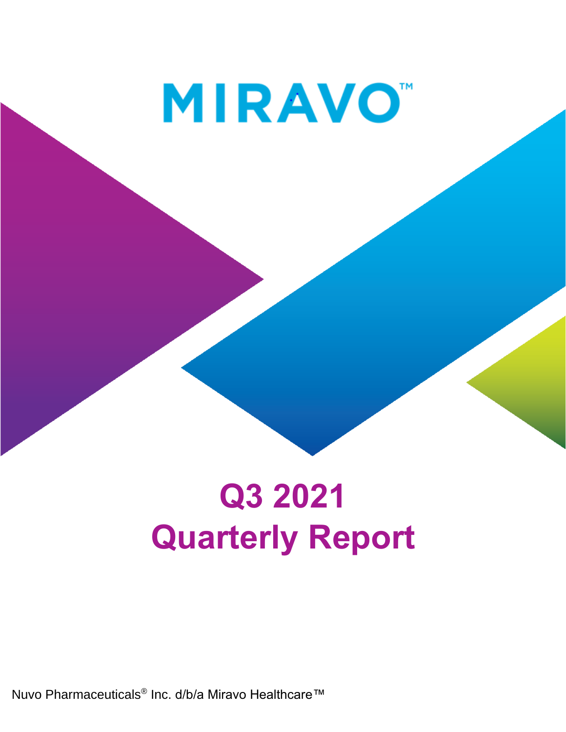MIRAVO™

# Q3 2021
# Quarterly Report

Nuvo Pharmaceuticals® Inc. d/b/a Miravo Healthcare™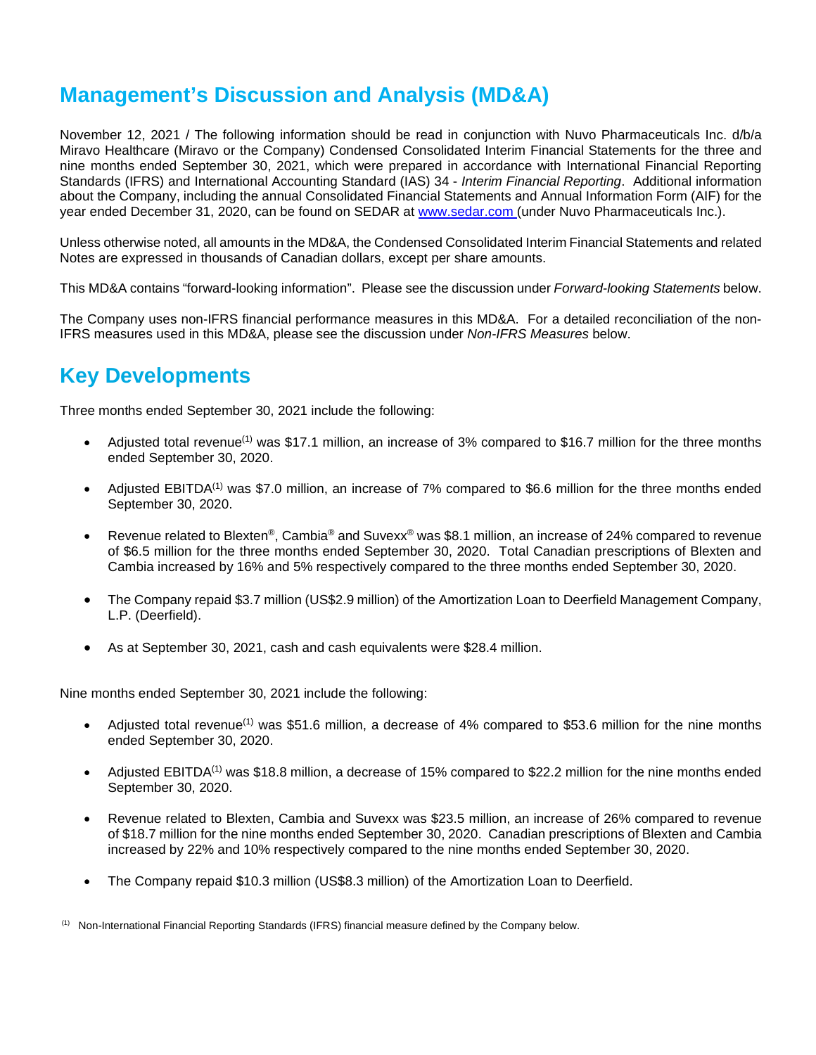# Management's Discussion and Analysis (MD&A)

November 12, 2021 / The following information should be read in conjunction with Nuvo Pharmaceuticals Inc. d/b/a Miravo Healthcare (Miravo or the Company) Condensed Consolidated Interim Financial Statements for the three and nine months ended September 30, 2021, which were prepared in accordance with International Financial Reporting Standards (IFRS) and International Accounting Standard (IAS) 34 - *Interim Financial Reporting*. Additional information about the Company, including the annual Consolidated Financial Statements and Annual Information Form (AIF) for the year ended December 31, 2020, can be found on SEDAR at www.sedar.com (under Nuvo Pharmaceuticals Inc.).

Unless otherwise noted, all amounts in the MD&A, the Condensed Consolidated Interim Financial Statements and related Notes are expressed in thousands of Canadian dollars, except per share amounts.

This MD&A contains "forward-looking information". Please see the discussion under *Forward-looking Statements* below.

The Company uses non-IFRS financial performance measures in this MD&A. For a detailed reconciliation of the non-IFRS measures used in this MD&A, please see the discussion under *Non-IFRS Measures* below.

# Key Developments

Three months ended September 30, 2021 include the following:

- Adjusted total revenue(1) was $17.1 million, an increase of 3% compared to $16.7 million for the three months ended September 30, 2020.
- Adjusted EBITDA(1) was $7.0 million, an increase of 7% compared to $6.6 million for the three months ended September 30, 2020.
- Revenue related to Blexten®, Cambia® and Suvexx® was $8.1 million, an increase of 24% compared to revenue of $6.5 million for the three months ended September 30, 2020. Total Canadian prescriptions of Blexten and Cambia increased by 16% and 5% respectively compared to the three months ended September 30, 2020.
- The Company repaid $3.7 million (US$2.9 million) of the Amortization Loan to Deerfield Management Company, L.P. (Deerfield).
- As at September 30, 2021, cash and cash equivalents were $28.4 million.

Nine months ended September 30, 2021 include the following:

- Adjusted total revenue(1) was $51.6 million, a decrease of 4% compared to $53.6 million for the nine months ended September 30, 2020.
- Adjusted EBITDA(1) was $18.8 million, a decrease of 15% compared to $22.2 million for the nine months ended September 30, 2020.
- Revenue related to Blexten, Cambia and Suvexx was $23.5 million, an increase of 26% compared to revenue of $18.7 million for the nine months ended September 30, 2020. Canadian prescriptions of Blexten and Cambia increased by 22% and 10% respectively compared to the nine months ended September 30, 2020.
- The Company repaid $10.3 million (US$8.3 million) of the Amortization Loan to Deerfield.

(1) Non-International Financial Reporting Standards (IFRS) financial measure defined by the Company below.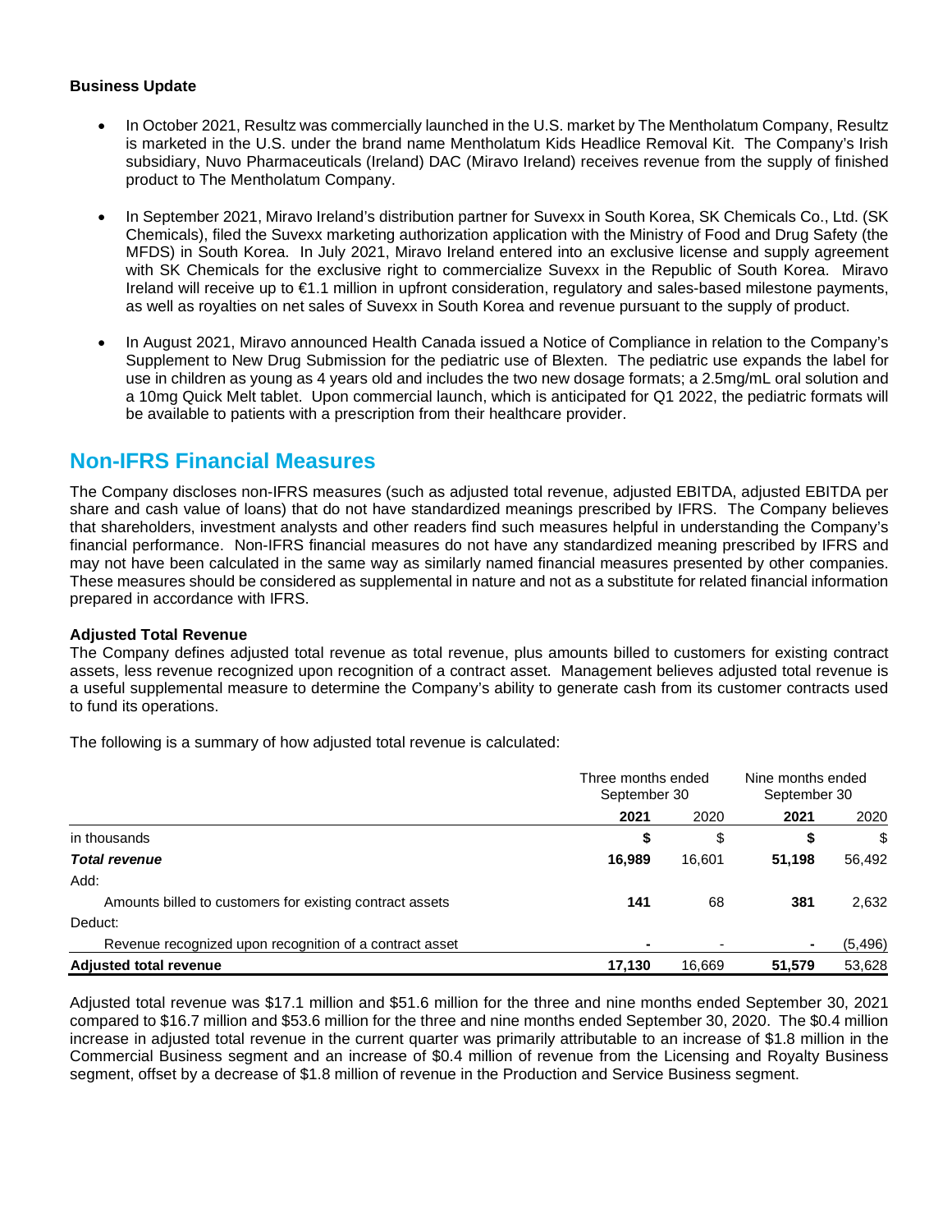**Business Update**

- In October 2021, Resultz was commercially launched in the U.S. market by The Mentholatum Company, Resultz is marketed in the U.S. under the brand name Mentholatum Kids Headlice Removal Kit. The Company's Irish subsidiary, Nuvo Pharmaceuticals (Ireland) DAC (Miravo Ireland) receives revenue from the supply of finished product to The Mentholatum Company.

- In September 2021, Miravo Ireland's distribution partner for Suvexx in South Korea, SK Chemicals Co., Ltd. (SK Chemicals), filed the Suvexx marketing authorization application with the Ministry of Food and Drug Safety (the MFDS) in South Korea. In July 2021, Miravo Ireland entered into an exclusive license and supply agreement with SK Chemicals for the exclusive right to commercialize Suvexx in the Republic of South Korea. Miravo Ireland will receive up to €1.1 million in upfront consideration, regulatory and sales-based milestone payments, as well as royalties on net sales of Suvexx in South Korea and revenue pursuant to the supply of product.

- In August 2021, Miravo announced Health Canada issued a Notice of Compliance in relation to the Company's Supplement to New Drug Submission for the pediatric use of Blexten. The pediatric use expands the label for use in children as young as 4 years old and includes the two new dosage formats; a 2.5mg/mL oral solution and a 10mg Quick Melt tablet. Upon commercial launch, which is anticipated for Q1 2022, the pediatric formats will be available to patients with a prescription from their healthcare provider.

## Non-IFRS Financial Measures

The Company discloses non-IFRS measures (such as adjusted total revenue, adjusted EBITDA, adjusted EBITDA per share and cash value of loans) that do not have standardized meanings prescribed by IFRS. The Company believes that shareholders, investment analysts and other readers find such measures helpful in understanding the Company's financial performance. Non-IFRS financial measures do not have any standardized meaning prescribed by IFRS and may not have been calculated in the same way as similarly named financial measures presented by other companies. These measures should be considered as supplemental in nature and not as a substitute for related financial information prepared in accordance with IFRS.

**Adjusted Total Revenue**

The Company defines adjusted total revenue as total revenue, plus amounts billed to customers for existing contract assets, less revenue recognized upon recognition of a contract asset. Management believes adjusted total revenue is a useful supplemental measure to determine the Company's ability to generate cash from its customer contracts used to fund its operations.

The following is a summary of how adjusted total revenue is calculated:

| | Three months ended September 30 | | Nine months ended September 30 | |
|---|---|---|---|---|
| | **2021** | 2020 | **2021** | 2020 |
| in thousands | **$** | $ | **$** | $ |
| ***Total revenue*** | **16,989** | 16,601 | **51,198** | 56,492 |
| Add: | | | | |
| Amounts billed to customers for existing contract assets | **141** | 68 | **381** | 2,632 |
| Deduct: | | | | |
| Revenue recognized upon recognition of a contract asset | **-** | - | **-** | (5,496) |
| **Adjusted total revenue** | **17,130** | 16,669 | **51,579** | 53,628 |

Adjusted total revenue was $17.1 million and $51.6 million for the three and nine months ended September 30, 2021 compared to $16.7 million and $53.6 million for the three and nine months ended September 30, 2020. The $0.4 million increase in adjusted total revenue in the current quarter was primarily attributable to an increase of $1.8 million in the Commercial Business segment and an increase of $0.4 million of revenue from the Licensing and Royalty Business segment, offset by a decrease of $1.8 million of revenue in the Production and Service Business segment.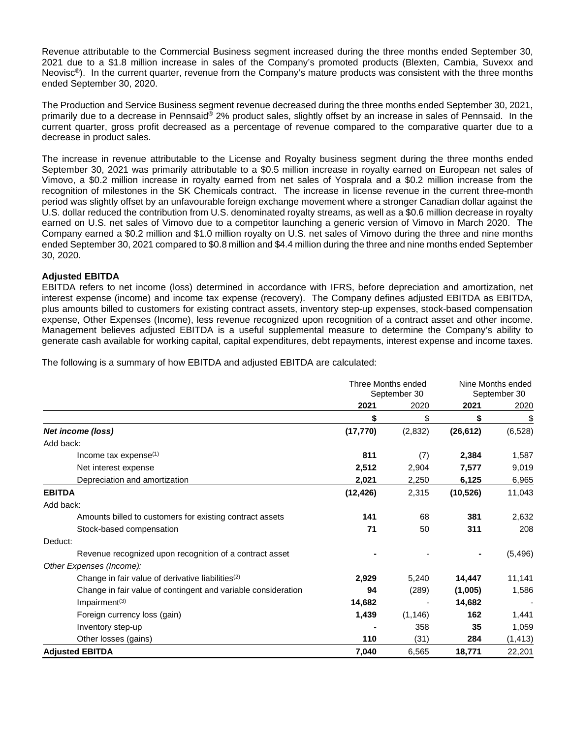Revenue attributable to the Commercial Business segment increased during the three months ended September 30, 2021 due to a $1.8 million increase in sales of the Company's promoted products (Blexten, Cambia, Suvexx and Neovisc®). In the current quarter, revenue from the Company's mature products was consistent with the three months ended September 30, 2020.

The Production and Service Business segment revenue decreased during the three months ended September 30, 2021, primarily due to a decrease in Pennsaid® 2% product sales, slightly offset by an increase in sales of Pennsaid. In the current quarter, gross profit decreased as a percentage of revenue compared to the comparative quarter due to a decrease in product sales.

The increase in revenue attributable to the License and Royalty business segment during the three months ended September 30, 2021 was primarily attributable to a $0.5 million increase in royalty earned on European net sales of Vimovo, a $0.2 million increase in royalty earned from net sales of Yosprala and a $0.2 million increase from the recognition of milestones in the SK Chemicals contract. The increase in license revenue in the current three-month period was slightly offset by an unfavourable foreign exchange movement where a stronger Canadian dollar against the U.S. dollar reduced the contribution from U.S. denominated royalty streams, as well as a $0.6 million decrease in royalty earned on U.S. net sales of Vimovo due to a competitor launching a generic version of Vimovo in March 2020. The Company earned a $0.2 million and $1.0 million royalty on U.S. net sales of Vimovo during the three and nine months ended September 30, 2021 compared to $0.8 million and $4.4 million during the three and nine months ended September 30, 2020.

**Adjusted EBITDA**

EBITDA refers to net income (loss) determined in accordance with IFRS, before depreciation and amortization, net interest expense (income) and income tax expense (recovery). The Company defines adjusted EBITDA as EBITDA, plus amounts billed to customers for existing contract assets, inventory step-up expenses, stock-based compensation expense, Other Expenses (Income), less revenue recognized upon recognition of a contract asset and other income. Management believes adjusted EBITDA is a useful supplemental measure to determine the Company's ability to generate cash available for working capital, capital expenditures, debt repayments, interest expense and income taxes.

The following is a summary of how EBITDA and adjusted EBITDA are calculated:

| | Three Months ended September 30 | | Nine Months ended September 30 | |
|---|---|---|---|---|
| | **2021** | 2020 | **2021** | 2020 |
| | **$** | $ | **$** | $ |
| ***Net income (loss)*** | **(17,770)** | (2,832) | **(26,612)** | (6,528) |
| Add back: | | | | |
| Income tax expense[1] | **811** | (7) | **2,384** | 1,587 |
| Net interest expense | **2,512** | 2,904 | **7,577** | 9,019 |
| Depreciation and amortization | **2,021** | 2,250 | **6,125** | 6,965 |
| **EBITDA** | **(12,426)** | 2,315 | **(10,526)** | 11,043 |
| Add back: | | | | |
| Amounts billed to customers for existing contract assets | **141** | 68 | **381** | 2,632 |
| Stock-based compensation | **71** | 50 | **311** | 208 |
| Deduct: | | | | |
| Revenue recognized upon recognition of a contract asset | **-** | - | **-** | (5,496) |
| *Other Expenses (Income):* | | | | |
| Change in fair value of derivative liabilities[2] | **2,929** | 5,240 | **14,447** | 11,141 |
| Change in fair value of contingent and variable consideration | **94** | (289) | **(1,005)** | 1,586 |
| Impairment[3] | **14,682** | - | **14,682** | - |
| Foreign currency loss (gain) | **1,439** | (1,146) | **162** | 1,441 |
| Inventory step-up | **-** | 358 | **35** | 1,059 |
| Other losses (gains) | **110** | (31) | **284** | (1,413) |
| **Adjusted EBITDA** | **7,040** | 6,565 | **18,771** | 22,201 |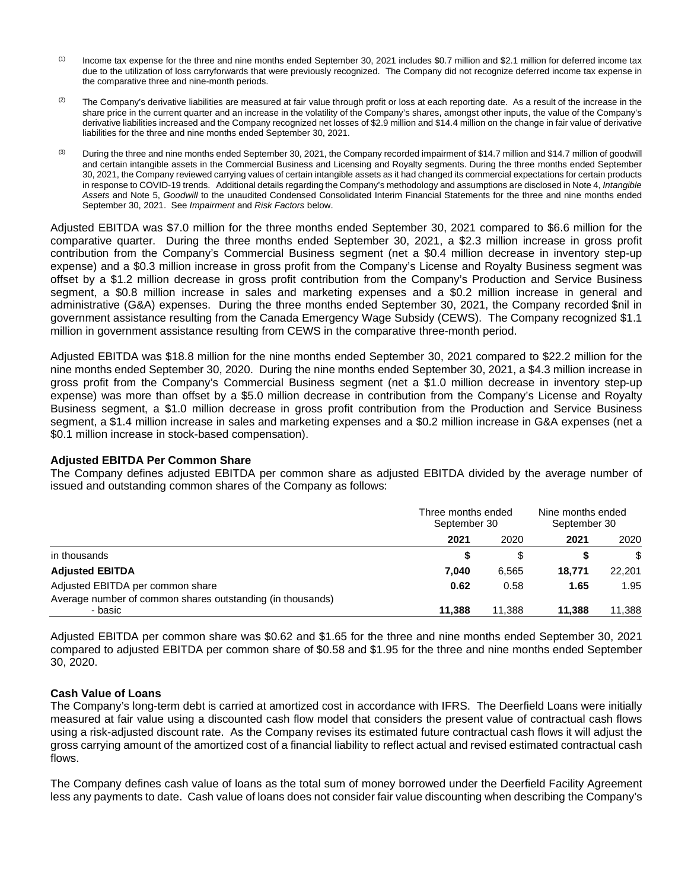(1) Income tax expense for the three and nine months ended September 30, 2021 includes \$0.7 million and \$2.1 million for deferred income tax due to the utilization of loss carryforwards that were previously recognized. The Company did not recognize deferred income tax expense in the comparative three and nine-month periods.

(2) The Company's derivative liabilities are measured at fair value through profit or loss at each reporting date. As a result of the increase in the share price in the current quarter and an increase in the volatility of the Company's shares, amongst other inputs, the value of the Company's derivative liabilities increased and the Company recognized net losses of \$2.9 million and \$14.4 million on the change in fair value of derivative liabilities for the three and nine months ended September 30, 2021.

(3) During the three and nine months ended September 30, 2021, the Company recorded impairment of \$14.7 million and \$14.7 million of goodwill and certain intangible assets in the Commercial Business and Licensing and Royalty segments. During the three months ended September 30, 2021, the Company reviewed carrying values of certain intangible assets as it had changed its commercial expectations for certain products in response to COVID-19 trends. Additional details regarding the Company's methodology and assumptions are disclosed in Note 4, *Intangible Assets* and Note 5, *Goodwill* to the unaudited Condensed Consolidated Interim Financial Statements for the three and nine months ended September 30, 2021. See *Impairment* and *Risk Factors* below.

Adjusted EBITDA was \$7.0 million for the three months ended September 30, 2021 compared to \$6.6 million for the comparative quarter. During the three months ended September 30, 2021, a \$2.3 million increase in gross profit contribution from the Company's Commercial Business segment (net a \$0.4 million decrease in inventory step-up expense) and a \$0.3 million increase in gross profit from the Company's License and Royalty Business segment was offset by a \$1.2 million decrease in gross profit contribution from the Company's Production and Service Business segment, a \$0.8 million increase in sales and marketing expenses and a \$0.2 million increase in general and administrative (G&A) expenses. During the three months ended September 30, 2021, the Company recorded \$nil in government assistance resulting from the Canada Emergency Wage Subsidy (CEWS). The Company recognized \$1.1 million in government assistance resulting from CEWS in the comparative three-month period.

Adjusted EBITDA was \$18.8 million for the nine months ended September 30, 2021 compared to \$22.2 million for the nine months ended September 30, 2020. During the nine months ended September 30, 2021, a \$4.3 million increase in gross profit from the Company's Commercial Business segment (net a \$1.0 million decrease in inventory step-up expense) was more than offset by a \$5.0 million decrease in contribution from the Company's License and Royalty Business segment, a \$1.0 million decrease in gross profit contribution from the Production and Service Business segment, a \$1.4 million increase in sales and marketing expenses and a \$0.2 million increase in G&A expenses (net a \$0.1 million increase in stock-based compensation).

### Adjusted EBITDA Per Common Share

The Company defines adjusted EBITDA per common share as adjusted EBITDA divided by the average number of issued and outstanding common shares of the Company as follows:

| | Three months ended September 30 | | Nine months ended September 30 | |
|---|---|---|---|---|
| | **2021** | 2020 | **2021** | 2020 |
| in thousands | **\$** | \$ | **\$** | \$ |
| **Adjusted EBITDA** | **7,040** | 6,565 | **18,771** | 22,201 |
| Adjusted EBITDA per common share | **0.62** | 0.58 | **1.65** | 1.95 |
| Average number of common shares outstanding (in thousands) - basic | **11,388** | 11,388 | **11,388** | 11,388 |

Adjusted EBITDA per common share was \$0.62 and \$1.65 for the three and nine months ended September 30, 2021 compared to adjusted EBITDA per common share of \$0.58 and \$1.95 for the three and nine months ended September 30, 2020.

### Cash Value of Loans

The Company's long-term debt is carried at amortized cost in accordance with IFRS. The Deerfield Loans were initially measured at fair value using a discounted cash flow model that considers the present value of contractual cash flows using a risk-adjusted discount rate. As the Company revises its estimated future contractual cash flows it will adjust the gross carrying amount of the amortized cost of a financial liability to reflect actual and revised estimated contractual cash flows.

The Company defines cash value of loans as the total sum of money borrowed under the Deerfield Facility Agreement less any payments to date. Cash value of loans does not consider fair value discounting when describing the Company's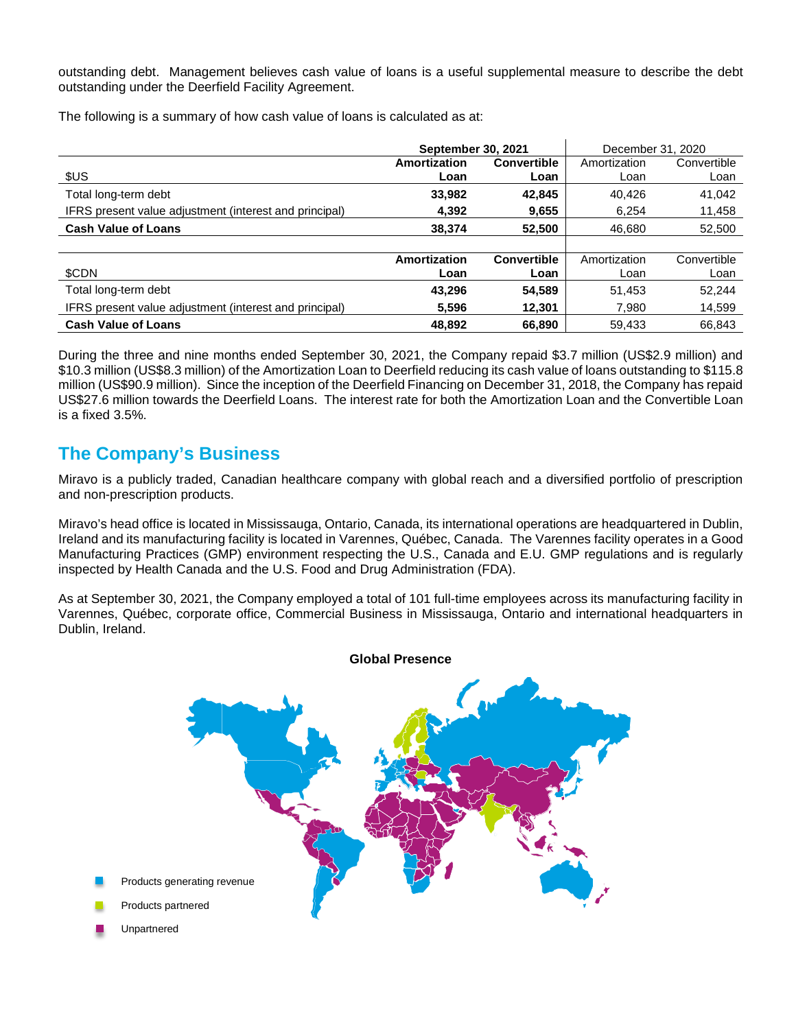outstanding debt. Management believes cash value of loans is a useful supplemental measure to describe the debt outstanding under the Deerfield Facility Agreement.

The following is a summary of how cash value of loans is calculated as at:

| | **September 30, 2021** | | December 31, 2020 | |
|---|---|---|---|---|
| $US | **Amortization Loan** | **Convertible Loan** | Amortization Loan | Convertible Loan |
| Total long-term debt | **33,982** | **42,845** | 40,426 | 41,042 |
| IFRS present value adjustment (interest and principal) | **4,392** | **9,655** | 6,254 | 11,458 |
| **Cash Value of Loans** | **38,374** | **52,500** | 46,680 | 52,500 |
| | | | | |
| $CDN | **Amortization Loan** | **Convertible Loan** | Amortization Loan | Convertible Loan |
| Total long-term debt | **43,296** | **54,589** | 51,453 | 52,244 |
| IFRS present value adjustment (interest and principal) | **5,596** | **12,301** | 7,980 | 14,599 |
| **Cash Value of Loans** | **48,892** | **66,890** | 59,433 | 66,843 |

During the three and nine months ended September 30, 2021, the Company repaid $3.7 million (US$2.9 million) and $10.3 million (US$8.3 million) of the Amortization Loan to Deerfield reducing its cash value of loans outstanding to $115.8 million (US$90.9 million). Since the inception of the Deerfield Financing on December 31, 2018, the Company has repaid US$27.6 million towards the Deerfield Loans. The interest rate for both the Amortization Loan and the Convertible Loan is a fixed 3.5%.

## The Company's Business

Miravo is a publicly traded, Canadian healthcare company with global reach and a diversified portfolio of prescription and non-prescription products.

Miravo's head office is located in Mississauga, Ontario, Canada, its international operations are headquartered in Dublin, Ireland and its manufacturing facility is located in Varennes, Québec, Canada. The Varennes facility operates in a Good Manufacturing Practices (GMP) environment respecting the U.S., Canada and E.U. GMP regulations and is regularly inspected by Health Canada and the U.S. Food and Drug Administration (FDA).

As at September 30, 2021, the Company employed a total of 101 full-time employees across its manufacturing facility in Varennes, Québec, corporate office, Commercial Business in Mississauga, Ontario and international headquarters in Dublin, Ireland.

**Global Presence**

- Products generating revenue
- Products partnered
- Unpartnered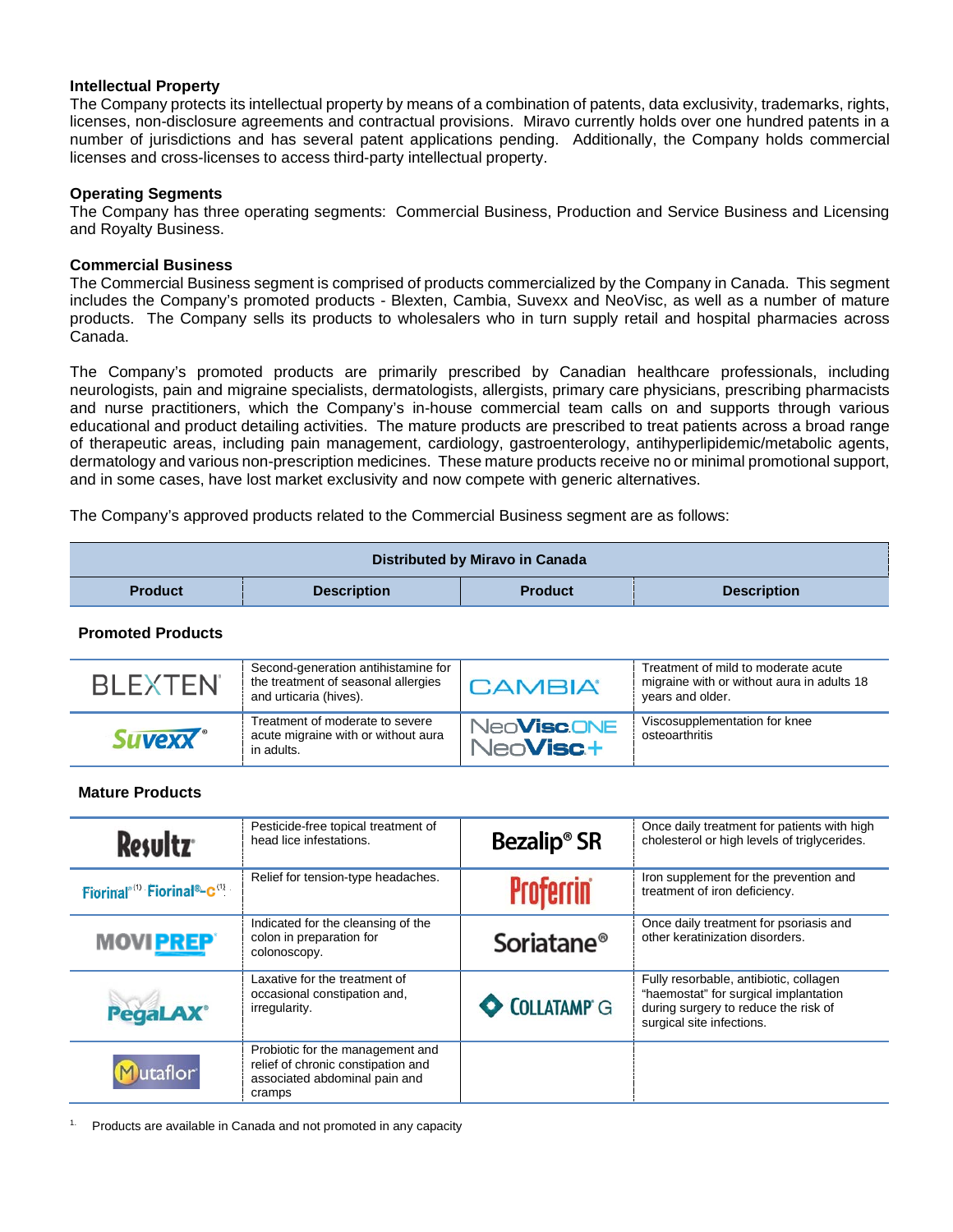### Intellectual Property

The Company protects its intellectual property by means of a combination of patents, data exclusivity, trademarks, rights, licenses, non-disclosure agreements and contractual provisions. Miravo currently holds over one hundred patents in a number of jurisdictions and has several patent applications pending. Additionally, the Company holds commercial licenses and cross-licenses to access third-party intellectual property.

### Operating Segments

The Company has three operating segments: Commercial Business, Production and Service Business and Licensing and Royalty Business.

### Commercial Business

The Commercial Business segment is comprised of products commercialized by the Company in Canada. This segment includes the Company's promoted products - Blexten, Cambia, Suvexx and NeoVisc, as well as a number of mature products. The Company sells its products to wholesalers who in turn supply retail and hospital pharmacies across Canada.

The Company's promoted products are primarily prescribed by Canadian healthcare professionals, including neurologists, pain and migraine specialists, dermatologists, allergists, primary care physicians, prescribing pharmacists and nurse practitioners, which the Company's in-house commercial team calls on and supports through various educational and product detailing activities. The mature products are prescribed to treat patients across a broad range of therapeutic areas, including pain management, cardiology, gastroenterology, antihyperlipidemic/metabolic agents, dermatology and various non-prescription medicines. These mature products receive no or minimal promotional support, and in some cases, have lost market exclusivity and now compete with generic alternatives.

The Company's approved products related to the Commercial Business segment are as follows:

| Distributed by Miravo in Canada | | | |
|---|---|---|---|
| **Product** | **Description** | **Product** | **Description** |
| **Promoted Products** | | | |
| BLEXTEN® | Second-generation antihistamine for the treatment of seasonal allergies and urticaria (hives). | CAMBIA® | Treatment of mild to moderate acute migraine with or without aura in adults 18 years and older. |
| Suvexx® | Treatment of moderate to severe acute migraine with or without aura in adults. | NeoVisc ONE / NeoVisc+ | Viscosupplementation for knee osteoarthritis |
| **Mature Products** | | | |
| Resultz® | Pesticide-free topical treatment of head lice infestations. | Bezalip® SR | Once daily treatment for patients with high cholesterol or high levels of triglycerides. |
| Fiorinal®[1] Fiorinal®-C[1] | Relief for tension-type headaches. | Proferrin | Iron supplement for the prevention and treatment of iron deficiency. |
| MOVIPREP® | Indicated for the cleansing of the colon in preparation for colonoscopy. | Soriatane® | Once daily treatment for psoriasis and other keratinization disorders. |
| PegaLAX® | Laxative for the treatment of occasional constipation and, irregularity. | COLLATAMP® G | Fully resorbable, antibiotic, collagen "haemostat" for surgical implantation during surgery to reduce the risk of surgical site infections. |
| Mutaflor | Probiotic for the management and relief of chronic constipation and associated abdominal pain and cramps | | |

1. Products are available in Canada and not promoted in any capacity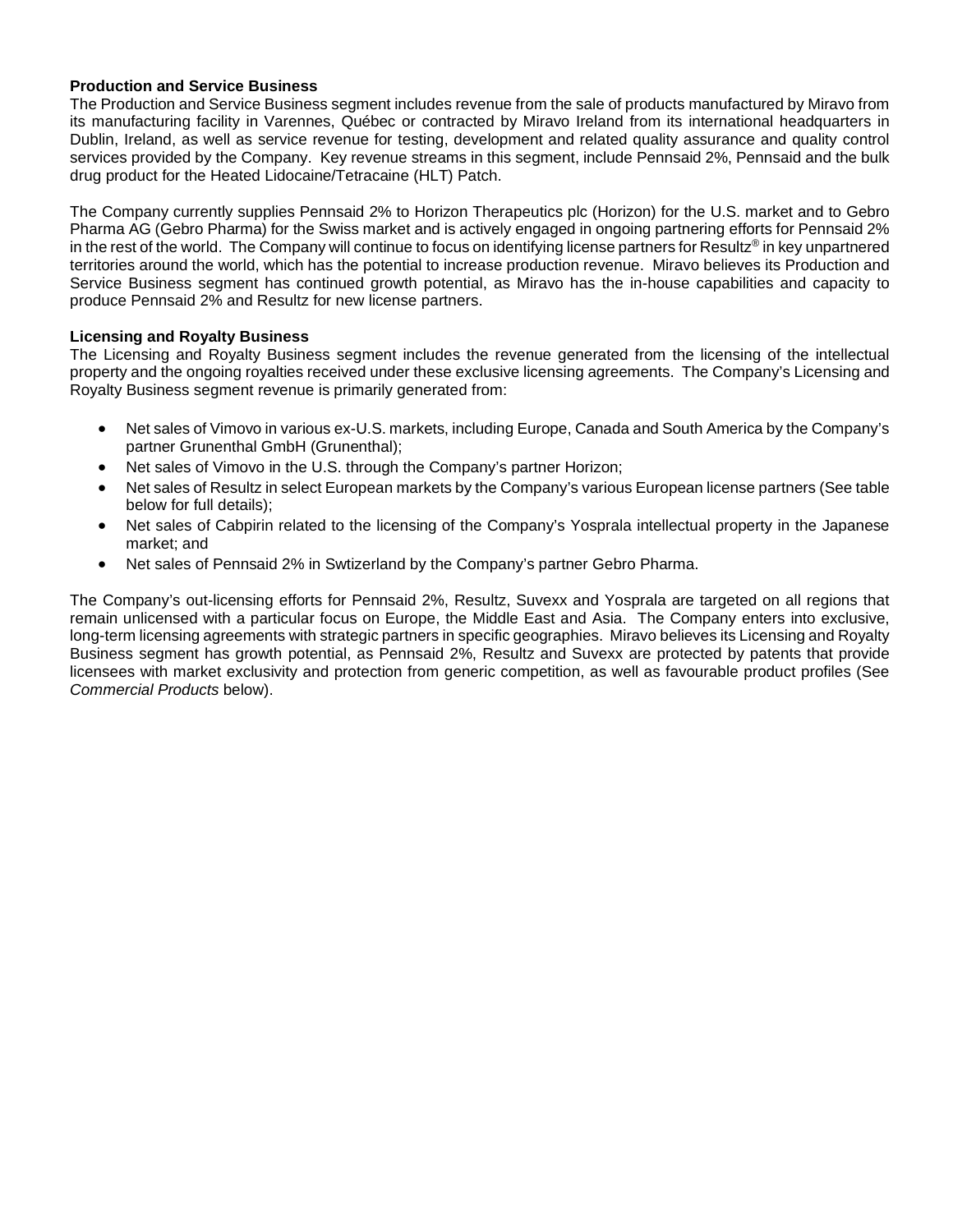**Production and Service Business**

The Production and Service Business segment includes revenue from the sale of products manufactured by Miravo from its manufacturing facility in Varennes, Québec or contracted by Miravo Ireland from its international headquarters in Dublin, Ireland, as well as service revenue for testing, development and related quality assurance and quality control services provided by the Company. Key revenue streams in this segment, include Pennsaid 2%, Pennsaid and the bulk drug product for the Heated Lidocaine/Tetracaine (HLT) Patch.

The Company currently supplies Pennsaid 2% to Horizon Therapeutics plc (Horizon) for the U.S. market and to Gebro Pharma AG (Gebro Pharma) for the Swiss market and is actively engaged in ongoing partnering efforts for Pennsaid 2% in the rest of the world. The Company will continue to focus on identifying license partners for Resultz® in key unpartnered territories around the world, which has the potential to increase production revenue. Miravo believes its Production and Service Business segment has continued growth potential, as Miravo has the in-house capabilities and capacity to produce Pennsaid 2% and Resultz for new license partners.

**Licensing and Royalty Business**

The Licensing and Royalty Business segment includes the revenue generated from the licensing of the intellectual property and the ongoing royalties received under these exclusive licensing agreements. The Company's Licensing and Royalty Business segment revenue is primarily generated from:

- Net sales of Vimovo in various ex-U.S. markets, including Europe, Canada and South America by the Company's partner Grunenthal GmbH (Grunenthal);
- Net sales of Vimovo in the U.S. through the Company's partner Horizon;
- Net sales of Resultz in select European markets by the Company's various European license partners (See table below for full details);
- Net sales of Cabpirin related to the licensing of the Company's Yosprala intellectual property in the Japanese market; and
- Net sales of Pennsaid 2% in Swtizerland by the Company's partner Gebro Pharma.

The Company's out-licensing efforts for Pennsaid 2%, Resultz, Suvexx and Yosprala are targeted on all regions that remain unlicensed with a particular focus on Europe, the Middle East and Asia. The Company enters into exclusive, long-term licensing agreements with strategic partners in specific geographies. Miravo believes its Licensing and Royalty Business segment has growth potential, as Pennsaid 2%, Resultz and Suvexx are protected by patents that provide licensees with market exclusivity and protection from generic competition, as well as favourable product profiles (See *Commercial Products* below).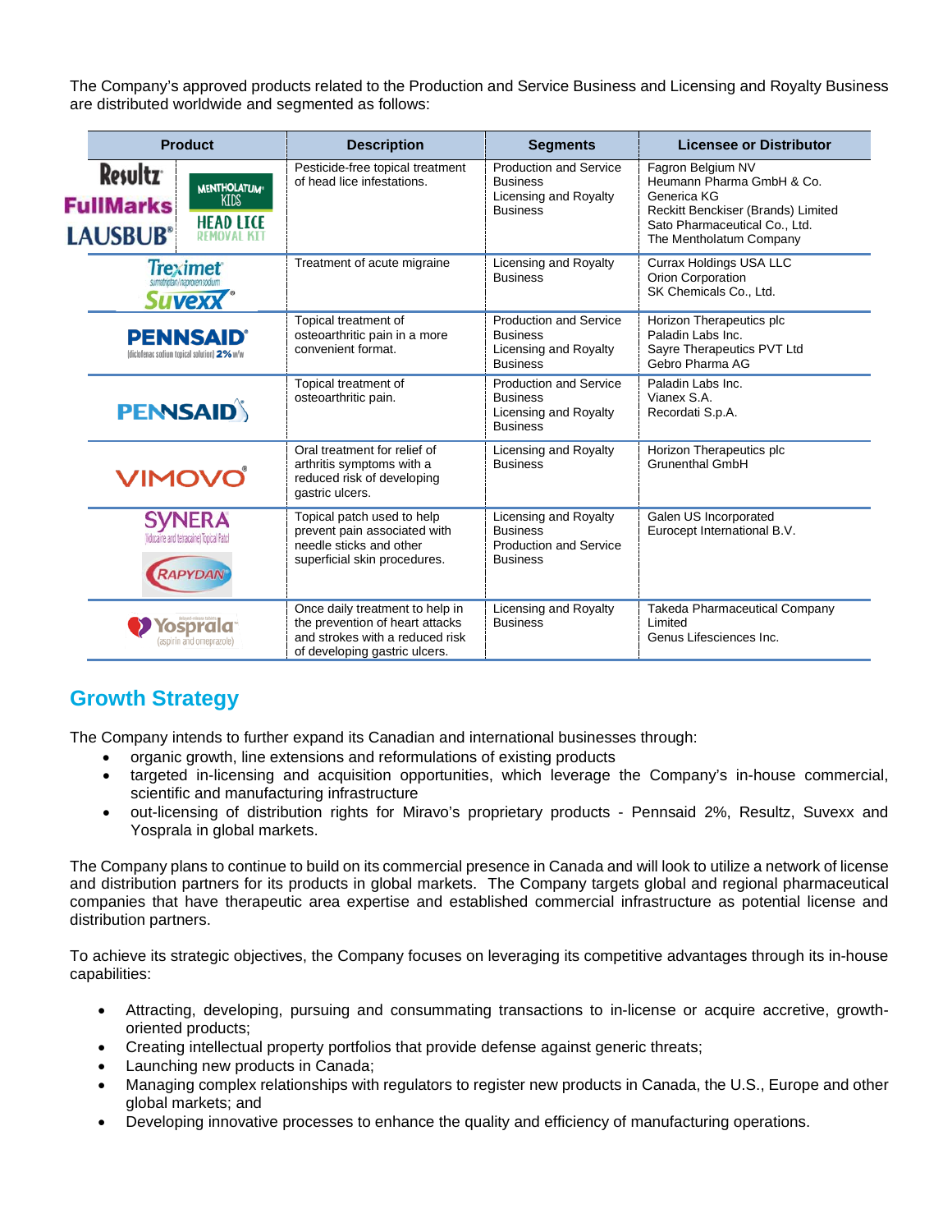The Company's approved products related to the Production and Service Business and Licensing and Royalty Business are distributed worldwide and segmented as follows:

| Product | Description | Segments | Licensee or Distributor |
|---|---|---|---|
| Resultz, FullMarks, LAUSBUB, Mentholatum Kids Head Lice Removal Kit | Pesticide-free topical treatment of head lice infestations. | Production and Service Business<br>Licensing and Royalty Business | Fagron Belgium NV<br>Heumann Pharma GmbH & Co. Generica KG<br>Reckitt Benckiser (Brands) Limited<br>Sato Pharmaceutical Co., Ltd.<br>The Mentholatum Company |
| Treximet (sumatriptan/naproxen sodium), Suvexx | Treatment of acute migraine | Licensing and Royalty Business | Currax Holdings USA LLC<br>Orion Corporation<br>SK Chemicals Co., Ltd. |
| PENNSAID (diclofenac sodium topical solution) 2% w/w | Topical treatment of osteoarthritic pain in a more convenient format. | Production and Service Business<br>Licensing and Royalty Business | Horizon Therapeutics plc<br>Paladin Labs Inc.<br>Sayre Therapeutics PVT Ltd<br>Gebro Pharma AG |
| PENNSAID | Topical treatment of osteoarthritic pain. | Production and Service Business<br>Licensing and Royalty Business | Paladin Labs Inc.<br>Vianex S.A.<br>Recordati S.p.A. |
| VIMOVO | Oral treatment for relief of arthritis symptoms with a reduced risk of developing gastric ulcers. | Licensing and Royalty Business | Horizon Therapeutics plc<br>Grunenthal GmbH |
| SYNERA (lidocaine and tetracaine) Topical Patch, RAPYDAN | Topical patch used to help prevent pain associated with needle sticks and other superficial skin procedures. | Licensing and Royalty Business<br>Production and Service Business | Galen US Incorporated<br>Eurocept International B.V. |
| Yosprala (aspirin and omeprazole) | Once daily treatment to help in the prevention of heart attacks and strokes with a reduced risk of developing gastric ulcers. | Licensing and Royalty Business | Takeda Pharmaceutical Company Limited<br>Genus Lifesciences Inc. |

## Growth Strategy

The Company intends to further expand its Canadian and international businesses through:

- organic growth, line extensions and reformulations of existing products
- targeted in-licensing and acquisition opportunities, which leverage the Company's in-house commercial, scientific and manufacturing infrastructure
- out-licensing of distribution rights for Miravo's proprietary products - Pennsaid 2%, Resultz, Suvexx and Yosprala in global markets.

The Company plans to continue to build on its commercial presence in Canada and will look to utilize a network of license and distribution partners for its products in global markets. The Company targets global and regional pharmaceutical companies that have therapeutic area expertise and established commercial infrastructure as potential license and distribution partners.

To achieve its strategic objectives, the Company focuses on leveraging its competitive advantages through its in-house capabilities:

- Attracting, developing, pursuing and consummating transactions to in-license or acquire accretive, growth-oriented products;
- Creating intellectual property portfolios that provide defense against generic threats;
- Launching new products in Canada;
- Managing complex relationships with regulators to register new products in Canada, the U.S., Europe and other global markets; and
- Developing innovative processes to enhance the quality and efficiency of manufacturing operations.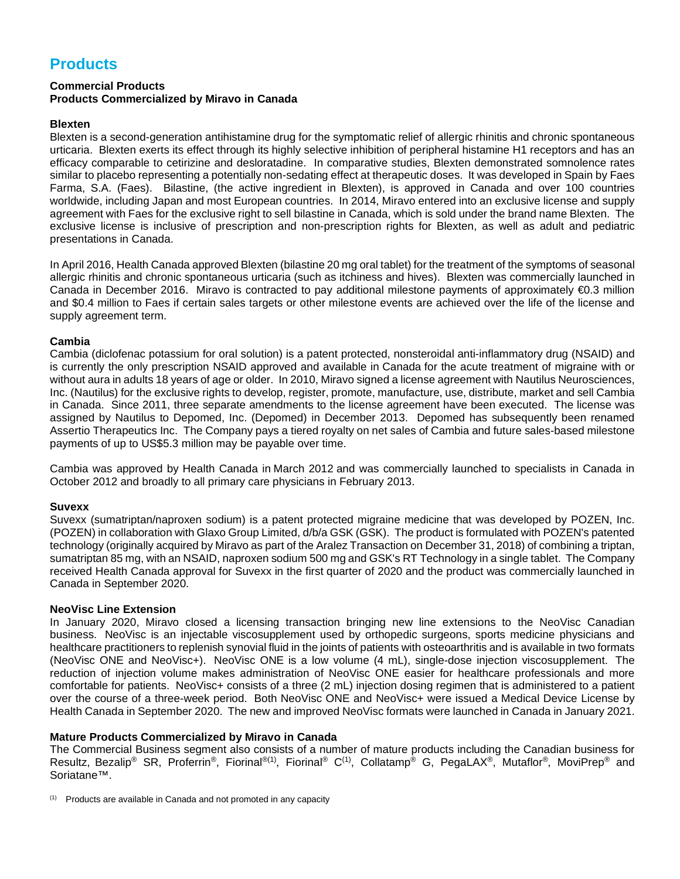# Products

**Commercial Products**
**Products Commercialized by Miravo in Canada**

**Blexten**

Blexten is a second-generation antihistamine drug for the symptomatic relief of allergic rhinitis and chronic spontaneous urticaria. Blexten exerts its effect through its highly selective inhibition of peripheral histamine H1 receptors and has an efficacy comparable to cetirizine and desloratadine. In comparative studies, Blexten demonstrated somnolence rates similar to placebo representing a potentially non-sedating effect at therapeutic doses. It was developed in Spain by Faes Farma, S.A. (Faes). Bilastine, (the active ingredient in Blexten), is approved in Canada and over 100 countries worldwide, including Japan and most European countries. In 2014, Miravo entered into an exclusive license and supply agreement with Faes for the exclusive right to sell bilastine in Canada, which is sold under the brand name Blexten. The exclusive license is inclusive of prescription and non-prescription rights for Blexten, as well as adult and pediatric presentations in Canada.

In April 2016, Health Canada approved Blexten (bilastine 20 mg oral tablet) for the treatment of the symptoms of seasonal allergic rhinitis and chronic spontaneous urticaria (such as itchiness and hives). Blexten was commercially launched in Canada in December 2016. Miravo is contracted to pay additional milestone payments of approximately €0.3 million and $0.4 million to Faes if certain sales targets or other milestone events are achieved over the life of the license and supply agreement term.

**Cambia**

Cambia (diclofenac potassium for oral solution) is a patent protected, nonsteroidal anti-inflammatory drug (NSAID) and is currently the only prescription NSAID approved and available in Canada for the acute treatment of migraine with or without aura in adults 18 years of age or older. In 2010, Miravo signed a license agreement with Nautilus Neurosciences, Inc. (Nautilus) for the exclusive rights to develop, register, promote, manufacture, use, distribute, market and sell Cambia in Canada. Since 2011, three separate amendments to the license agreement have been executed. The license was assigned by Nautilus to Depomed, Inc. (Depomed) in December 2013. Depomed has subsequently been renamed Assertio Therapeutics Inc. The Company pays a tiered royalty on net sales of Cambia and future sales-based milestone payments of up to US$5.3 million may be payable over time.

Cambia was approved by Health Canada in March 2012 and was commercially launched to specialists in Canada in October 2012 and broadly to all primary care physicians in February 2013.

**Suvexx**

Suvexx (sumatriptan/naproxen sodium) is a patent protected migraine medicine that was developed by POZEN, Inc. (POZEN) in collaboration with Glaxo Group Limited, d/b/a GSK (GSK). The product is formulated with POZEN's patented technology (originally acquired by Miravo as part of the Aralez Transaction on December 31, 2018) of combining a triptan, sumatriptan 85 mg, with an NSAID, naproxen sodium 500 mg and GSK's RT Technology in a single tablet. The Company received Health Canada approval for Suvexx in the first quarter of 2020 and the product was commercially launched in Canada in September 2020.

**NeoVisc Line Extension**

In January 2020, Miravo closed a licensing transaction bringing new line extensions to the NeoVisc Canadian business. NeoVisc is an injectable viscosupplement used by orthopedic surgeons, sports medicine physicians and healthcare practitioners to replenish synovial fluid in the joints of patients with osteoarthritis and is available in two formats (NeoVisc ONE and NeoVisc+). NeoVisc ONE is a low volume (4 mL), single-dose injection viscosupplement. The reduction of injection volume makes administration of NeoVisc ONE easier for healthcare professionals and more comfortable for patients. NeoVisc+ consists of a three (2 mL) injection dosing regimen that is administered to a patient over the course of a three-week period. Both NeoVisc ONE and NeoVisc+ were issued a Medical Device License by Health Canada in September 2020. The new and improved NeoVisc formats were launched in Canada in January 2021.

**Mature Products Commercialized by Miravo in Canada**

The Commercial Business segment also consists of a number of mature products including the Canadian business for Resultz, Bezalip® SR, Proferrin®, Fiorinal®[(1)], Fiorinal® C[(1)], Collatamp® G, PegaLAX®, Mutaflor®, MoviPrep® and Soriatane™.

[(1)] Products are available in Canada and not promoted in any capacity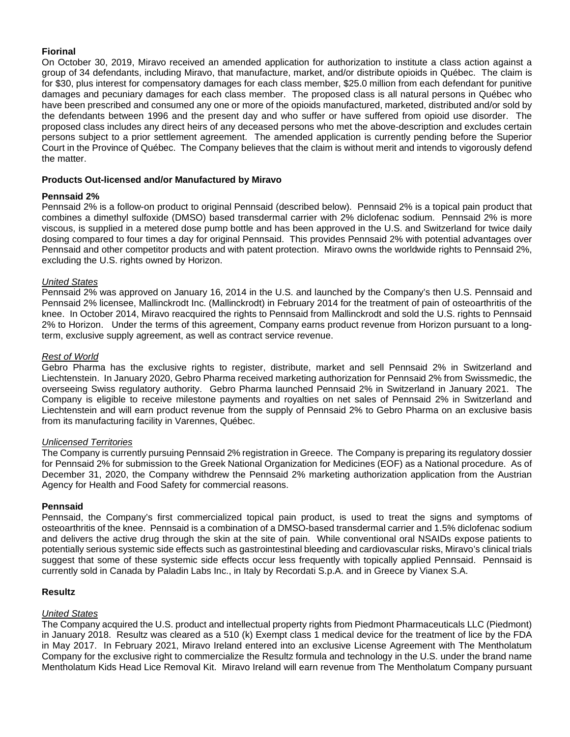**Fiorinal**

On October 30, 2019, Miravo received an amended application for authorization to institute a class action against a group of 34 defendants, including Miravo, that manufacture, market, and/or distribute opioids in Québec. The claim is for $30, plus interest for compensatory damages for each class member, $25.0 million from each defendant for punitive damages and pecuniary damages for each class member. The proposed class is all natural persons in Québec who have been prescribed and consumed any one or more of the opioids manufactured, marketed, distributed and/or sold by the defendants between 1996 and the present day and who suffer or have suffered from opioid use disorder. The proposed class includes any direct heirs of any deceased persons who met the above-description and excludes certain persons subject to a prior settlement agreement. The amended application is currently pending before the Superior Court in the Province of Québec. The Company believes that the claim is without merit and intends to vigorously defend the matter.

**Products Out-licensed and/or Manufactured by Miravo**

**Pennsaid 2%**

Pennsaid 2% is a follow-on product to original Pennsaid (described below). Pennsaid 2% is a topical pain product that combines a dimethyl sulfoxide (DMSO) based transdermal carrier with 2% diclofenac sodium. Pennsaid 2% is more viscous, is supplied in a metered dose pump bottle and has been approved in the U.S. and Switzerland for twice daily dosing compared to four times a day for original Pennsaid. This provides Pennsaid 2% with potential advantages over Pennsaid and other competitor products and with patent protection. Miravo owns the worldwide rights to Pennsaid 2%, excluding the U.S. rights owned by Horizon.

*United States*

Pennsaid 2% was approved on January 16, 2014 in the U.S. and launched by the Company's then U.S. Pennsaid and Pennsaid 2% licensee, Mallinckrodt Inc. (Mallinckrodt) in February 2014 for the treatment of pain of osteoarthritis of the knee. In October 2014, Miravo reacquired the rights to Pennsaid from Mallinckrodt and sold the U.S. rights to Pennsaid 2% to Horizon. Under the terms of this agreement, Company earns product revenue from Horizon pursuant to a long-term, exclusive supply agreement, as well as contract service revenue.

*Rest of World*

Gebro Pharma has the exclusive rights to register, distribute, market and sell Pennsaid 2% in Switzerland and Liechtenstein. In January 2020, Gebro Pharma received marketing authorization for Pennsaid 2% from Swissmedic, the overseeing Swiss regulatory authority. Gebro Pharma launched Pennsaid 2% in Switzerland in January 2021. The Company is eligible to receive milestone payments and royalties on net sales of Pennsaid 2% in Switzerland and Liechtenstein and will earn product revenue from the supply of Pennsaid 2% to Gebro Pharma on an exclusive basis from its manufacturing facility in Varennes, Québec.

*Unlicensed Territories*

The Company is currently pursuing Pennsaid 2% registration in Greece. The Company is preparing its regulatory dossier for Pennsaid 2% for submission to the Greek National Organization for Medicines (EOF) as a National procedure. As of December 31, 2020, the Company withdrew the Pennsaid 2% marketing authorization application from the Austrian Agency for Health and Food Safety for commercial reasons.

**Pennsaid**

Pennsaid, the Company's first commercialized topical pain product, is used to treat the signs and symptoms of osteoarthritis of the knee. Pennsaid is a combination of a DMSO-based transdermal carrier and 1.5% diclofenac sodium and delivers the active drug through the skin at the site of pain. While conventional oral NSAIDs expose patients to potentially serious systemic side effects such as gastrointestinal bleeding and cardiovascular risks, Miravo's clinical trials suggest that some of these systemic side effects occur less frequently with topically applied Pennsaid. Pennsaid is currently sold in Canada by Paladin Labs Inc., in Italy by Recordati S.p.A. and in Greece by Vianex S.A.

**Resultz**

*United States*

The Company acquired the U.S. product and intellectual property rights from Piedmont Pharmaceuticals LLC (Piedmont) in January 2018. Resultz was cleared as a 510 (k) Exempt class 1 medical device for the treatment of lice by the FDA in May 2017. In February 2021, Miravo Ireland entered into an exclusive License Agreement with The Mentholatum Company for the exclusive right to commercialize the Resultz formula and technology in the U.S. under the brand name Mentholatum Kids Head Lice Removal Kit. Miravo Ireland will earn revenue from The Mentholatum Company pursuant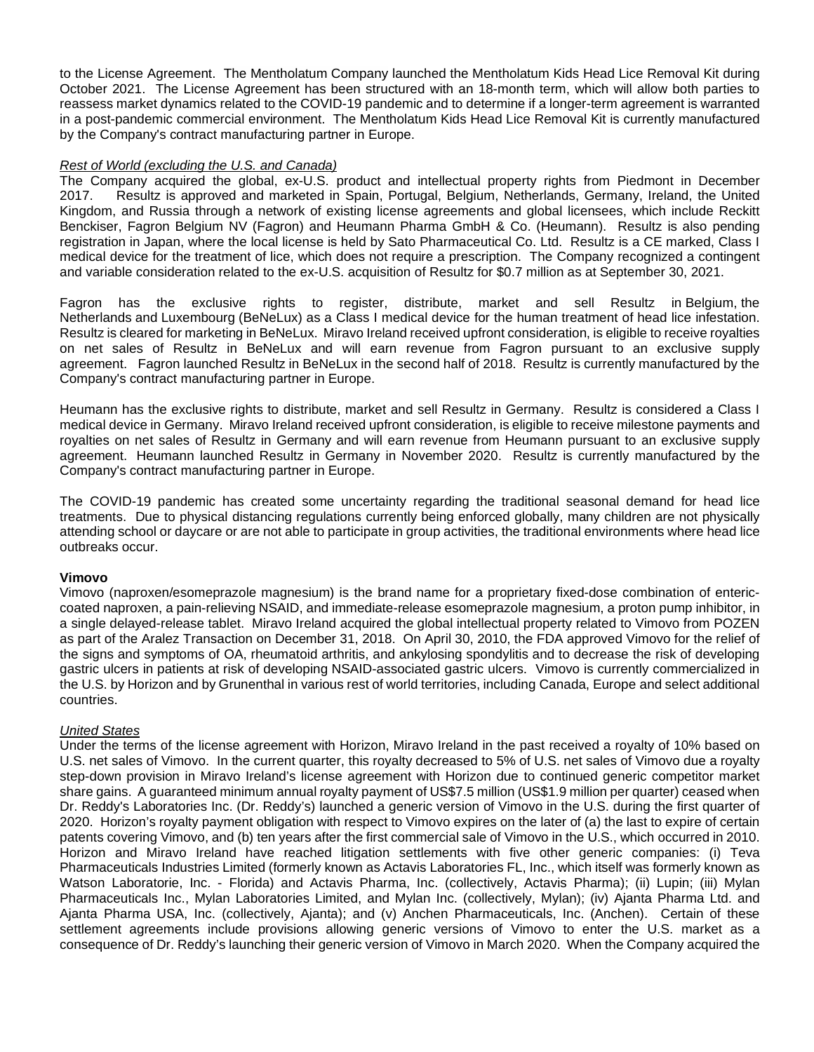to the License Agreement. The Mentholatum Company launched the Mentholatum Kids Head Lice Removal Kit during October 2021. The License Agreement has been structured with an 18-month term, which will allow both parties to reassess market dynamics related to the COVID-19 pandemic and to determine if a longer-term agreement is warranted in a post-pandemic commercial environment. The Mentholatum Kids Head Lice Removal Kit is currently manufactured by the Company's contract manufacturing partner in Europe.

*Rest of World (excluding the U.S. and Canada)*

The Company acquired the global, ex-U.S. product and intellectual property rights from Piedmont in December 2017. Resultz is approved and marketed in Spain, Portugal, Belgium, Netherlands, Germany, Ireland, the United Kingdom, and Russia through a network of existing license agreements and global licensees, which include Reckitt Benckiser, Fagron Belgium NV (Fagron) and Heumann Pharma GmbH & Co. (Heumann). Resultz is also pending registration in Japan, where the local license is held by Sato Pharmaceutical Co. Ltd. Resultz is a CE marked, Class I medical device for the treatment of lice, which does not require a prescription. The Company recognized a contingent and variable consideration related to the ex-U.S. acquisition of Resultz for $0.7 million as at September 30, 2021.

Fagron has the exclusive rights to register, distribute, market and sell Resultz in Belgium, the Netherlands and Luxembourg (BeNeLux) as a Class I medical device for the human treatment of head lice infestation. Resultz is cleared for marketing in BeNeLux. Miravo Ireland received upfront consideration, is eligible to receive royalties on net sales of Resultz in BeNeLux and will earn revenue from Fagron pursuant to an exclusive supply agreement. Fagron launched Resultz in BeNeLux in the second half of 2018. Resultz is currently manufactured by the Company's contract manufacturing partner in Europe.

Heumann has the exclusive rights to distribute, market and sell Resultz in Germany. Resultz is considered a Class I medical device in Germany. Miravo Ireland received upfront consideration, is eligible to receive milestone payments and royalties on net sales of Resultz in Germany and will earn revenue from Heumann pursuant to an exclusive supply agreement. Heumann launched Resultz in Germany in November 2020. Resultz is currently manufactured by the Company's contract manufacturing partner in Europe.

The COVID-19 pandemic has created some uncertainty regarding the traditional seasonal demand for head lice treatments. Due to physical distancing regulations currently being enforced globally, many children are not physically attending school or daycare or are not able to participate in group activities, the traditional environments where head lice outbreaks occur.

**Vimovo**

Vimovo (naproxen/esomeprazole magnesium) is the brand name for a proprietary fixed-dose combination of enteric-coated naproxen, a pain-relieving NSAID, and immediate-release esomeprazole magnesium, a proton pump inhibitor, in a single delayed-release tablet. Miravo Ireland acquired the global intellectual property related to Vimovo from POZEN as part of the Aralez Transaction on December 31, 2018. On April 30, 2010, the FDA approved Vimovo for the relief of the signs and symptoms of OA, rheumatoid arthritis, and ankylosing spondylitis and to decrease the risk of developing gastric ulcers in patients at risk of developing NSAID-associated gastric ulcers. Vimovo is currently commercialized in the U.S. by Horizon and by Grunenthal in various rest of world territories, including Canada, Europe and select additional countries.

*United States*

Under the terms of the license agreement with Horizon, Miravo Ireland in the past received a royalty of 10% based on U.S. net sales of Vimovo. In the current quarter, this royalty decreased to 5% of U.S. net sales of Vimovo due a royalty step-down provision in Miravo Ireland's license agreement with Horizon due to continued generic competitor market share gains. A guaranteed minimum annual royalty payment of US$7.5 million (US$1.9 million per quarter) ceased when Dr. Reddy's Laboratories Inc. (Dr. Reddy's) launched a generic version of Vimovo in the U.S. during the first quarter of 2020. Horizon's royalty payment obligation with respect to Vimovo expires on the later of (a) the last to expire of certain patents covering Vimovo, and (b) ten years after the first commercial sale of Vimovo in the U.S., which occurred in 2010. Horizon and Miravo Ireland have reached litigation settlements with five other generic companies: (i) Teva Pharmaceuticals Industries Limited (formerly known as Actavis Laboratories FL, Inc., which itself was formerly known as Watson Laboratorie, Inc. - Florida) and Actavis Pharma, Inc. (collectively, Actavis Pharma); (ii) Lupin; (iii) Mylan Pharmaceuticals Inc., Mylan Laboratories Limited, and Mylan Inc. (collectively, Mylan); (iv) Ajanta Pharma Ltd. and Ajanta Pharma USA, Inc. (collectively, Ajanta); and (v) Anchen Pharmaceuticals, Inc. (Anchen). Certain of these settlement agreements include provisions allowing generic versions of Vimovo to enter the U.S. market as a consequence of Dr. Reddy's launching their generic version of Vimovo in March 2020. When the Company acquired the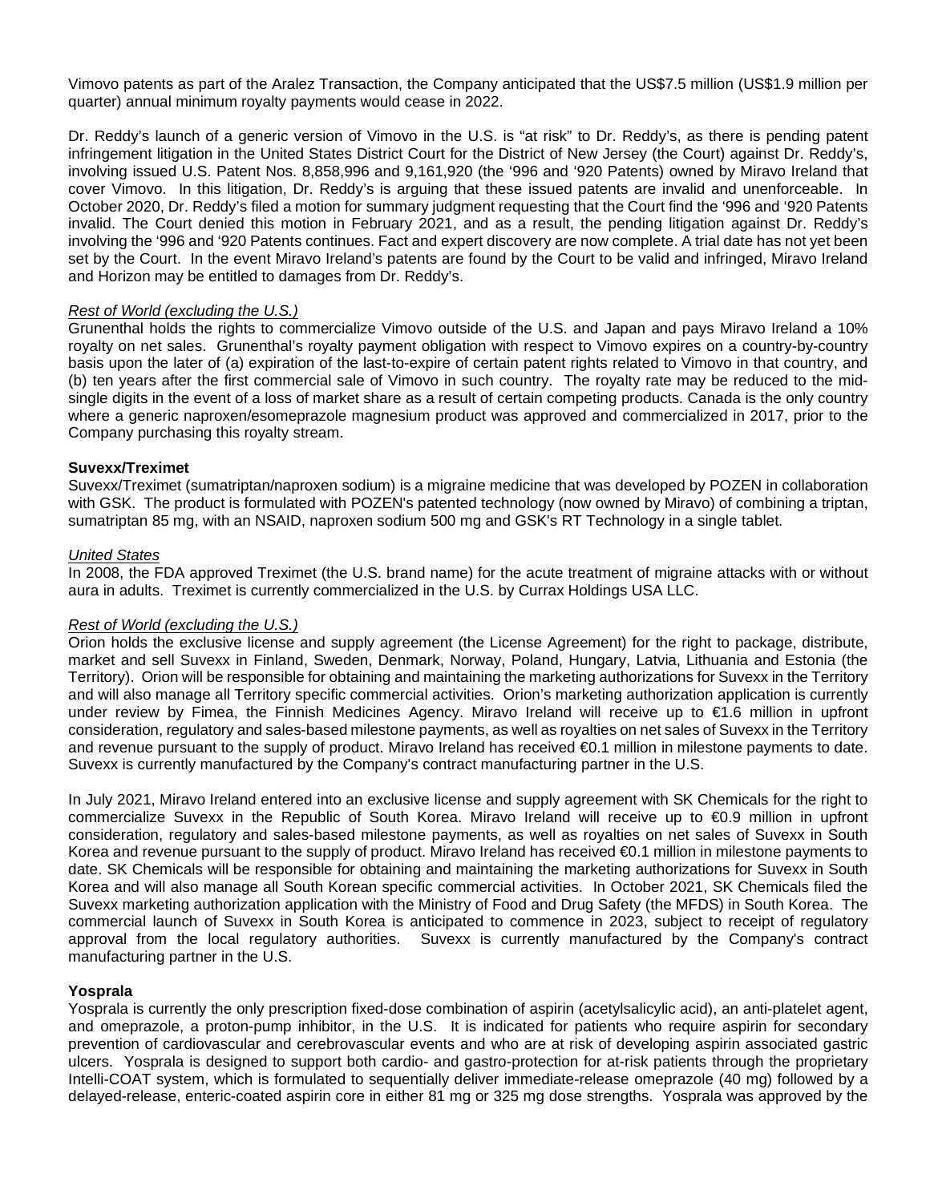Vimovo patents as part of the Aralez Transaction, the Company anticipated that the US$7.5 million (US$1.9 million per quarter) annual minimum royalty payments would cease in 2022.

Dr. Reddy's launch of a generic version of Vimovo in the U.S. is "at risk" to Dr. Reddy's, as there is pending patent infringement litigation in the United States District Court for the District of New Jersey (the Court) against Dr. Reddy's, involving issued U.S. Patent Nos. 8,858,996 and 9,161,920 (the '996 and '920 Patents) owned by Miravo Ireland that cover Vimovo. In this litigation, Dr. Reddy's is arguing that these issued patents are invalid and unenforceable. In October 2020, Dr. Reddy's filed a motion for summary judgment requesting that the Court find the '996 and '920 Patents invalid. The Court denied this motion in February 2021, and as a result, the pending litigation against Dr. Reddy's involving the '996 and '920 Patents continues. Fact and expert discovery are now complete. A trial date has not yet been set by the Court. In the event Miravo Ireland's patents are found by the Court to be valid and infringed, Miravo Ireland and Horizon may be entitled to damages from Dr. Reddy's.

*Rest of World (excluding the U.S.)*

Grunenthal holds the rights to commercialize Vimovo outside of the U.S. and Japan and pays Miravo Ireland a 10% royalty on net sales. Grunenthal's royalty payment obligation with respect to Vimovo expires on a country-by-country basis upon the later of (a) expiration of the last-to-expire of certain patent rights related to Vimovo in that country, and (b) ten years after the first commercial sale of Vimovo in such country. The royalty rate may be reduced to the mid-single digits in the event of a loss of market share as a result of certain competing products. Canada is the only country where a generic naproxen/esomeprazole magnesium product was approved and commercialized in 2017, prior to the Company purchasing this royalty stream.

**Suvexx/Treximet**

Suvexx/Treximet (sumatriptan/naproxen sodium) is a migraine medicine that was developed by POZEN in collaboration with GSK. The product is formulated with POZEN's patented technology (now owned by Miravo) of combining a triptan, sumatriptan 85 mg, with an NSAID, naproxen sodium 500 mg and GSK's RT Technology in a single tablet.

*United States*

In 2008, the FDA approved Treximet (the U.S. brand name) for the acute treatment of migraine attacks with or without aura in adults. Treximet is currently commercialized in the U.S. by Currax Holdings USA LLC.

*Rest of World (excluding the U.S.)*

Orion holds the exclusive license and supply agreement (the License Agreement) for the right to package, distribute, market and sell Suvexx in Finland, Sweden, Denmark, Norway, Poland, Hungary, Latvia, Lithuania and Estonia (the Territory). Orion will be responsible for obtaining and maintaining the marketing authorizations for Suvexx in the Territory and will also manage all Territory specific commercial activities. Orion's marketing authorization application is currently under review by Fimea, the Finnish Medicines Agency. Miravo Ireland will receive up to €1.6 million in upfront consideration, regulatory and sales-based milestone payments, as well as royalties on net sales of Suvexx in the Territory and revenue pursuant to the supply of product. Miravo Ireland has received €0.1 million in milestone payments to date. Suvexx is currently manufactured by the Company's contract manufacturing partner in the U.S.

In July 2021, Miravo Ireland entered into an exclusive license and supply agreement with SK Chemicals for the right to commercialize Suvexx in the Republic of South Korea. Miravo Ireland will receive up to €0.9 million in upfront consideration, regulatory and sales-based milestone payments, as well as royalties on net sales of Suvexx in South Korea and revenue pursuant to the supply of product. Miravo Ireland has received €0.1 million in milestone payments to date. SK Chemicals will be responsible for obtaining and maintaining the marketing authorizations for Suvexx in South Korea and will also manage all South Korean specific commercial activities. In October 2021, SK Chemicals filed the Suvexx marketing authorization application with the Ministry of Food and Drug Safety (the MFDS) in South Korea. The commercial launch of Suvexx in South Korea is anticipated to commence in 2023, subject to receipt of regulatory approval from the local regulatory authorities. Suvexx is currently manufactured by the Company's contract manufacturing partner in the U.S.

**Yosprala**

Yosprala is currently the only prescription fixed-dose combination of aspirin (acetylsalicylic acid), an anti-platelet agent, and omeprazole, a proton-pump inhibitor, in the U.S. It is indicated for patients who require aspirin for secondary prevention of cardiovascular and cerebrovascular events and who are at risk of developing aspirin associated gastric ulcers. Yosprala is designed to support both cardio- and gastro-protection for at-risk patients through the proprietary Intelli-COAT system, which is formulated to sequentially deliver immediate-release omeprazole (40 mg) followed by a delayed-release, enteric-coated aspirin core in either 81 mg or 325 mg dose strengths. Yosprala was approved by the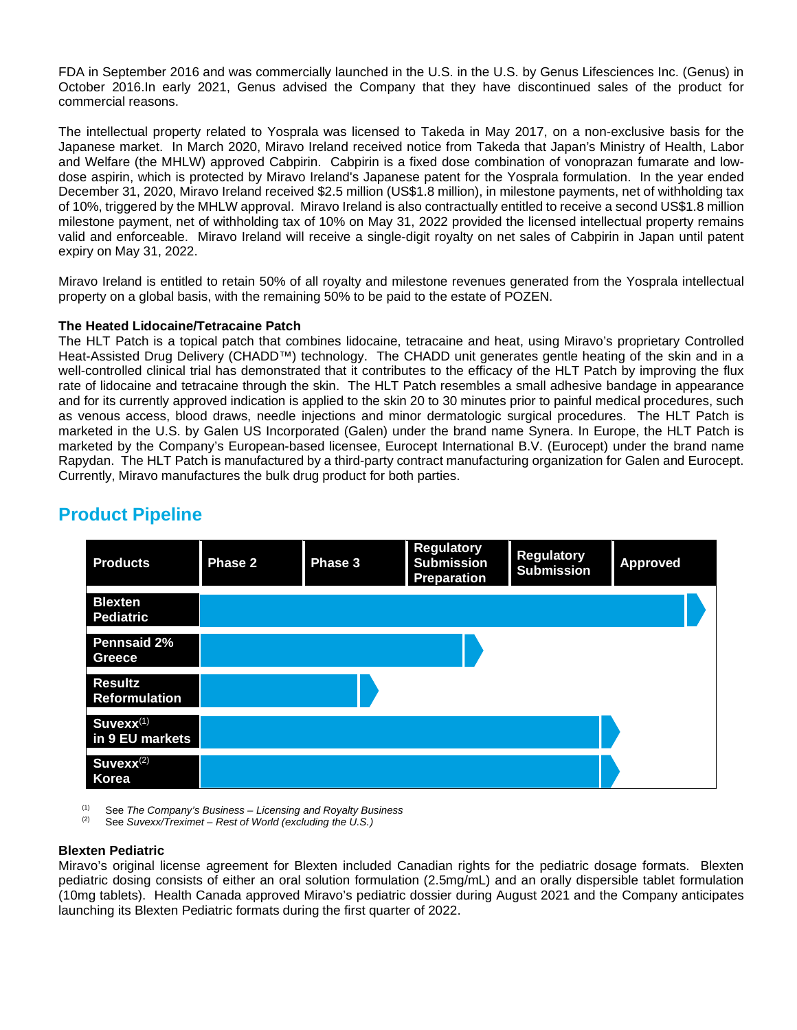FDA in September 2016 and was commercially launched in the U.S. in the U.S. by Genus Lifesciences Inc. (Genus) in October 2016.In early 2021, Genus advised the Company that they have discontinued sales of the product for commercial reasons.

The intellectual property related to Yosprala was licensed to Takeda in May 2017, on a non-exclusive basis for the Japanese market. In March 2020, Miravo Ireland received notice from Takeda that Japan's Ministry of Health, Labor and Welfare (the MHLW) approved Cabpirin. Cabpirin is a fixed dose combination of vonoprazan fumarate and low-dose aspirin, which is protected by Miravo Ireland's Japanese patent for the Yosprala formulation. In the year ended December 31, 2020, Miravo Ireland received $2.5 million (US$1.8 million), in milestone payments, net of withholding tax of 10%, triggered by the MHLW approval. Miravo Ireland is also contractually entitled to receive a second US$1.8 million milestone payment, net of withholding tax of 10% on May 31, 2022 provided the licensed intellectual property remains valid and enforceable. Miravo Ireland will receive a single-digit royalty on net sales of Cabpirin in Japan until patent expiry on May 31, 2022.

Miravo Ireland is entitled to retain 50% of all royalty and milestone revenues generated from the Yosprala intellectual property on a global basis, with the remaining 50% to be paid to the estate of POZEN.

**The Heated Lidocaine/Tetracaine Patch**
The HLT Patch is a topical patch that combines lidocaine, tetracaine and heat, using Miravo's proprietary Controlled Heat-Assisted Drug Delivery (CHADD™) technology. The CHADD unit generates gentle heating of the skin and in a well-controlled clinical trial has demonstrated that it contributes to the efficacy of the HLT Patch by improving the flux rate of lidocaine and tetracaine through the skin. The HLT Patch resembles a small adhesive bandage in appearance and for its currently approved indication is applied to the skin 20 to 30 minutes prior to painful medical procedures, such as venous access, blood draws, needle injections and minor dermatologic surgical procedures. The HLT Patch is marketed in the U.S. by Galen US Incorporated (Galen) under the brand name Synera. In Europe, the HLT Patch is marketed by the Company's European-based licensee, Eurocept International B.V. (Eurocept) under the brand name Rapydan. The HLT Patch is manufactured by a third-party contract manufacturing organization for Galen and Eurocept. Currently, Miravo manufactures the bulk drug product for both parties.

## Product Pipeline

| Products | Phase 2 | Phase 3 | Regulatory Submission Preparation | Regulatory Submission | Approved |
|---|---|---|---|---|---|
| Blexten Pediatric | ■ | ■ | ■ | ■ | ■ ► |
| Pennsaid 2% Greece | ■ | ■ | ■ ► | | |
| Resultz Reformulation | ■ | ■ ► | | | |
| Suvexx[1] in 9 EU markets | ■ | ■ | ■ | ■ ► | |
| Suvexx[2] Korea | ■ | ■ | ■ | ■ ► | |

(1) See *The Company's Business – Licensing and Royalty Business*
(2) See *Suvexx/Treximet – Rest of World (excluding the U.S.)*

**Blexten Pediatric**
Miravo's original license agreement for Blexten included Canadian rights for the pediatric dosage formats. Blexten pediatric dosing consists of either an oral solution formulation (2.5mg/mL) and an orally dispersible tablet formulation (10mg tablets). Health Canada approved Miravo's pediatric dossier during August 2021 and the Company anticipates launching its Blexten Pediatric formats during the first quarter of 2022.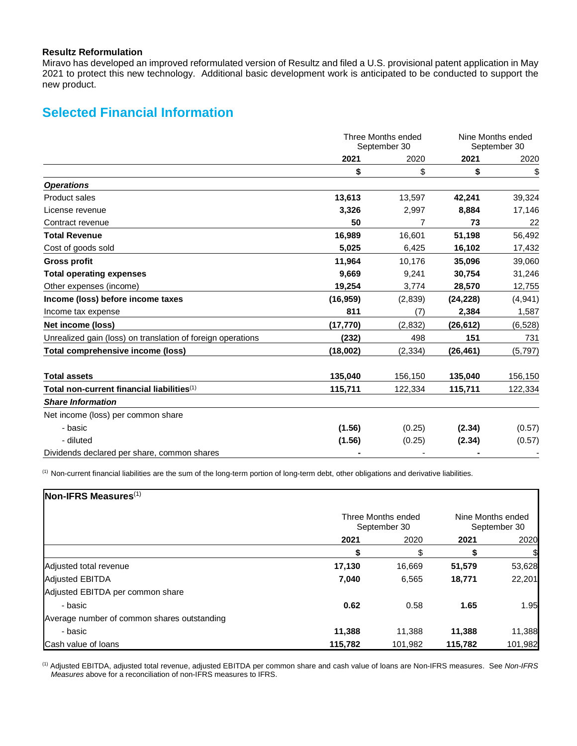### Resultz Reformulation

Miravo has developed an improved reformulated version of Resultz and filed a U.S. provisional patent application in May 2021 to protect this new technology. Additional basic development work is anticipated to be conducted to support the new product.

## Selected Financial Information

| | Three Months ended September 30 | | Nine Months ended September 30 | |
|---|---|---|---|---|
| | **2021** | 2020 | **2021** | 2020 |
| | **$** | $ | **$** | $ |
| ***Operations*** | | | | |
| Product sales | **13,613** | 13,597 | **42,241** | 39,324 |
| License revenue | **3,326** | 2,997 | **8,884** | 17,146 |
| Contract revenue | **50** | 7 | **73** | 22 |
| **Total Revenue** | **16,989** | 16,601 | **51,198** | 56,492 |
| Cost of goods sold | **5,025** | 6,425 | **16,102** | 17,432 |
| **Gross profit** | **11,964** | 10,176 | **35,096** | 39,060 |
| **Total operating expenses** | **9,669** | 9,241 | **30,754** | 31,246 |
| Other expenses (income) | **19,254** | 3,774 | **28,570** | 12,755 |
| **Income (loss) before income taxes** | **(16,959)** | (2,839) | **(24,228)** | (4,941) |
| Income tax expense | **811** | (7) | **2,384** | 1,587 |
| **Net income (loss)** | **(17,770)** | (2,832) | **(26,612)** | (6,528) |
| Unrealized gain (loss) on translation of foreign operations | **(232)** | 498 | **151** | 731 |
| **Total comprehensive income (loss)** | **(18,002)** | (2,334) | **(26,461)** | (5,797) |
| | | | | |
| **Total assets** | **135,040** | 156,150 | **135,040** | 156,150 |
| **Total non-current financial liabilities**[(1)] | **115,711** | 122,334 | **115,711** | 122,334 |
| ***Share Information*** | | | | |
| Net income (loss) per common share | | | | |
| - basic | **(1.56)** | (0.25) | **(2.34)** | (0.57) |
| - diluted | **(1.56)** | (0.25) | **(2.34)** | (0.57) |
| Dividends declared per share, common shares | **-** | - | **-** | - |

[(1)] Non-current financial liabilities are the sum of the long-term portion of long-term debt, other obligations and derivative liabilities.

| **Non-IFRS Measures**[(1)] | Three Months ended September 30 | | Nine Months ended September 30 | |
|---|---|---|---|---|
| | **2021** | 2020 | **2021** | 2020 |
| | **$** | $ | **$** | $ |
| Adjusted total revenue | **17,130** | 16,669 | **51,579** | 53,628 |
| Adjusted EBITDA | **7,040** | 6,565 | **18,771** | 22,201 |
| Adjusted EBITDA per common share | | | | |
| - basic | **0.62** | 0.58 | **1.65** | 1.95 |
| Average number of common shares outstanding | | | | |
| - basic | **11,388** | 11,388 | **11,388** | 11,388 |
| Cash value of loans | **115,782** | 101,982 | **115,782** | 101,982 |

[(1)] Adjusted EBITDA, adjusted total revenue, adjusted EBITDA per common share and cash value of loans are Non-IFRS measures. See *Non-IFRS Measures* above for a reconciliation of non-IFRS measures to IFRS.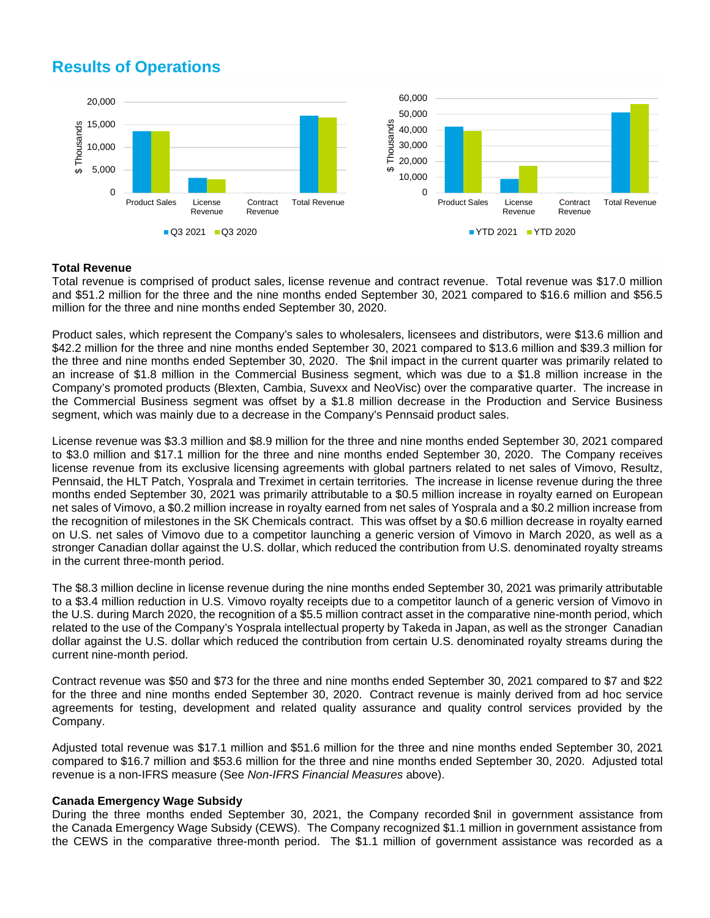## Results of Operations

**Total Revenue**

Total revenue is comprised of product sales, license revenue and contract revenue. Total revenue was $17.0 million and $51.2 million for the three and the nine months ended September 30, 2021 compared to $16.6 million and $56.5 million for the three and nine months ended September 30, 2020.

Product sales, which represent the Company's sales to wholesalers, licensees and distributors, were $13.6 million and $42.2 million for the three and nine months ended September 30, 2021 compared to $13.6 million and $39.3 million for the three and nine months ended September 30, 2020. The $nil impact in the current quarter was primarily related to an increase of $1.8 million in the Commercial Business segment, which was due to a $1.8 million increase in the Company's promoted products (Blexten, Cambia, Suvexx and NeoVisc) over the comparative quarter. The increase in the Commercial Business segment was offset by a $1.8 million decrease in the Production and Service Business segment, which was mainly due to a decrease in the Company's Pennsaid product sales.

License revenue was $3.3 million and $8.9 million for the three and nine months ended September 30, 2021 compared to $3.0 million and $17.1 million for the three and nine months ended September 30, 2020. The Company receives license revenue from its exclusive licensing agreements with global partners related to net sales of Vimovo, Resultz, Pennsaid, the HLT Patch, Yosprala and Treximet in certain territories. The increase in license revenue during the three months ended September 30, 2021 was primarily attributable to a $0.5 million increase in royalty earned on European net sales of Vimovo, a $0.2 million increase in royalty earned from net sales of Yosprala and a $0.2 million increase from the recognition of milestones in the SK Chemicals contract. This was offset by a $0.6 million decrease in royalty earned on U.S. net sales of Vimovo due to a competitor launching a generic version of Vimovo in March 2020, as well as a stronger Canadian dollar against the U.S. dollar, which reduced the contribution from U.S. denominated royalty streams in the current three-month period.

The $8.3 million decline in license revenue during the nine months ended September 30, 2021 was primarily attributable to a $3.4 million reduction in U.S. Vimovo royalty receipts due to a competitor launch of a generic version of Vimovo in the U.S. during March 2020, the recognition of a $5.5 million contract asset in the comparative nine-month period, which related to the use of the Company's Yosprala intellectual property by Takeda in Japan, as well as the stronger Canadian dollar against the U.S. dollar which reduced the contribution from certain U.S. denominated royalty streams during the current nine-month period.

Contract revenue was $50 and $73 for the three and nine months ended September 30, 2021 compared to $7 and $22 for the three and nine months ended September 30, 2020. Contract revenue is mainly derived from ad hoc service agreements for testing, development and related quality assurance and quality control services provided by the Company.

Adjusted total revenue was $17.1 million and $51.6 million for the three and nine months ended September 30, 2021 compared to $16.7 million and $53.6 million for the three and nine months ended September 30, 2020. Adjusted total revenue is a non-IFRS measure (See *Non-IFRS Financial Measures* above).

**Canada Emergency Wage Subsidy**

During the three months ended September 30, 2021, the Company recorded $nil in government assistance from the Canada Emergency Wage Subsidy (CEWS). The Company recognized $1.1 million in government assistance from the CEWS in the comparative three-month period. The $1.1 million of government assistance was recorded as a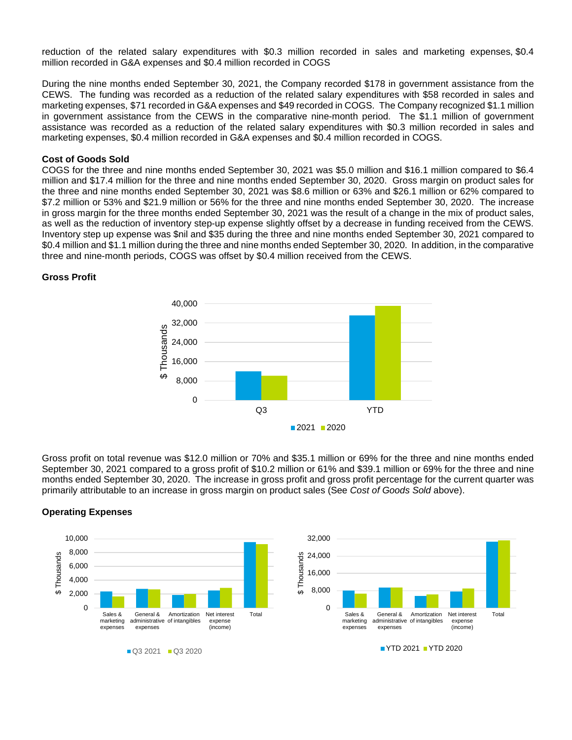reduction of the related salary expenditures with $0.3 million recorded in sales and marketing expenses, $0.4 million recorded in G&A expenses and $0.4 million recorded in COGS

During the nine months ended September 30, 2021, the Company recorded $178 in government assistance from the CEWS. The funding was recorded as a reduction of the related salary expenditures with $58 recorded in sales and marketing expenses, $71 recorded in G&A expenses and $49 recorded in COGS. The Company recognized $1.1 million in government assistance from the CEWS in the comparative nine-month period. The $1.1 million of government assistance was recorded as a reduction of the related salary expenditures with $0.3 million recorded in sales and marketing expenses, $0.4 million recorded in G&A expenses and $0.4 million recorded in COGS.

**Cost of Goods Sold**

COGS for the three and nine months ended September 30, 2021 was $5.0 million and $16.1 million compared to $6.4 million and $17.4 million for the three and nine months ended September 30, 2020. Gross margin on product sales for the three and nine months ended September 30, 2021 was $8.6 million or 63% and $26.1 million or 62% compared to $7.2 million or 53% and $21.9 million or 56% for the three and nine months ended September 30, 2020. The increase in gross margin for the three months ended September 30, 2021 was the result of a change in the mix of product sales, as well as the reduction of inventory step-up expense slightly offset by a decrease in funding received from the CEWS. Inventory step up expense was $nil and $35 during the three and nine months ended September 30, 2021 compared to $0.4 million and $1.1 million during the three and nine months ended September 30, 2020. In addition, in the comparative three and nine-month periods, COGS was offset by $0.4 million received from the CEWS.

**Gross Profit**

Gross profit on total revenue was $12.0 million or 70% and $35.1 million or 69% for the three and nine months ended September 30, 2021 compared to a gross profit of $10.2 million or 61% and $39.1 million or 69% for the three and nine months ended September 30, 2020. The increase in gross profit and gross profit percentage for the current quarter was primarily attributable to an increase in gross margin on product sales (See *Cost of Goods Sold* above).

**Operating Expenses**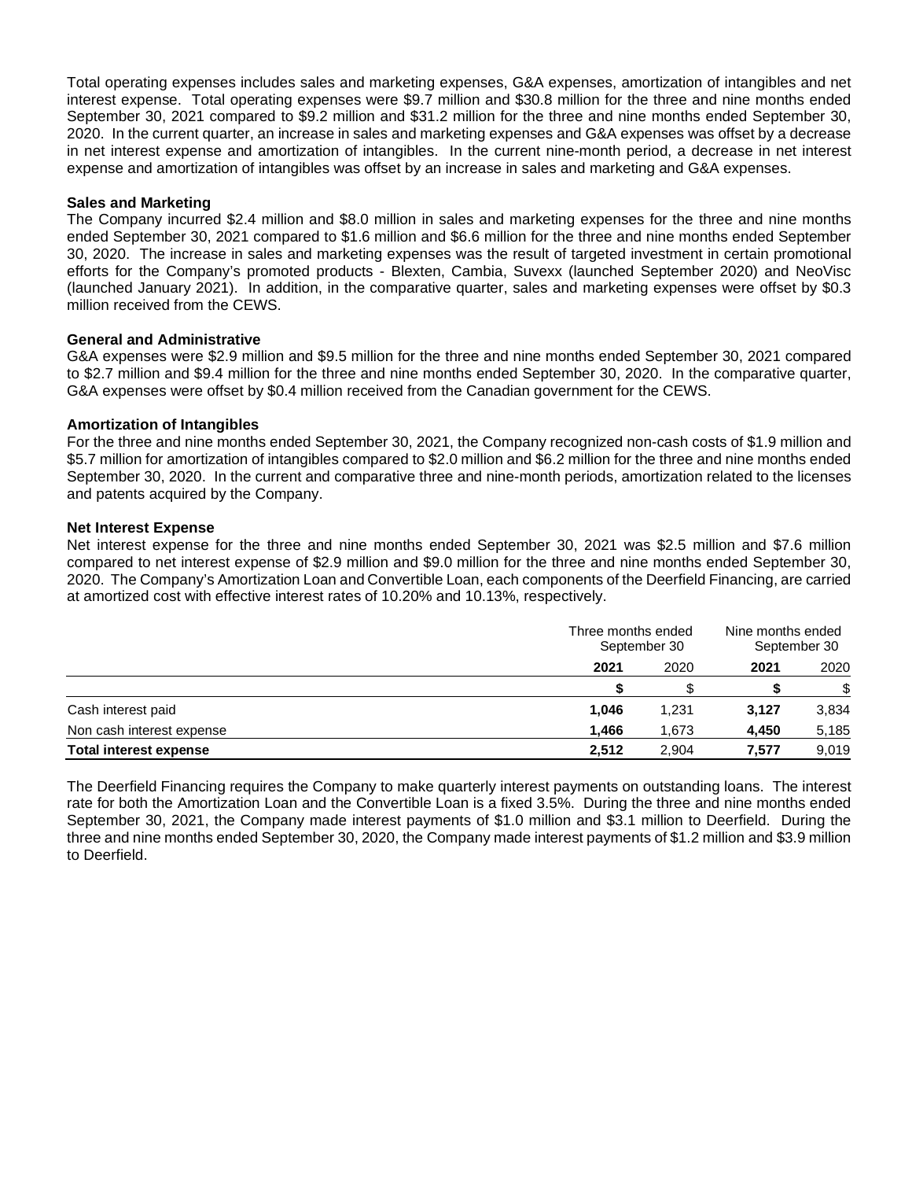Total operating expenses includes sales and marketing expenses, G&A expenses, amortization of intangibles and net interest expense. Total operating expenses were $9.7 million and $30.8 million for the three and nine months ended September 30, 2021 compared to $9.2 million and $31.2 million for the three and nine months ended September 30, 2020. In the current quarter, an increase in sales and marketing expenses and G&A expenses was offset by a decrease in net interest expense and amortization of intangibles. In the current nine-month period, a decrease in net interest expense and amortization of intangibles was offset by an increase in sales and marketing and G&A expenses.

**Sales and Marketing**

The Company incurred $2.4 million and $8.0 million in sales and marketing expenses for the three and nine months ended September 30, 2021 compared to $1.6 million and $6.6 million for the three and nine months ended September 30, 2020. The increase in sales and marketing expenses was the result of targeted investment in certain promotional efforts for the Company's promoted products - Blexten, Cambia, Suvexx (launched September 2020) and NeoVisc (launched January 2021). In addition, in the comparative quarter, sales and marketing expenses were offset by $0.3 million received from the CEWS.

**General and Administrative**

G&A expenses were $2.9 million and $9.5 million for the three and nine months ended September 30, 2021 compared to $2.7 million and $9.4 million for the three and nine months ended September 30, 2020. In the comparative quarter, G&A expenses were offset by $0.4 million received from the Canadian government for the CEWS.

**Amortization of Intangibles**

For the three and nine months ended September 30, 2021, the Company recognized non-cash costs of $1.9 million and $5.7 million for amortization of intangibles compared to $2.0 million and $6.2 million for the three and nine months ended September 30, 2020. In the current and comparative three and nine-month periods, amortization related to the licenses and patents acquired by the Company.

**Net Interest Expense**

Net interest expense for the three and nine months ended September 30, 2021 was $2.5 million and $7.6 million compared to net interest expense of $2.9 million and $9.0 million for the three and nine months ended September 30, 2020. The Company's Amortization Loan and Convertible Loan, each components of the Deerfield Financing, are carried at amortized cost with effective interest rates of 10.20% and 10.13%, respectively.

| | Three months ended September 30 | | Nine months ended September 30 | |
|---|---|---|---|---|
| | **2021** | 2020 | **2021** | 2020 |
| | **$** | $ | **$** | $ |
| Cash interest paid | **1,046** | 1,231 | **3,127** | 3,834 |
| Non cash interest expense | **1,466** | 1,673 | **4,450** | 5,185 |
| **Total interest expense** | **2,512** | 2,904 | **7,577** | 9,019 |

The Deerfield Financing requires the Company to make quarterly interest payments on outstanding loans. The interest rate for both the Amortization Loan and the Convertible Loan is a fixed 3.5%. During the three and nine months ended September 30, 2021, the Company made interest payments of $1.0 million and $3.1 million to Deerfield. During the three and nine months ended September 30, 2020, the Company made interest payments of $1.2 million and $3.9 million to Deerfield.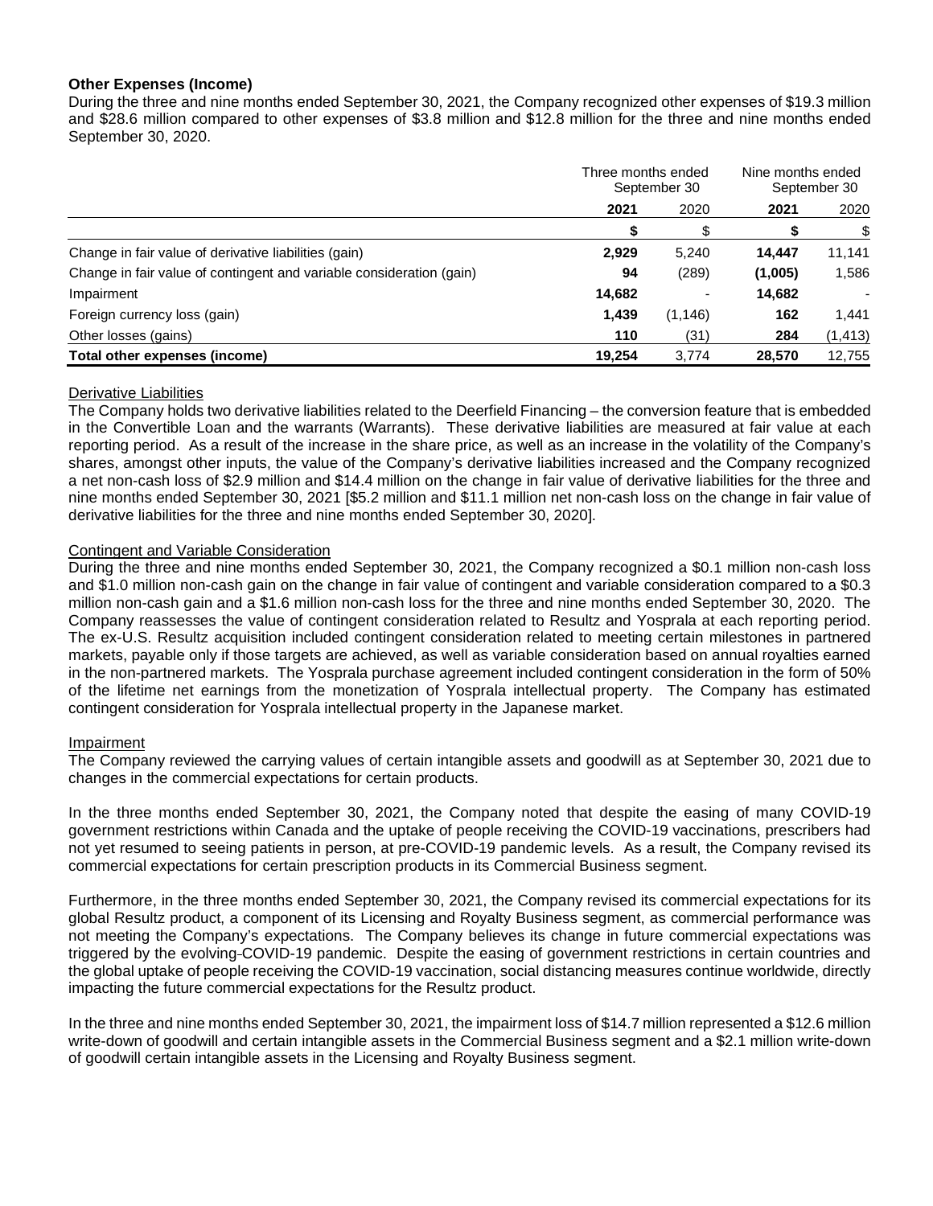### Other Expenses (Income)

During the three and nine months ended September 30, 2021, the Company recognized other expenses of $19.3 million and $28.6 million compared to other expenses of $3.8 million and $12.8 million for the three and nine months ended September 30, 2020.

| | Three months ended September 30 | | Nine months ended September 30 | |
|---|---|---|---|---|
| | **2021** | 2020 | **2021** | 2020 |
| | **$** | $ | **$** | $ |
| Change in fair value of derivative liabilities (gain) | **2,929** | 5,240 | **14,447** | 11,141 |
| Change in fair value of contingent and variable consideration (gain) | **94** | (289) | **(1,005)** | 1,586 |
| Impairment | **14,682** | - | **14,682** | - |
| Foreign currency loss (gain) | **1,439** | (1,146) | **162** | 1,441 |
| Other losses (gains) | **110** | (31) | **284** | (1,413) |
| **Total other expenses (income)** | **19,254** | 3,774 | **28,570** | 12,755 |

Derivative Liabilities

The Company holds two derivative liabilities related to the Deerfield Financing – the conversion feature that is embedded in the Convertible Loan and the warrants (Warrants). These derivative liabilities are measured at fair value at each reporting period. As a result of the increase in the share price, as well as an increase in the volatility of the Company's shares, amongst other inputs, the value of the Company's derivative liabilities increased and the Company recognized a net non-cash loss of $2.9 million and $14.4 million on the change in fair value of derivative liabilities for the three and nine months ended September 30, 2021 [$5.2 million and $11.1 million net non-cash loss on the change in fair value of derivative liabilities for the three and nine months ended September 30, 2020].

Contingent and Variable Consideration

During the three and nine months ended September 30, 2021, the Company recognized a $0.1 million non-cash loss and $1.0 million non-cash gain on the change in fair value of contingent and variable consideration compared to a $0.3 million non-cash gain and a $1.6 million non-cash loss for the three and nine months ended September 30, 2020. The Company reassesses the value of contingent consideration related to Resultz and Yosprala at each reporting period. The ex-U.S. Resultz acquisition included contingent consideration related to meeting certain milestones in partnered markets, payable only if those targets are achieved, as well as variable consideration based on annual royalties earned in the non-partnered markets. The Yosprala purchase agreement included contingent consideration in the form of 50% of the lifetime net earnings from the monetization of Yosprala intellectual property. The Company has estimated contingent consideration for Yosprala intellectual property in the Japanese market.

Impairment

The Company reviewed the carrying values of certain intangible assets and goodwill as at September 30, 2021 due to changes in the commercial expectations for certain products.

In the three months ended September 30, 2021, the Company noted that despite the easing of many COVID-19 government restrictions within Canada and the uptake of people receiving the COVID-19 vaccinations, prescribers had not yet resumed to seeing patients in person, at pre-COVID-19 pandemic levels. As a result, the Company revised its commercial expectations for certain prescription products in its Commercial Business segment.

Furthermore, in the three months ended September 30, 2021, the Company revised its commercial expectations for its global Resultz product, a component of its Licensing and Royalty Business segment, as commercial performance was not meeting the Company's expectations. The Company believes its change in future commercial expectations was triggered by the evolving COVID-19 pandemic. Despite the easing of government restrictions in certain countries and the global uptake of people receiving the COVID-19 vaccination, social distancing measures continue worldwide, directly impacting the future commercial expectations for the Resultz product.

In the three and nine months ended September 30, 2021, the impairment loss of $14.7 million represented a $12.6 million write-down of goodwill and certain intangible assets in the Commercial Business segment and a $2.1 million write-down of goodwill certain intangible assets in the Licensing and Royalty Business segment.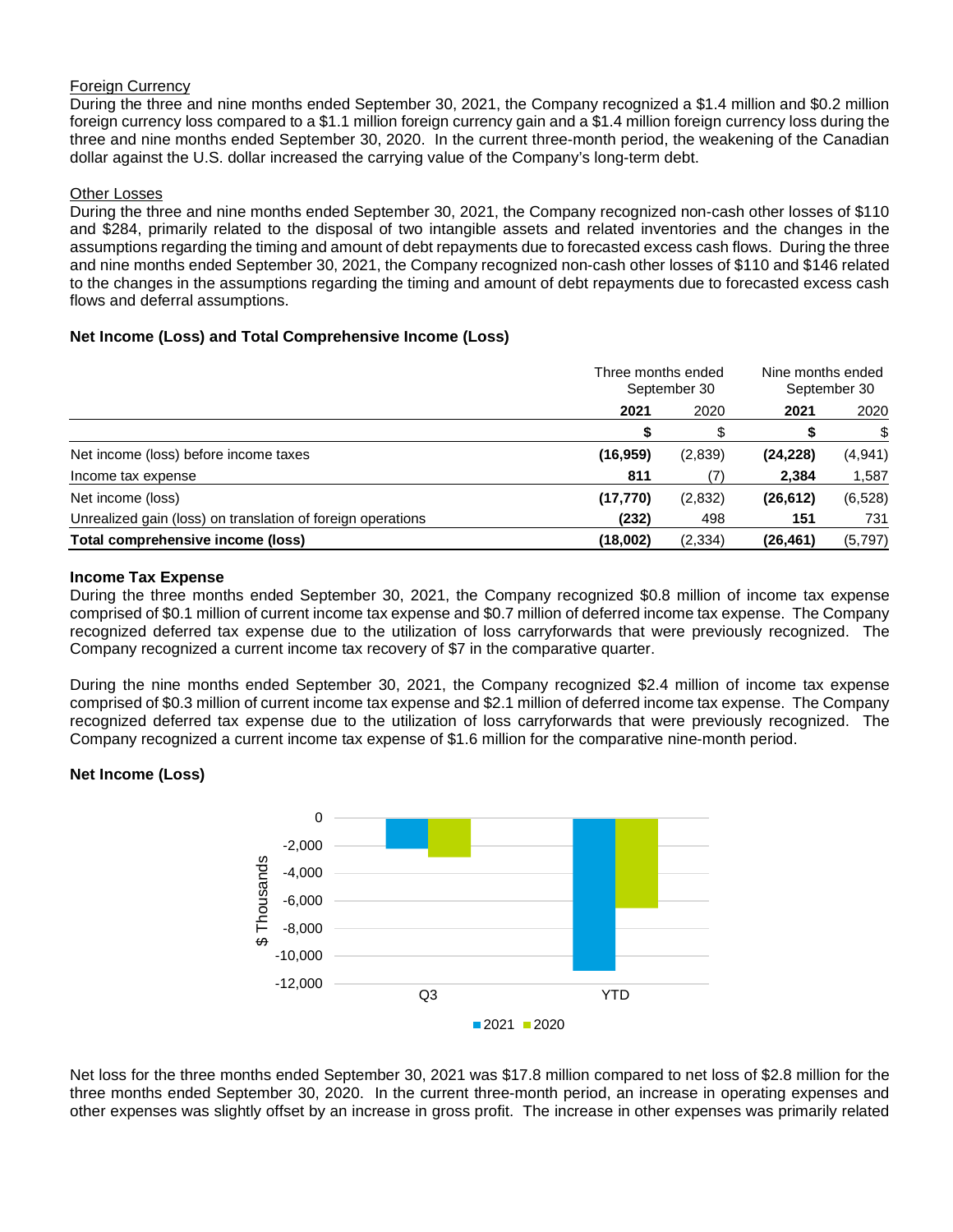<u>Foreign Currency</u>

During the three and nine months ended September 30, 2021, the Company recognized a $1.4 million and $0.2 million foreign currency loss compared to a $1.1 million foreign currency gain and a $1.4 million foreign currency loss during the three and nine months ended September 30, 2020. In the current three-month period, the weakening of the Canadian dollar against the U.S. dollar increased the carrying value of the Company's long-term debt.

<u>Other Losses</u>

During the three and nine months ended September 30, 2021, the Company recognized non-cash other losses of $110 and $284, primarily related to the disposal of two intangible assets and related inventories and the changes in the assumptions regarding the timing and amount of debt repayments due to forecasted excess cash flows. During the three and nine months ended September 30, 2021, the Company recognized non-cash other losses of $110 and $146 related to the changes in the assumptions regarding the timing and amount of debt repayments due to forecasted excess cash flows and deferral assumptions.

### Net Income (Loss) and Total Comprehensive Income (Loss)

| | Three months ended September 30 | | Nine months ended September 30 | |
|---|---|---|---|---|
| | **2021** | 2020 | **2021** | 2020 |
| | **$** | $ | **$** | $ |
| Net income (loss) before income taxes | **(16,959)** | (2,839) | **(24,228)** | (4,941) |
| Income tax expense | **811** | (7) | **2,384** | 1,587 |
| Net income (loss) | **(17,770)** | (2,832) | **(26,612)** | (6,528) |
| Unrealized gain (loss) on translation of foreign operations | **(232)** | 498 | **151** | 731 |
| **Total comprehensive income (loss)** | **(18,002)** | (2,334) | **(26,461)** | (5,797) |

### Income Tax Expense

During the three months ended September 30, 2021, the Company recognized $0.8 million of income tax expense comprised of $0.1 million of current income tax expense and $0.7 million of deferred income tax expense. The Company recognized deferred tax expense due to the utilization of loss carryforwards that were previously recognized. The Company recognized a current income tax recovery of $7 in the comparative quarter.

During the nine months ended September 30, 2021, the Company recognized $2.4 million of income tax expense comprised of $0.3 million of current income tax expense and $2.1 million of deferred income tax expense. The Company recognized deferred tax expense due to the utilization of loss carryforwards that were previously recognized. The Company recognized a current income tax expense of $1.6 million for the comparative nine-month period.

### Net Income (Loss)

Net loss for the three months ended September 30, 2021 was $17.8 million compared to net loss of $2.8 million for the three months ended September 30, 2020. In the current three-month period, an increase in operating expenses and other expenses was slightly offset by an increase in gross profit. The increase in other expenses was primarily related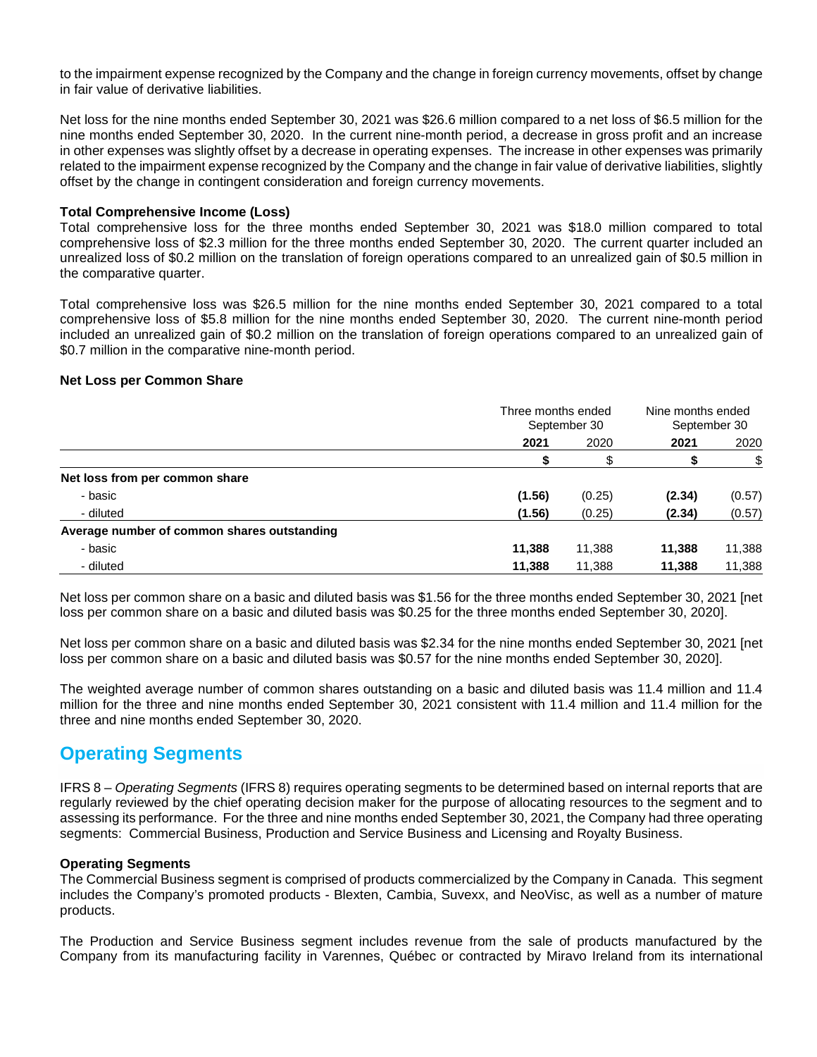to the impairment expense recognized by the Company and the change in foreign currency movements, offset by change in fair value of derivative liabilities.

Net loss for the nine months ended September 30, 2021 was $26.6 million compared to a net loss of $6.5 million for the nine months ended September 30, 2020. In the current nine-month period, a decrease in gross profit and an increase in other expenses was slightly offset by a decrease in operating expenses. The increase in other expenses was primarily related to the impairment expense recognized by the Company and the change in fair value of derivative liabilities, slightly offset by the change in contingent consideration and foreign currency movements.

**Total Comprehensive Income (Loss)**

Total comprehensive loss for the three months ended September 30, 2021 was $18.0 million compared to total comprehensive loss of $2.3 million for the three months ended September 30, 2020. The current quarter included an unrealized loss of $0.2 million on the translation of foreign operations compared to an unrealized gain of $0.5 million in the comparative quarter.

Total comprehensive loss was $26.5 million for the nine months ended September 30, 2021 compared to a total comprehensive loss of $5.8 million for the nine months ended September 30, 2020. The current nine-month period included an unrealized gain of $0.2 million on the translation of foreign operations compared to an unrealized gain of $0.7 million in the comparative nine-month period.

**Net Loss per Common Share**

| | Three months ended September 30 | | Nine months ended September 30 | |
|---|---|---|---|---|
| | **2021** | 2020 | **2021** | 2020 |
| | **$** | $ | **$** | $ |
| **Net loss from per common share** | | | | |
| - basic | **(1.56)** | (0.25) | **(2.34)** | (0.57) |
| - diluted | **(1.56)** | (0.25) | **(2.34)** | (0.57) |
| **Average number of common shares outstanding** | | | | |
| - basic | **11,388** | 11,388 | **11,388** | 11,388 |
| - diluted | **11,388** | 11,388 | **11,388** | 11,388 |

Net loss per common share on a basic and diluted basis was $1.56 for the three months ended September 30, 2021 [net loss per common share on a basic and diluted basis was $0.25 for the three months ended September 30, 2020].

Net loss per common share on a basic and diluted basis was $2.34 for the nine months ended September 30, 2021 [net loss per common share on a basic and diluted basis was $0.57 for the nine months ended September 30, 2020].

The weighted average number of common shares outstanding on a basic and diluted basis was 11.4 million and 11.4 million for the three and nine months ended September 30, 2021 consistent with 11.4 million and 11.4 million for the three and nine months ended September 30, 2020.

## Operating Segments

IFRS 8 – *Operating Segments* (IFRS 8) requires operating segments to be determined based on internal reports that are regularly reviewed by the chief operating decision maker for the purpose of allocating resources to the segment and to assessing its performance. For the three and nine months ended September 30, 2021, the Company had three operating segments: Commercial Business, Production and Service Business and Licensing and Royalty Business.

**Operating Segments**

The Commercial Business segment is comprised of products commercialized by the Company in Canada. This segment includes the Company's promoted products - Blexten, Cambia, Suvexx, and NeoVisc, as well as a number of mature products.

The Production and Service Business segment includes revenue from the sale of products manufactured by the Company from its manufacturing facility in Varennes, Québec or contracted by Miravo Ireland from its international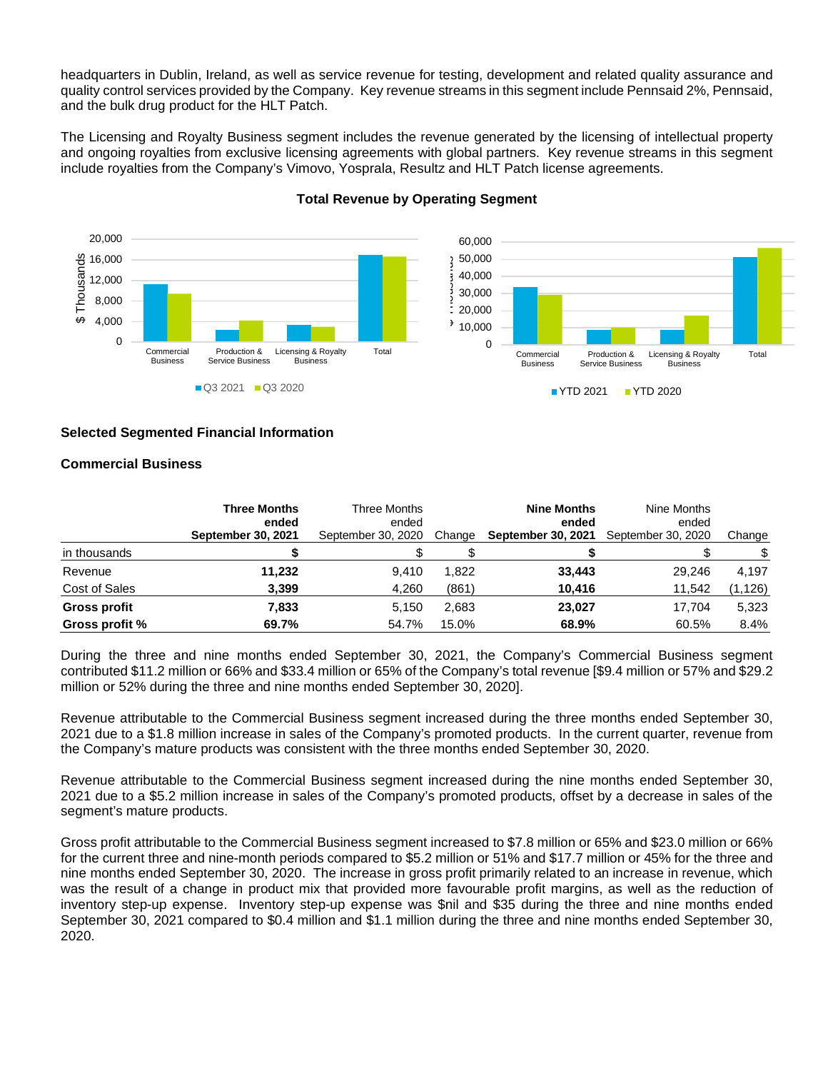headquarters in Dublin, Ireland, as well as service revenue for testing, development and related quality assurance and quality control services provided by the Company. Key revenue streams in this segment include Pennsaid 2%, Pennsaid, and the bulk drug product for the HLT Patch.

The Licensing and Royalty Business segment includes the revenue generated by the licensing of intellectual property and ongoing royalties from exclusive licensing agreements with global partners. Key revenue streams in this segment include royalties from the Company's Vimovo, Yosprala, Resultz and HLT Patch license agreements.

**Total Revenue by Operating Segment**

## Selected Segmented Financial Information

### Commercial Business

| | **Three Months ended September 30, 2021** | Three Months ended September 30, 2020 | Change | **Nine Months ended September 30, 2021** | Nine Months ended September 30, 2020 | Change |
|---|---|---|---|---|---|---|
| in thousands | **$** | $ | $ | **$** | $ | $ |
| Revenue | **11,232** | 9,410 | 1,822 | **33,443** | 29,246 | 4,197 |
| Cost of Sales | **3,399** | 4,260 | (861) | **10,416** | 11,542 | (1,126) |
| **Gross profit** | **7,833** | 5,150 | 2,683 | **23,027** | 17,704 | 5,323 |
| **Gross profit %** | **69.7%** | 54.7% | 15.0% | **68.9%** | 60.5% | 8.4% |

During the three and nine months ended September 30, 2021, the Company's Commercial Business segment contributed $11.2 million or 66% and $33.4 million or 65% of the Company's total revenue [$9.4 million or 57% and $29.2 million or 52% during the three and nine months ended September 30, 2020].

Revenue attributable to the Commercial Business segment increased during the three months ended September 30, 2021 due to a $1.8 million increase in sales of the Company's promoted products. In the current quarter, revenue from the Company's mature products was consistent with the three months ended September 30, 2020.

Revenue attributable to the Commercial Business segment increased during the nine months ended September 30, 2021 due to a $5.2 million increase in sales of the Company's promoted products, offset by a decrease in sales of the segment's mature products.

Gross profit attributable to the Commercial Business segment increased to $7.8 million or 65% and $23.0 million or 66% for the current three and nine-month periods compared to $5.2 million or 51% and $17.7 million or 45% for the three and nine months ended September 30, 2020. The increase in gross profit primarily related to an increase in revenue, which was the result of a change in product mix that provided more favourable profit margins, as well as the reduction of inventory step-up expense. Inventory step-up expense was $nil and $35 during the three and nine months ended September 30, 2021 compared to $0.4 million and $1.1 million during the three and nine months ended September 30, 2020.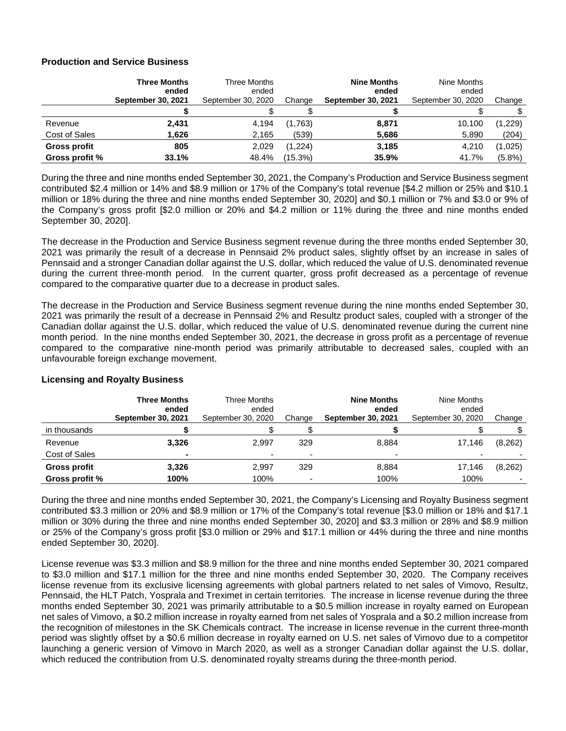### Production and Service Business

| | **Three Months ended September 30, 2021** | Three Months ended September 30, 2020 | Change | **Nine Months ended September 30, 2021** | Nine Months ended September 30, 2020 | Change |
|---|---|---|---|---|---|---|
| | **$** | $ | $ | **$** | $ | $ |
| Revenue | **2,431** | 4,194 | (1,763) | **8,871** | 10,100 | (1,229) |
| Cost of Sales | **1,626** | 2,165 | (539) | **5,686** | 5,890 | (204) |
| **Gross profit** | **805** | 2,029 | (1,224) | **3,185** | 4,210 | (1,025) |
| **Gross profit %** | **33.1%** | 48.4% | (15.3%) | **35.9%** | 41.7% | (5.8%) |

During the three and nine months ended September 30, 2021, the Company's Production and Service Business segment contributed $2.4 million or 14% and $8.9 million or 17% of the Company's total revenue [$4.2 million or 25% and $10.1 million or 18% during the three and nine months ended September 30, 2020] and $0.1 million or 7% and $3.0 or 9% of the Company's gross profit [$2.0 million or 20% and $4.2 million or 11% during the three and nine months ended September 30, 2020].

The decrease in the Production and Service Business segment revenue during the three months ended September 30, 2021 was primarily the result of a decrease in Pennsaid 2% product sales, slightly offset by an increase in sales of Pennsaid and a stronger Canadian dollar against the U.S. dollar, which reduced the value of U.S. denominated revenue during the current three-month period. In the current quarter, gross profit decreased as a percentage of revenue compared to the comparative quarter due to a decrease in product sales.

The decrease in the Production and Service Business segment revenue during the nine months ended September 30, 2021 was primarily the result of a decrease in Pennsaid 2% and Resultz product sales, coupled with a stronger of the Canadian dollar against the U.S. dollar, which reduced the value of U.S. denominated revenue during the current nine month period. In the nine months ended September 30, 2021, the decrease in gross profit as a percentage of revenue compared to the comparative nine-month period was primarily attributable to decreased sales, coupled with an unfavourable foreign exchange movement.

### Licensing and Royalty Business

| | **Three Months ended September 30, 2021** | Three Months ended September 30, 2020 | Change | **Nine Months ended September 30, 2021** | Nine Months ended September 30, 2020 | Change |
|---|---|---|---|---|---|---|
| in thousands | **$** | $ | $ | **$** | $ | $ |
| Revenue | **3,326** | 2,997 | 329 | 8,884 | 17,146 | (8,262) |
| Cost of Sales | **-** | - | - | - | - | - |
| **Gross profit** | **3,326** | 2,997 | 329 | 8,884 | 17,146 | (8,262) |
| **Gross profit %** | **100%** | 100% | - | 100% | 100% | - |

During the three and nine months ended September 30, 2021, the Company's Licensing and Royalty Business segment contributed $3.3 million or 20% and $8.9 million or 17% of the Company's total revenue [$3.0 million or 18% and $17.1 million or 30% during the three and nine months ended September 30, 2020] and $3.3 million or 28% and $8.9 million or 25% of the Company's gross profit [$3.0 million or 29% and $17.1 million or 44% during the three and nine months ended September 30, 2020].

License revenue was $3.3 million and $8.9 million for the three and nine months ended September 30, 2021 compared to $3.0 million and $17.1 million for the three and nine months ended September 30, 2020. The Company receives license revenue from its exclusive licensing agreements with global partners related to net sales of Vimovo, Resultz, Pennsaid, the HLT Patch, Yosprala and Treximet in certain territories. The increase in license revenue during the three months ended September 30, 2021 was primarily attributable to a $0.5 million increase in royalty earned on European net sales of Vimovo, a $0.2 million increase in royalty earned from net sales of Yosprala and a $0.2 million increase from the recognition of milestones in the SK Chemicals contract. The increase in license revenue in the current three-month period was slightly offset by a $0.6 million decrease in royalty earned on U.S. net sales of Vimovo due to a competitor launching a generic version of Vimovo in March 2020, as well as a stronger Canadian dollar against the U.S. dollar, which reduced the contribution from U.S. denominated royalty streams during the three-month period.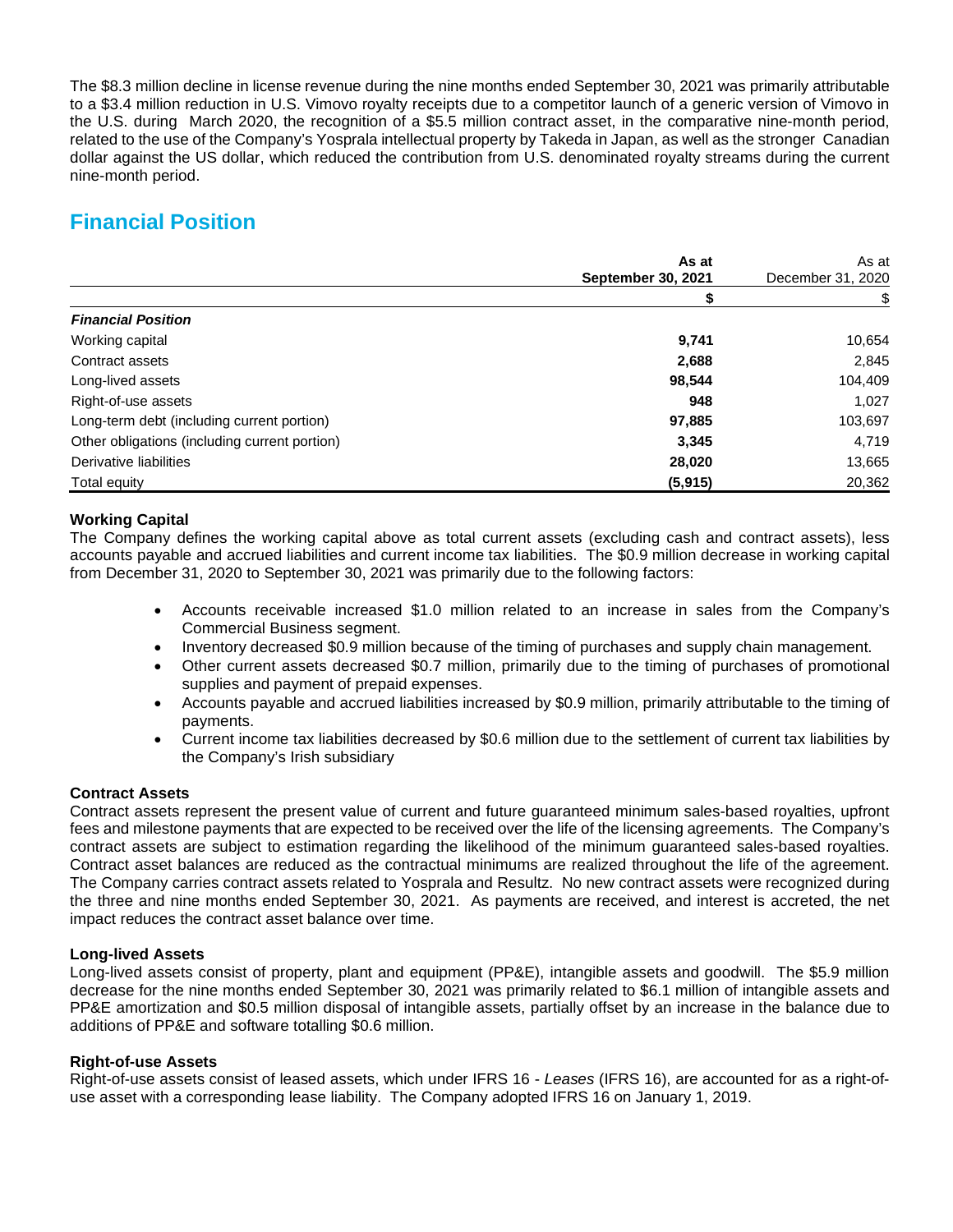The $8.3 million decline in license revenue during the nine months ended September 30, 2021 was primarily attributable to a $3.4 million reduction in U.S. Vimovo royalty receipts due to a competitor launch of a generic version of Vimovo in the U.S. during March 2020, the recognition of a $5.5 million contract asset, in the comparative nine-month period, related to the use of the Company's Yosprala intellectual property by Takeda in Japan, as well as the stronger Canadian dollar against the US dollar, which reduced the contribution from U.S. denominated royalty streams during the current nine-month period.

## Financial Position

| | **As at September 30, 2021** | As at December 31, 2020 |
|---|---|---|
| | **$** | $ |
| ***Financial Position*** | | |
| Working capital | **9,741** | 10,654 |
| Contract assets | **2,688** | 2,845 |
| Long-lived assets | **98,544** | 104,409 |
| Right-of-use assets | **948** | 1,027 |
| Long-term debt (including current portion) | **97,885** | 103,697 |
| Other obligations (including current portion) | **3,345** | 4,719 |
| Derivative liabilities | **28,020** | 13,665 |
| Total equity | **(5,915)** | 20,362 |

**Working Capital**

The Company defines the working capital above as total current assets (excluding cash and contract assets), less accounts payable and accrued liabilities and current income tax liabilities. The $0.9 million decrease in working capital from December 31, 2020 to September 30, 2021 was primarily due to the following factors:

- Accounts receivable increased $1.0 million related to an increase in sales from the Company's Commercial Business segment.
- Inventory decreased $0.9 million because of the timing of purchases and supply chain management.
- Other current assets decreased $0.7 million, primarily due to the timing of purchases of promotional supplies and payment of prepaid expenses.
- Accounts payable and accrued liabilities increased by $0.9 million, primarily attributable to the timing of payments.
- Current income tax liabilities decreased by $0.6 million due to the settlement of current tax liabilities by the Company's Irish subsidiary

**Contract Assets**

Contract assets represent the present value of current and future guaranteed minimum sales-based royalties, upfront fees and milestone payments that are expected to be received over the life of the licensing agreements. The Company's contract assets are subject to estimation regarding the likelihood of the minimum guaranteed sales-based royalties. Contract asset balances are reduced as the contractual minimums are realized throughout the life of the agreement. The Company carries contract assets related to Yosprala and Resultz. No new contract assets were recognized during the three and nine months ended September 30, 2021. As payments are received, and interest is accreted, the net impact reduces the contract asset balance over time.

**Long-lived Assets**

Long-lived assets consist of property, plant and equipment (PP&E), intangible assets and goodwill. The $5.9 million decrease for the nine months ended September 30, 2021 was primarily related to $6.1 million of intangible assets and PP&E amortization and $0.5 million disposal of intangible assets, partially offset by an increase in the balance due to additions of PP&E and software totalling $0.6 million.

**Right-of-use Assets**

Right-of-use assets consist of leased assets, which under IFRS 16 - *Leases* (IFRS 16), are accounted for as a right-of-use asset with a corresponding lease liability. The Company adopted IFRS 16 on January 1, 2019.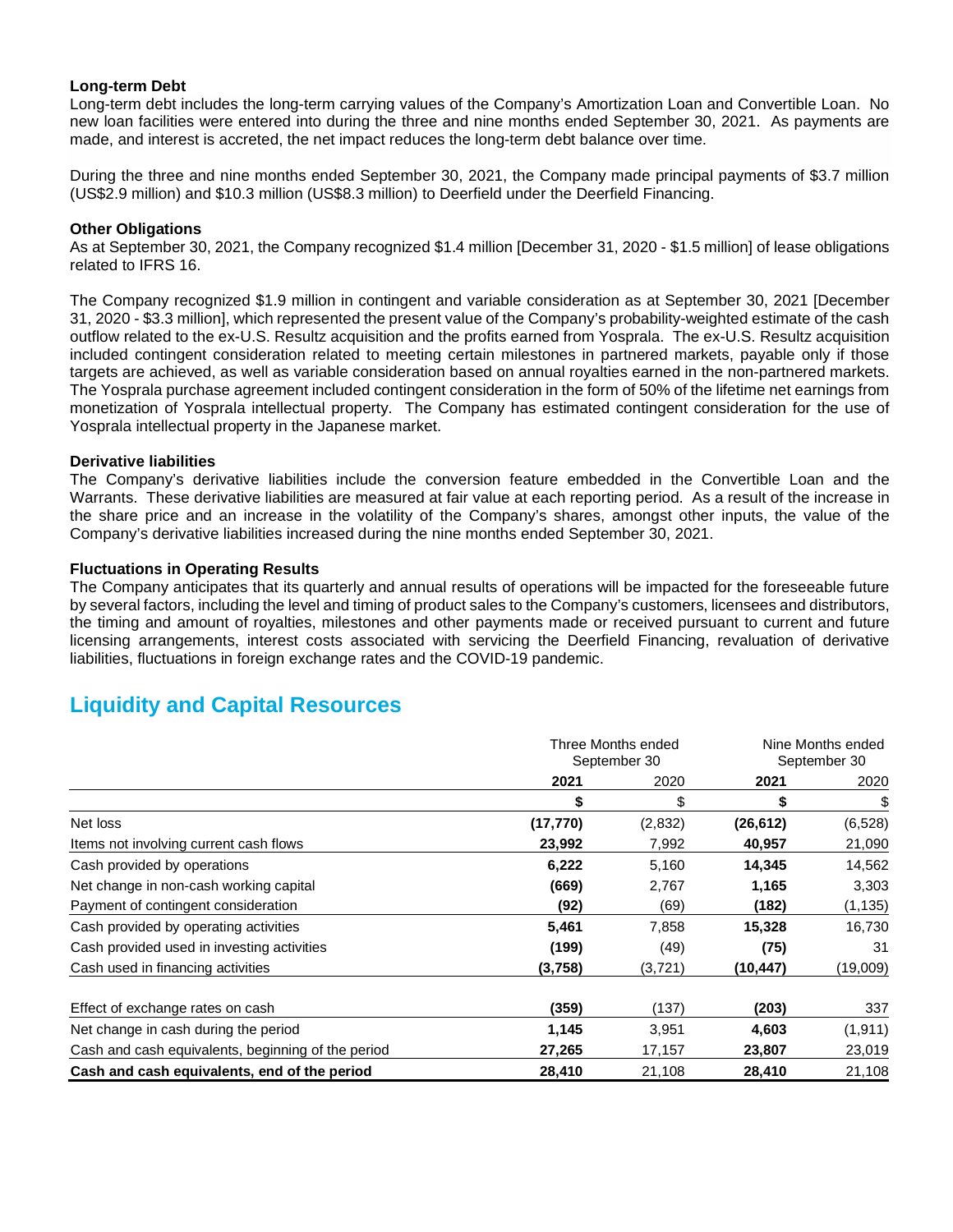### Long-term Debt

Long-term debt includes the long-term carrying values of the Company's Amortization Loan and Convertible Loan. No new loan facilities were entered into during the three and nine months ended September 30, 2021. As payments are made, and interest is accreted, the net impact reduces the long-term debt balance over time.

During the three and nine months ended September 30, 2021, the Company made principal payments of $3.7 million (US$2.9 million) and $10.3 million (US$8.3 million) to Deerfield under the Deerfield Financing.

### Other Obligations

As at September 30, 2021, the Company recognized $1.4 million [December 31, 2020 - $1.5 million] of lease obligations related to IFRS 16.

The Company recognized $1.9 million in contingent and variable consideration as at September 30, 2021 [December 31, 2020 - $3.3 million], which represented the present value of the Company's probability-weighted estimate of the cash outflow related to the ex-U.S. Resultz acquisition and the profits earned from Yosprala. The ex-U.S. Resultz acquisition included contingent consideration related to meeting certain milestones in partnered markets, payable only if those targets are achieved, as well as variable consideration based on annual royalties earned in the non-partnered markets. The Yosprala purchase agreement included contingent consideration in the form of 50% of the lifetime net earnings from monetization of Yosprala intellectual property. The Company has estimated contingent consideration for the use of Yosprala intellectual property in the Japanese market.

### Derivative liabilities

The Company's derivative liabilities include the conversion feature embedded in the Convertible Loan and the Warrants. These derivative liabilities are measured at fair value at each reporting period. As a result of the increase in the share price and an increase in the volatility of the Company's shares, amongst other inputs, the value of the Company's derivative liabilities increased during the nine months ended September 30, 2021.

### Fluctuations in Operating Results

The Company anticipates that its quarterly and annual results of operations will be impacted for the foreseeable future by several factors, including the level and timing of product sales to the Company's customers, licensees and distributors, the timing and amount of royalties, milestones and other payments made or received pursuant to current and future licensing arrangements, interest costs associated with servicing the Deerfield Financing, revaluation of derivative liabilities, fluctuations in foreign exchange rates and the COVID-19 pandemic.

## Liquidity and Capital Resources

| | Three Months ended September 30 | | Nine Months ended September 30 | |
|---|---|---|---|---|
| | **2021** | 2020 | **2021** | 2020 |
| | **$** | $ | **$** | $ |
| Net loss | **(17,770)** | (2,832) | **(26,612)** | (6,528) |
| Items not involving current cash flows | **23,992** | 7,992 | **40,957** | 21,090 |
| Cash provided by operations | **6,222** | 5,160 | **14,345** | 14,562 |
| Net change in non-cash working capital | **(669)** | 2,767 | **1,165** | 3,303 |
| Payment of contingent consideration | **(92)** | (69) | **(182)** | (1,135) |
| Cash provided by operating activities | **5,461** | 7,858 | **15,328** | 16,730 |
| Cash provided used in investing activities | **(199)** | (49) | **(75)** | 31 |
| Cash used in financing activities | **(3,758)** | (3,721) | **(10,447)** | (19,009) |
| Effect of exchange rates on cash | **(359)** | (137) | **(203)** | 337 |
| Net change in cash during the period | **1,145** | 3,951 | **4,603** | (1,911) |
| Cash and cash equivalents, beginning of the period | **27,265** | 17,157 | **23,807** | 23,019 |
| **Cash and cash equivalents, end of the period** | **28,410** | 21,108 | **28,410** | 21,108 |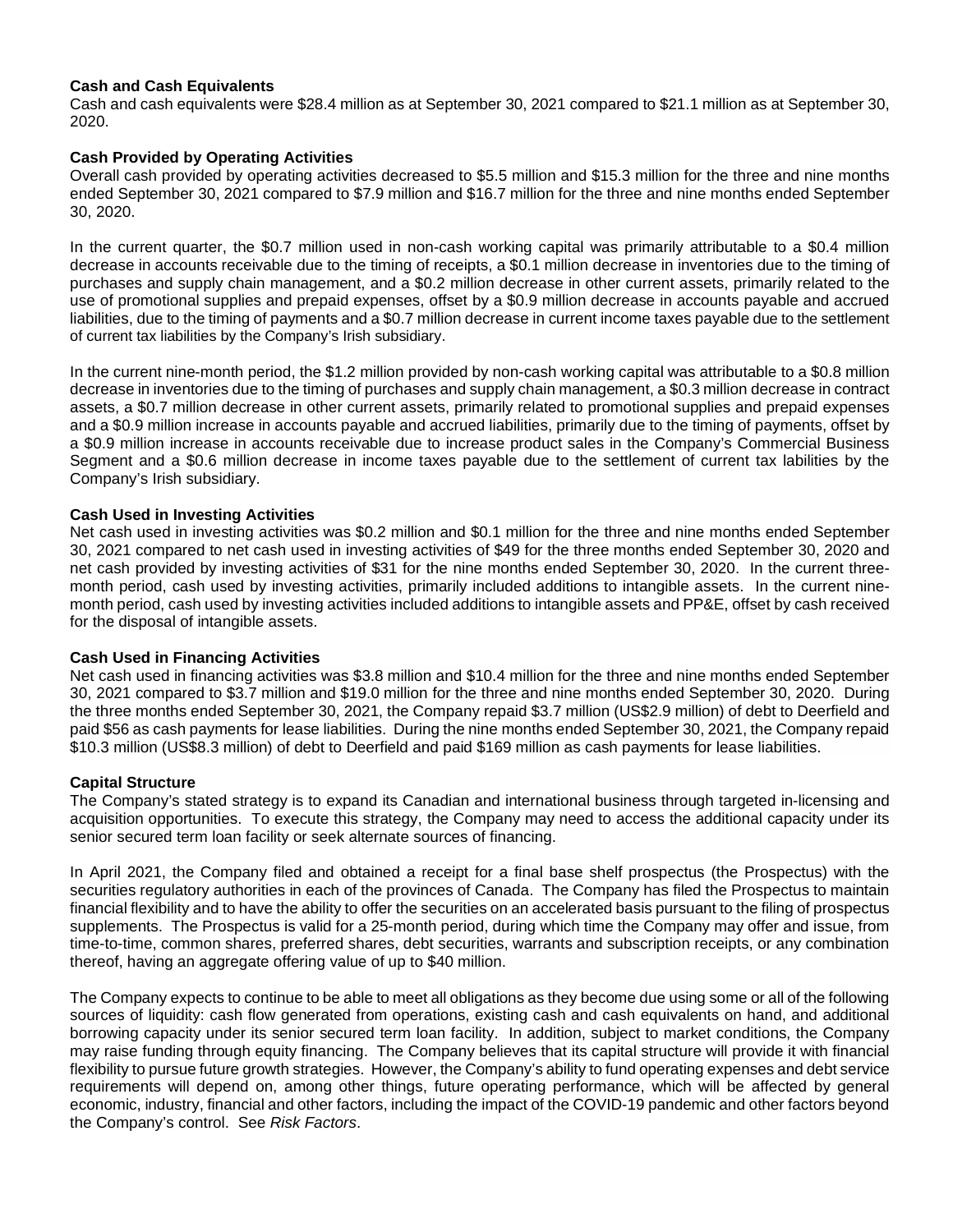**Cash and Cash Equivalents**

Cash and cash equivalents were $28.4 million as at September 30, 2021 compared to $21.1 million as at September 30, 2020.

**Cash Provided by Operating Activities**

Overall cash provided by operating activities decreased to $5.5 million and $15.3 million for the three and nine months ended September 30, 2021 compared to $7.9 million and $16.7 million for the three and nine months ended September 30, 2020.

In the current quarter, the $0.7 million used in non-cash working capital was primarily attributable to a $0.4 million decrease in accounts receivable due to the timing of receipts, a $0.1 million decrease in inventories due to the timing of purchases and supply chain management, and a $0.2 million decrease in other current assets, primarily related to the use of promotional supplies and prepaid expenses, offset by a $0.9 million decrease in accounts payable and accrued liabilities, due to the timing of payments and a $0.7 million decrease in current income taxes payable due to the settlement of current tax liabilities by the Company's Irish subsidiary.

In the current nine-month period, the $1.2 million provided by non-cash working capital was attributable to a $0.8 million decrease in inventories due to the timing of purchases and supply chain management, a $0.3 million decrease in contract assets, a $0.7 million decrease in other current assets, primarily related to promotional supplies and prepaid expenses and a $0.9 million increase in accounts payable and accrued liabilities, primarily due to the timing of payments, offset by a $0.9 million increase in accounts receivable due to increase product sales in the Company's Commercial Business Segment and a $0.6 million decrease in income taxes payable due to the settlement of current tax labilities by the Company's Irish subsidiary.

**Cash Used in Investing Activities**

Net cash used in investing activities was $0.2 million and $0.1 million for the three and nine months ended September 30, 2021 compared to net cash used in investing activities of $49 for the three months ended September 30, 2020 and net cash provided by investing activities of $31 for the nine months ended September 30, 2020. In the current three-month period, cash used by investing activities, primarily included additions to intangible assets. In the current nine-month period, cash used by investing activities included additions to intangible assets and PP&E, offset by cash received for the disposal of intangible assets.

**Cash Used in Financing Activities**

Net cash used in financing activities was $3.8 million and $10.4 million for the three and nine months ended September 30, 2021 compared to $3.7 million and $19.0 million for the three and nine months ended September 30, 2020. During the three months ended September 30, 2021, the Company repaid $3.7 million (US$2.9 million) of debt to Deerfield and paid $56 as cash payments for lease liabilities. During the nine months ended September 30, 2021, the Company repaid $10.3 million (US$8.3 million) of debt to Deerfield and paid $169 million as cash payments for lease liabilities.

**Capital Structure**

The Company's stated strategy is to expand its Canadian and international business through targeted in-licensing and acquisition opportunities. To execute this strategy, the Company may need to access the additional capacity under its senior secured term loan facility or seek alternate sources of financing.

In April 2021, the Company filed and obtained a receipt for a final base shelf prospectus (the Prospectus) with the securities regulatory authorities in each of the provinces of Canada. The Company has filed the Prospectus to maintain financial flexibility and to have the ability to offer the securities on an accelerated basis pursuant to the filing of prospectus supplements. The Prospectus is valid for a 25-month period, during which time the Company may offer and issue, from time-to-time, common shares, preferred shares, debt securities, warrants and subscription receipts, or any combination thereof, having an aggregate offering value of up to $40 million.

The Company expects to continue to be able to meet all obligations as they become due using some or all of the following sources of liquidity: cash flow generated from operations, existing cash and cash equivalents on hand, and additional borrowing capacity under its senior secured term loan facility. In addition, subject to market conditions, the Company may raise funding through equity financing. The Company believes that its capital structure will provide it with financial flexibility to pursue future growth strategies. However, the Company's ability to fund operating expenses and debt service requirements will depend on, among other things, future operating performance, which will be affected by general economic, industry, financial and other factors, including the impact of the COVID-19 pandemic and other factors beyond the Company's control. See *Risk Factors*.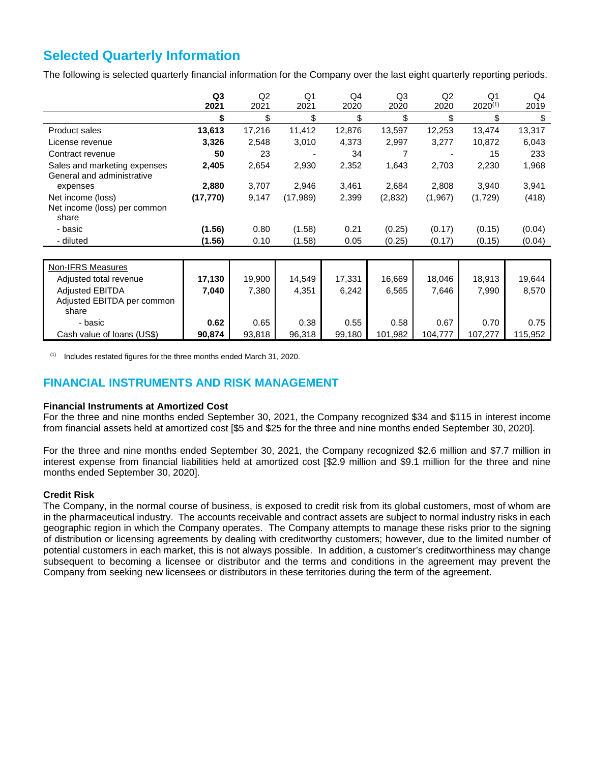## Selected Quarterly Information

The following is selected quarterly financial information for the Company over the last eight quarterly reporting periods.

| | **Q3 2021** | Q2 2021 | Q1 2021 | Q4 2020 | Q3 2020 | Q2 2020 | Q1 2020[(1)] | Q4 2019 |
|---|---|---|---|---|---|---|---|---|
| | **$** | $ | $ | $ | $ | $ | $ | $ |
| Product sales | **13,613** | 17,216 | 11,412 | 12,876 | 13,597 | 12,253 | 13,474 | 13,317 |
| License revenue | **3,326** | 2,548 | 3,010 | 4,373 | 2,997 | 3,277 | 10,872 | 6,043 |
| Contract revenue | **50** | 23 | - | 34 | 7 | - | 15 | 233 |
| Sales and marketing expenses | **2,405** | 2,654 | 2,930 | 2,352 | 1,643 | 2,703 | 2,230 | 1,968 |
| General and administrative expenses | **2,880** | 3,707 | 2,946 | 3,461 | 2,684 | 2,808 | 3,940 | 3,941 |
| Net income (loss) | **(17,770)** | 9,147 | (17,989) | 2,399 | (2,832) | (1,967) | (1,729) | (418) |
| Net income (loss) per common share | | | | | | | | |
| - basic | **(1.56)** | 0.80 | (1.58) | 0.21 | (0.25) | (0.17) | (0.15) | (0.04) |
| - diluted | **(1.56)** | 0.10 | (1.58) | 0.05 | (0.25) | (0.17) | (0.15) | (0.04) |
| Non-IFRS Measures | | | | | | | | |
| Adjusted total revenue | **17,130** | 19,900 | 14,549 | 17,331 | 16,669 | 18,046 | 18,913 | 19,644 |
| Adjusted EBITDA | **7,040** | 7,380 | 4,351 | 6,242 | 6,565 | 7,646 | 7,990 | 8,570 |
| Adjusted EBITDA per common share | | | | | | | | |
| - basic | **0.62** | 0.65 | 0.38 | 0.55 | 0.58 | 0.67 | 0.70 | 0.75 |
| Cash value of loans (US$) | **90,874** | 93,818 | 96,318 | 99,180 | 101,982 | 104,777 | 107,277 | 115,952 |

[(1)] Includes restated figures for the three months ended March 31, 2020.

## FINANCIAL INSTRUMENTS AND RISK MANAGEMENT

**Financial Instruments at Amortized Cost**

For the three and nine months ended September 30, 2021, the Company recognized $34 and $115 in interest income from financial assets held at amortized cost [$5 and $25 for the three and nine months ended September 30, 2020].

For the three and nine months ended September 30, 2021, the Company recognized $2.6 million and $7.7 million in interest expense from financial liabilities held at amortized cost [$2.9 million and $9.1 million for the three and nine months ended September 30, 2020].

**Credit Risk**

The Company, in the normal course of business, is exposed to credit risk from its global customers, most of whom are in the pharmaceutical industry. The accounts receivable and contract assets are subject to normal industry risks in each geographic region in which the Company operates. The Company attempts to manage these risks prior to the signing of distribution or licensing agreements by dealing with creditworthy customers; however, due to the limited number of potential customers in each market, this is not always possible. In addition, a customer's creditworthiness may change subsequent to becoming a licensee or distributor and the terms and conditions in the agreement may prevent the Company from seeking new licensees or distributors in these territories during the term of the agreement.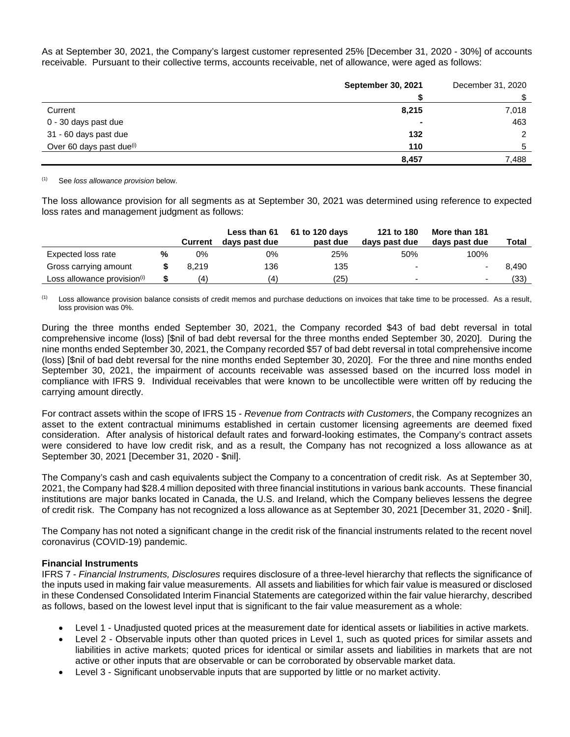As at September 30, 2021, the Company's largest customer represented 25% [December 31, 2020 - 30%] of accounts receivable. Pursuant to their collective terms, accounts receivable, net of allowance, were aged as follows:

| | **September 30, 2021** | December 31, 2020 |
|---|---|---|
| | **$** | $ |
| Current | **8,215** | 7,018 |
| 0 - 30 days past due | **-** | 463 |
| 31 - 60 days past due | **132** | 2 |
| Over 60 days past due[(i)] | **110** | 5 |
| | **8,457** | 7,488 |

[(1)] See *loss allowance provision* below.

The loss allowance provision for all segments as at September 30, 2021 was determined using reference to expected loss rates and management judgment as follows:

| | | Current | Less than 61 days past due | 61 to 120 days past due | 121 to 180 days past due | More than 181 days past due | Total |
|---|---|---|---|---|---|---|---|
| Expected loss rate | % | 0% | 0% | 25% | 50% | 100% | |
| Gross carrying amount | $ | 8,219 | 136 | 135 | - | - | 8,490 |
| Loss allowance provision[(i)] | $ | (4) | (4) | (25) | - | - | (33) |

[(1)] Loss allowance provision balance consists of credit memos and purchase deductions on invoices that take time to be processed. As a result, loss provision was 0%.

During the three months ended September 30, 2021, the Company recorded $43 of bad debt reversal in total comprehensive income (loss) [$nil of bad debt reversal for the three months ended September 30, 2020]. During the nine months ended September 30, 2021, the Company recorded $57 of bad debt reversal in total comprehensive income (loss) [$nil of bad debt reversal for the nine months ended September 30, 2020]. For the three and nine months ended September 30, 2021, the impairment of accounts receivable was assessed based on the incurred loss model in compliance with IFRS 9. Individual receivables that were known to be uncollectible were written off by reducing the carrying amount directly.

For contract assets within the scope of IFRS 15 - *Revenue from Contracts with Customers*, the Company recognizes an asset to the extent contractual minimums established in certain customer licensing agreements are deemed fixed consideration. After analysis of historical default rates and forward-looking estimates, the Company's contract assets were considered to have low credit risk, and as a result, the Company has not recognized a loss allowance as at September 30, 2021 [December 31, 2020 - $nil].

The Company's cash and cash equivalents subject the Company to a concentration of credit risk. As at September 30, 2021, the Company had $28.4 million deposited with three financial institutions in various bank accounts. These financial institutions are major banks located in Canada, the U.S. and Ireland, which the Company believes lessens the degree of credit risk. The Company has not recognized a loss allowance as at September 30, 2021 [December 31, 2020 - $nil].

The Company has not noted a significant change in the credit risk of the financial instruments related to the recent novel coronavirus (COVID-19) pandemic.

**Financial Instruments**

IFRS 7 - *Financial Instruments, Disclosures* requires disclosure of a three-level hierarchy that reflects the significance of the inputs used in making fair value measurements. All assets and liabilities for which fair value is measured or disclosed in these Condensed Consolidated Interim Financial Statements are categorized within the fair value hierarchy, described as follows, based on the lowest level input that is significant to the fair value measurement as a whole:

- Level 1 - Unadjusted quoted prices at the measurement date for identical assets or liabilities in active markets.
- Level 2 - Observable inputs other than quoted prices in Level 1, such as quoted prices for similar assets and liabilities in active markets; quoted prices for identical or similar assets and liabilities in markets that are not active or other inputs that are observable or can be corroborated by observable market data.
- Level 3 - Significant unobservable inputs that are supported by little or no market activity.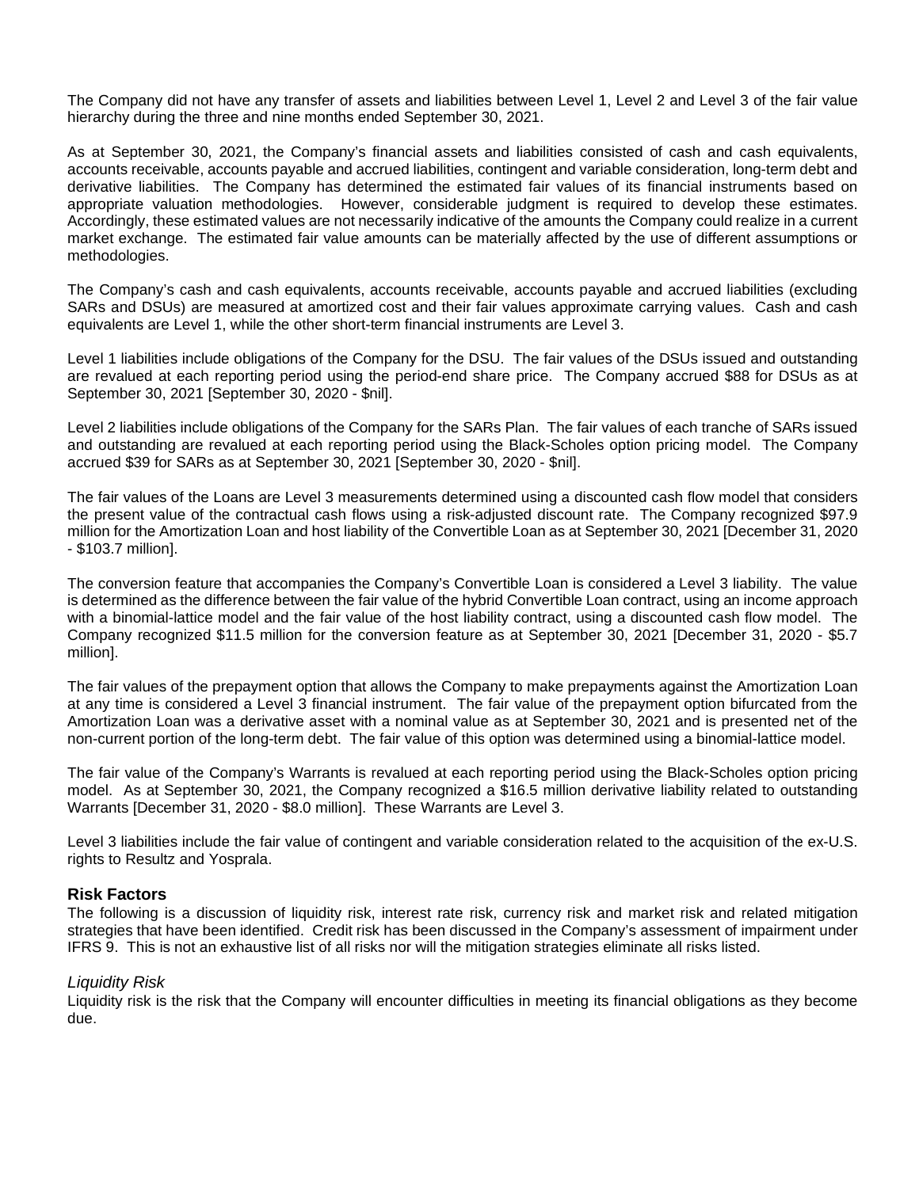The Company did not have any transfer of assets and liabilities between Level 1, Level 2 and Level 3 of the fair value hierarchy during the three and nine months ended September 30, 2021.

As at September 30, 2021, the Company's financial assets and liabilities consisted of cash and cash equivalents, accounts receivable, accounts payable and accrued liabilities, contingent and variable consideration, long-term debt and derivative liabilities. The Company has determined the estimated fair values of its financial instruments based on appropriate valuation methodologies. However, considerable judgment is required to develop these estimates. Accordingly, these estimated values are not necessarily indicative of the amounts the Company could realize in a current market exchange. The estimated fair value amounts can be materially affected by the use of different assumptions or methodologies.

The Company's cash and cash equivalents, accounts receivable, accounts payable and accrued liabilities (excluding SARs and DSUs) are measured at amortized cost and their fair values approximate carrying values. Cash and cash equivalents are Level 1, while the other short-term financial instruments are Level 3.

Level 1 liabilities include obligations of the Company for the DSU. The fair values of the DSUs issued and outstanding are revalued at each reporting period using the period-end share price. The Company accrued $88 for DSUs as at September 30, 2021 [September 30, 2020 - $nil].

Level 2 liabilities include obligations of the Company for the SARs Plan. The fair values of each tranche of SARs issued and outstanding are revalued at each reporting period using the Black-Scholes option pricing model. The Company accrued $39 for SARs as at September 30, 2021 [September 30, 2020 - $nil].

The fair values of the Loans are Level 3 measurements determined using a discounted cash flow model that considers the present value of the contractual cash flows using a risk-adjusted discount rate. The Company recognized $97.9 million for the Amortization Loan and host liability of the Convertible Loan as at September 30, 2021 [December 31, 2020 - $103.7 million].

The conversion feature that accompanies the Company's Convertible Loan is considered a Level 3 liability. The value is determined as the difference between the fair value of the hybrid Convertible Loan contract, using an income approach with a binomial-lattice model and the fair value of the host liability contract, using a discounted cash flow model. The Company recognized $11.5 million for the conversion feature as at September 30, 2021 [December 31, 2020 - $5.7 million].

The fair values of the prepayment option that allows the Company to make prepayments against the Amortization Loan at any time is considered a Level 3 financial instrument. The fair value of the prepayment option bifurcated from the Amortization Loan was a derivative asset with a nominal value as at September 30, 2021 and is presented net of the non-current portion of the long-term debt. The fair value of this option was determined using a binomial-lattice model.

The fair value of the Company's Warrants is revalued at each reporting period using the Black-Scholes option pricing model. As at September 30, 2021, the Company recognized a $16.5 million derivative liability related to outstanding Warrants [December 31, 2020 - $8.0 million]. These Warrants are Level 3.

Level 3 liabilities include the fair value of contingent and variable consideration related to the acquisition of the ex-U.S. rights to Resultz and Yosprala.

## Risk Factors

The following is a discussion of liquidity risk, interest rate risk, currency risk and market risk and related mitigation strategies that have been identified. Credit risk has been discussed in the Company's assessment of impairment under IFRS 9. This is not an exhaustive list of all risks nor will the mitigation strategies eliminate all risks listed.

### *Liquidity Risk*

Liquidity risk is the risk that the Company will encounter difficulties in meeting its financial obligations as they become due.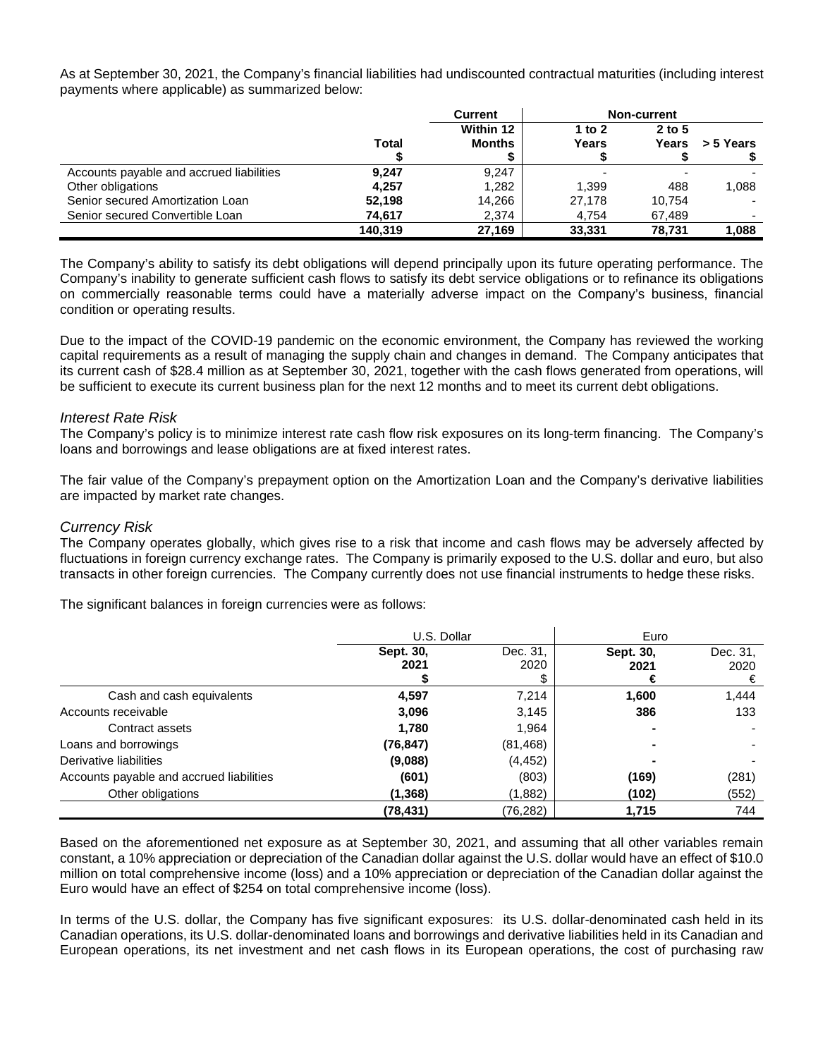As at September 30, 2021, the Company's financial liabilities had undiscounted contractual maturities (including interest payments where applicable) as summarized below:

| | | Current | Non-current | | |
|---|---|---|---|---|---|
| | Total | Within 12 Months | 1 to 2 Years | 2 to 5 Years | > 5 Years |
| | $ | $ | $ | $ | $ |
| Accounts payable and accrued liabilities | **9,247** | 9,247 | - | - | - |
| Other obligations | **4,257** | 1,282 | 1,399 | 488 | 1,088 |
| Senior secured Amortization Loan | **52,198** | 14,266 | 27,178 | 10,754 | - |
| Senior secured Convertible Loan | **74,617** | 2,374 | 4,754 | 67,489 | - |
| | **140,319** | **27,169** | **33,331** | **78,731** | **1,088** |

The Company's ability to satisfy its debt obligations will depend principally upon its future operating performance. The Company's inability to generate sufficient cash flows to satisfy its debt service obligations or to refinance its obligations on commercially reasonable terms could have a materially adverse impact on the Company's business, financial condition or operating results.

Due to the impact of the COVID-19 pandemic on the economic environment, the Company has reviewed the working capital requirements as a result of managing the supply chain and changes in demand. The Company anticipates that its current cash of $28.4 million as at September 30, 2021, together with the cash flows generated from operations, will be sufficient to execute its current business plan for the next 12 months and to meet its current debt obligations.

### *Interest Rate Risk*

The Company's policy is to minimize interest rate cash flow risk exposures on its long-term financing. The Company's loans and borrowings and lease obligations are at fixed interest rates.

The fair value of the Company's prepayment option on the Amortization Loan and the Company's derivative liabilities are impacted by market rate changes.

### *Currency Risk*

The Company operates globally, which gives rise to a risk that income and cash flows may be adversely affected by fluctuations in foreign currency exchange rates. The Company is primarily exposed to the U.S. dollar and euro, but also transacts in other foreign currencies. The Company currently does not use financial instruments to hedge these risks.

The significant balances in foreign currencies were as follows:

| | U.S. Dollar | | Euro | |
|---|---|---|---|---|
| | Sept. 30, 2021 | Dec. 31, 2020 | Sept. 30, 2021 | Dec. 31, 2020 |
| | $ | $ | € | € |
| Cash and cash equivalents | **4,597** | 7,214 | **1,600** | 1,444 |
| Accounts receivable | **3,096** | 3,145 | **386** | 133 |
| Contract assets | **1,780** | 1,964 | **-** | - |
| Loans and borrowings | **(76,847)** | (81,468) | **-** | - |
| Derivative liabilities | **(9,088)** | (4,452) | **-** | - |
| Accounts payable and accrued liabilities | **(601)** | (803) | **(169)** | (281) |
| Other obligations | **(1,368)** | (1,882) | **(102)** | (552) |
| | **(78,431)** | (76,282) | **1,715** | 744 |

Based on the aforementioned net exposure as at September 30, 2021, and assuming that all other variables remain constant, a 10% appreciation or depreciation of the Canadian dollar against the U.S. dollar would have an effect of $10.0 million on total comprehensive income (loss) and a 10% appreciation or depreciation of the Canadian dollar against the Euro would have an effect of $254 on total comprehensive income (loss).

In terms of the U.S. dollar, the Company has five significant exposures: its U.S. dollar-denominated cash held in its Canadian operations, its U.S. dollar-denominated loans and borrowings and derivative liabilities held in its Canadian and European operations, its net investment and net cash flows in its European operations, the cost of purchasing raw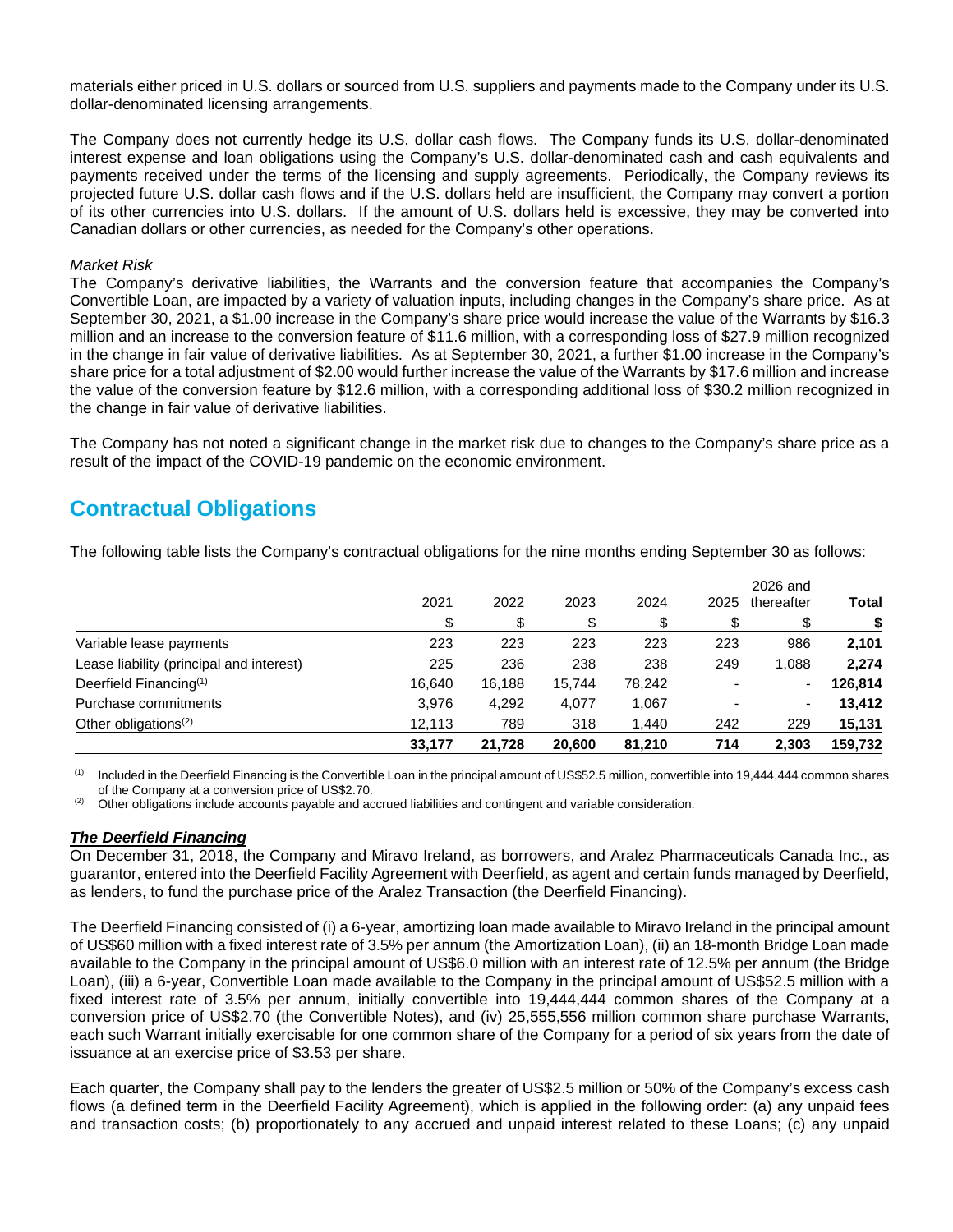materials either priced in U.S. dollars or sourced from U.S. suppliers and payments made to the Company under its U.S. dollar-denominated licensing arrangements.

The Company does not currently hedge its U.S. dollar cash flows. The Company funds its U.S. dollar-denominated interest expense and loan obligations using the Company's U.S. dollar-denominated cash and cash equivalents and payments received under the terms of the licensing and supply agreements. Periodically, the Company reviews its projected future U.S. dollar cash flows and if the U.S. dollars held are insufficient, the Company may convert a portion of its other currencies into U.S. dollars. If the amount of U.S. dollars held is excessive, they may be converted into Canadian dollars or other currencies, as needed for the Company's other operations.

*Market Risk*

The Company's derivative liabilities, the Warrants and the conversion feature that accompanies the Company's Convertible Loan, are impacted by a variety of valuation inputs, including changes in the Company's share price. As at September 30, 2021, a $1.00 increase in the Company's share price would increase the value of the Warrants by $16.3 million and an increase to the conversion feature of $11.6 million, with a corresponding loss of $27.9 million recognized in the change in fair value of derivative liabilities. As at September 30, 2021, a further $1.00 increase in the Company's share price for a total adjustment of $2.00 would further increase the value of the Warrants by $17.6 million and increase the value of the conversion feature by $12.6 million, with a corresponding additional loss of $30.2 million recognized in the change in fair value of derivative liabilities.

The Company has not noted a significant change in the market risk due to changes to the Company's share price as a result of the impact of the COVID-19 pandemic on the economic environment.

## Contractual Obligations

The following table lists the Company's contractual obligations for the nine months ending September 30 as follows:

| | 2021 | 2022 | 2023 | 2024 | 2025 | 2026 and thereafter | **Total** |
|---|---|---|---|---|---|---|---|
| | $ | $ | $ | $ | $ | $ | **$** |
| Variable lease payments | 223 | 223 | 223 | 223 | 223 | 986 | **2,101** |
| Lease liability (principal and interest) | 225 | 236 | 238 | 238 | 249 | 1,088 | **2,274** |
| Deerfield Financing[(1)] | 16,640 | 16,188 | 15,744 | 78,242 | - | - | **126,814** |
| Purchase commitments | 3,976 | 4,292 | 4,077 | 1,067 | - | - | **13,412** |
| Other obligations[(2)] | 12,113 | 789 | 318 | 1,440 | 242 | 229 | **15,131** |
| | **33,177** | **21,728** | **20,600** | **81,210** | **714** | **2,303** | **159,732** |

(1) Included in the Deerfield Financing is the Convertible Loan in the principal amount of US$52.5 million, convertible into 19,444,444 common shares of the Company at a conversion price of US$2.70.

(2) Other obligations include accounts payable and accrued liabilities and contingent and variable consideration.

***The Deerfield Financing***

On December 31, 2018, the Company and Miravo Ireland, as borrowers, and Aralez Pharmaceuticals Canada Inc., as guarantor, entered into the Deerfield Facility Agreement with Deerfield, as agent and certain funds managed by Deerfield, as lenders, to fund the purchase price of the Aralez Transaction (the Deerfield Financing).

The Deerfield Financing consisted of (i) a 6-year, amortizing loan made available to Miravo Ireland in the principal amount of US$60 million with a fixed interest rate of 3.5% per annum (the Amortization Loan), (ii) an 18-month Bridge Loan made available to the Company in the principal amount of US$6.0 million with an interest rate of 12.5% per annum (the Bridge Loan), (iii) a 6-year, Convertible Loan made available to the Company in the principal amount of US$52.5 million with a fixed interest rate of 3.5% per annum, initially convertible into 19,444,444 common shares of the Company at a conversion price of US$2.70 (the Convertible Notes), and (iv) 25,555,556 million common share purchase Warrants, each such Warrant initially exercisable for one common share of the Company for a period of six years from the date of issuance at an exercise price of $3.53 per share.

Each quarter, the Company shall pay to the lenders the greater of US$2.5 million or 50% of the Company's excess cash flows (a defined term in the Deerfield Facility Agreement), which is applied in the following order: (a) any unpaid fees and transaction costs; (b) proportionately to any accrued and unpaid interest related to these Loans; (c) any unpaid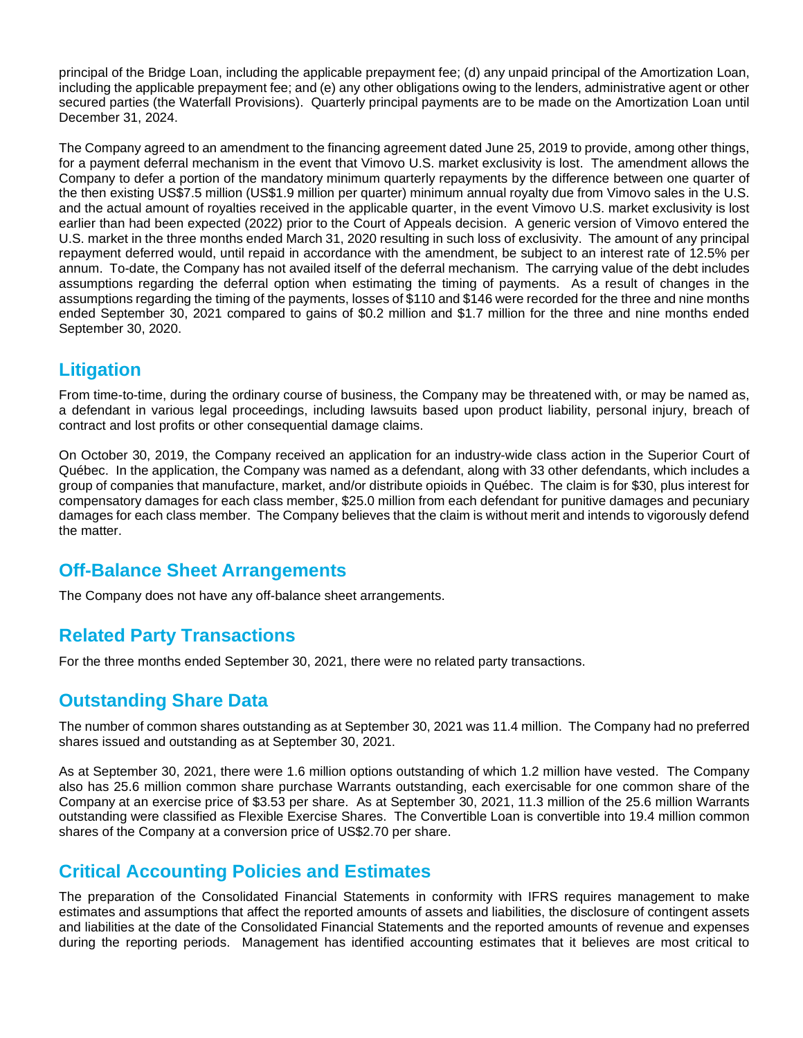principal of the Bridge Loan, including the applicable prepayment fee; (d) any unpaid principal of the Amortization Loan, including the applicable prepayment fee; and (e) any other obligations owing to the lenders, administrative agent or other secured parties (the Waterfall Provisions). Quarterly principal payments are to be made on the Amortization Loan until December 31, 2024.

The Company agreed to an amendment to the financing agreement dated June 25, 2019 to provide, among other things, for a payment deferral mechanism in the event that Vimovo U.S. market exclusivity is lost. The amendment allows the Company to defer a portion of the mandatory minimum quarterly repayments by the difference between one quarter of the then existing US$7.5 million (US$1.9 million per quarter) minimum annual royalty due from Vimovo sales in the U.S. and the actual amount of royalties received in the applicable quarter, in the event Vimovo U.S. market exclusivity is lost earlier than had been expected (2022) prior to the Court of Appeals decision. A generic version of Vimovo entered the U.S. market in the three months ended March 31, 2020 resulting in such loss of exclusivity. The amount of any principal repayment deferred would, until repaid in accordance with the amendment, be subject to an interest rate of 12.5% per annum. To-date, the Company has not availed itself of the deferral mechanism. The carrying value of the debt includes assumptions regarding the deferral option when estimating the timing of payments. As a result of changes in the assumptions regarding the timing of the payments, losses of $110 and $146 were recorded for the three and nine months ended September 30, 2021 compared to gains of $0.2 million and $1.7 million for the three and nine months ended September 30, 2020.

## Litigation

From time-to-time, during the ordinary course of business, the Company may be threatened with, or may be named as, a defendant in various legal proceedings, including lawsuits based upon product liability, personal injury, breach of contract and lost profits or other consequential damage claims.

On October 30, 2019, the Company received an application for an industry-wide class action in the Superior Court of Québec. In the application, the Company was named as a defendant, along with 33 other defendants, which includes a group of companies that manufacture, market, and/or distribute opioids in Québec. The claim is for $30, plus interest for compensatory damages for each class member, $25.0 million from each defendant for punitive damages and pecuniary damages for each class member. The Company believes that the claim is without merit and intends to vigorously defend the matter.

## Off-Balance Sheet Arrangements

The Company does not have any off-balance sheet arrangements.

## Related Party Transactions

For the three months ended September 30, 2021, there were no related party transactions.

## Outstanding Share Data

The number of common shares outstanding as at September 30, 2021 was 11.4 million. The Company had no preferred shares issued and outstanding as at September 30, 2021.

As at September 30, 2021, there were 1.6 million options outstanding of which 1.2 million have vested. The Company also has 25.6 million common share purchase Warrants outstanding, each exercisable for one common share of the Company at an exercise price of $3.53 per share. As at September 30, 2021, 11.3 million of the 25.6 million Warrants outstanding were classified as Flexible Exercise Shares. The Convertible Loan is convertible into 19.4 million common shares of the Company at a conversion price of US$2.70 per share.

## Critical Accounting Policies and Estimates

The preparation of the Consolidated Financial Statements in conformity with IFRS requires management to make estimates and assumptions that affect the reported amounts of assets and liabilities, the disclosure of contingent assets and liabilities at the date of the Consolidated Financial Statements and the reported amounts of revenue and expenses during the reporting periods. Management has identified accounting estimates that it believes are most critical to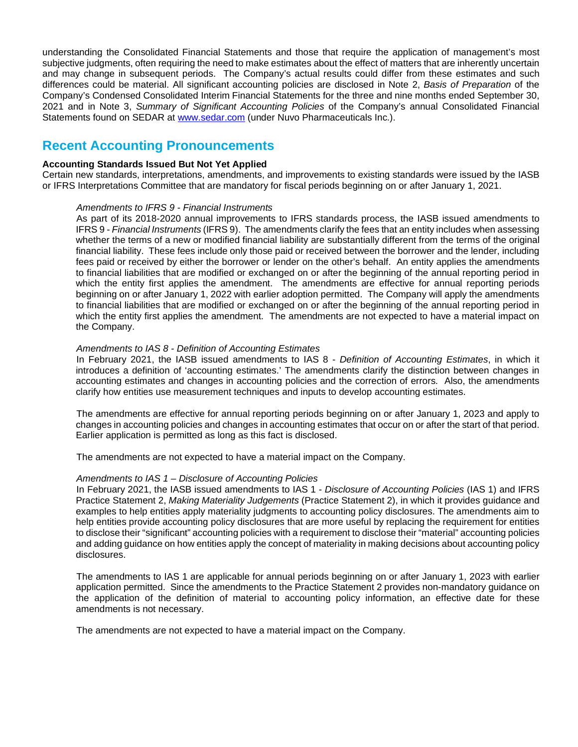understanding the Consolidated Financial Statements and those that require the application of management's most subjective judgments, often requiring the need to make estimates about the effect of matters that are inherently uncertain and may change in subsequent periods. The Company's actual results could differ from these estimates and such differences could be material. All significant accounting policies are disclosed in Note 2, *Basis of Preparation* of the Company's Condensed Consolidated Interim Financial Statements for the three and nine months ended September 30, 2021 and in Note 3, *Summary of Significant Accounting Policies* of the Company's annual Consolidated Financial Statements found on SEDAR at [www.sedar.com](http://www.sedar.com) (under Nuvo Pharmaceuticals Inc.).

## Recent Accounting Pronouncements

**Accounting Standards Issued But Not Yet Applied**

Certain new standards, interpretations, amendments, and improvements to existing standards were issued by the IASB or IFRS Interpretations Committee that are mandatory for fiscal periods beginning on or after January 1, 2021.

*Amendments to IFRS 9 - Financial Instruments*

As part of its 2018-2020 annual improvements to IFRS standards process, the IASB issued amendments to IFRS 9 - *Financial Instruments* (IFRS 9). The amendments clarify the fees that an entity includes when assessing whether the terms of a new or modified financial liability are substantially different from the terms of the original financial liability. These fees include only those paid or received between the borrower and the lender, including fees paid or received by either the borrower or lender on the other's behalf. An entity applies the amendments to financial liabilities that are modified or exchanged on or after the beginning of the annual reporting period in which the entity first applies the amendment. The amendments are effective for annual reporting periods beginning on or after January 1, 2022 with earlier adoption permitted. The Company will apply the amendments to financial liabilities that are modified or exchanged on or after the beginning of the annual reporting period in which the entity first applies the amendment. The amendments are not expected to have a material impact on the Company.

*Amendments to IAS 8 - Definition of Accounting Estimates*

In February 2021, the IASB issued amendments to IAS 8 - *Definition of Accounting Estimates*, in which it introduces a definition of 'accounting estimates.' The amendments clarify the distinction between changes in accounting estimates and changes in accounting policies and the correction of errors. Also, the amendments clarify how entities use measurement techniques and inputs to develop accounting estimates.

The amendments are effective for annual reporting periods beginning on or after January 1, 2023 and apply to changes in accounting policies and changes in accounting estimates that occur on or after the start of that period. Earlier application is permitted as long as this fact is disclosed.

The amendments are not expected to have a material impact on the Company.

*Amendments to IAS 1 – Disclosure of Accounting Policies*

In February 2021, the IASB issued amendments to IAS 1 - *Disclosure of Accounting Policies* (IAS 1) and IFRS Practice Statement 2, *Making Materiality Judgements* (Practice Statement 2), in which it provides guidance and examples to help entities apply materiality judgments to accounting policy disclosures. The amendments aim to help entities provide accounting policy disclosures that are more useful by replacing the requirement for entities to disclose their "significant" accounting policies with a requirement to disclose their "material" accounting policies and adding guidance on how entities apply the concept of materiality in making decisions about accounting policy disclosures.

The amendments to IAS 1 are applicable for annual periods beginning on or after January 1, 2023 with earlier application permitted. Since the amendments to the Practice Statement 2 provides non-mandatory guidance on the application of the definition of material to accounting policy information, an effective date for these amendments is not necessary.

The amendments are not expected to have a material impact on the Company.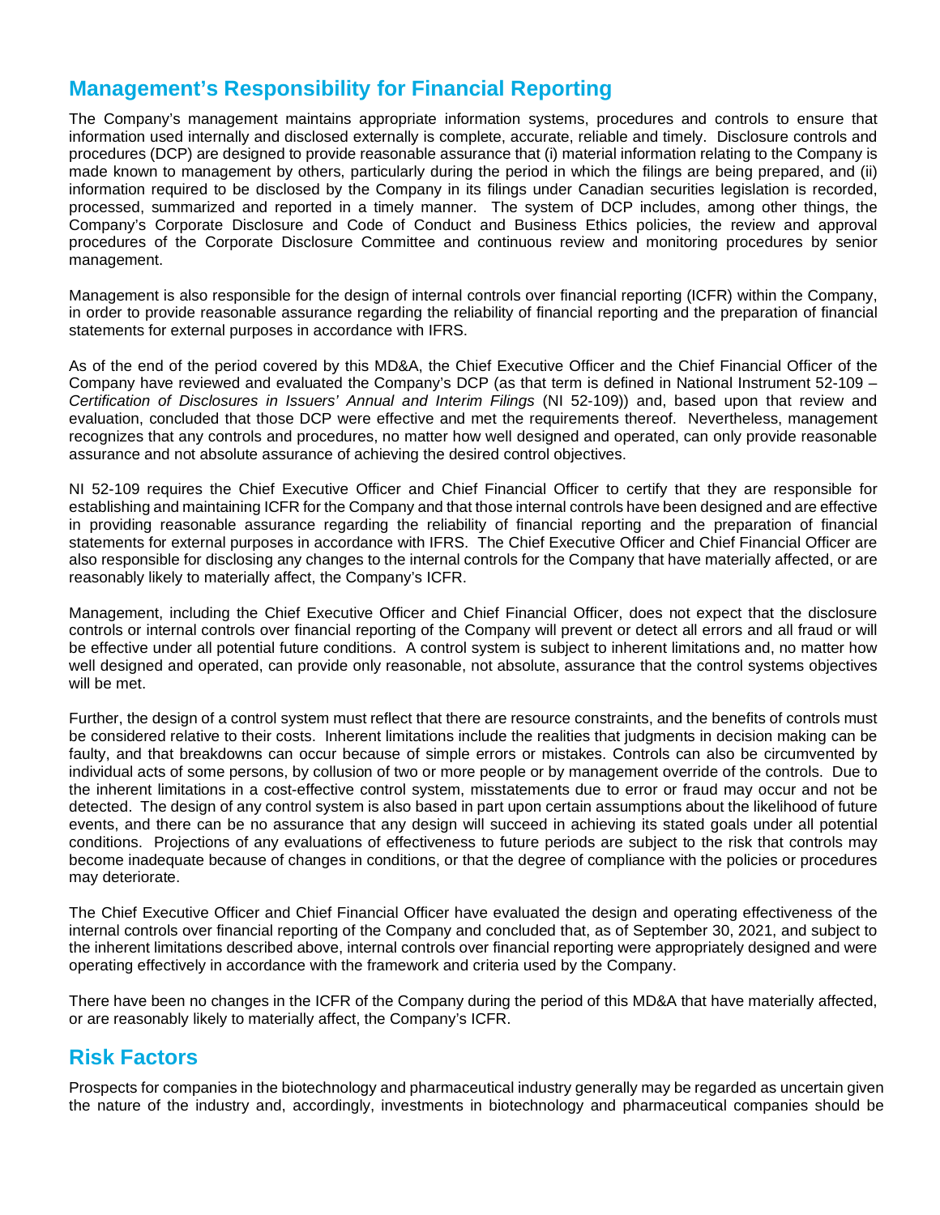## Management's Responsibility for Financial Reporting

The Company's management maintains appropriate information systems, procedures and controls to ensure that information used internally and disclosed externally is complete, accurate, reliable and timely. Disclosure controls and procedures (DCP) are designed to provide reasonable assurance that (i) material information relating to the Company is made known to management by others, particularly during the period in which the filings are being prepared, and (ii) information required to be disclosed by the Company in its filings under Canadian securities legislation is recorded, processed, summarized and reported in a timely manner. The system of DCP includes, among other things, the Company's Corporate Disclosure and Code of Conduct and Business Ethics policies, the review and approval procedures of the Corporate Disclosure Committee and continuous review and monitoring procedures by senior management.

Management is also responsible for the design of internal controls over financial reporting (ICFR) within the Company, in order to provide reasonable assurance regarding the reliability of financial reporting and the preparation of financial statements for external purposes in accordance with IFRS.

As of the end of the period covered by this MD&A, the Chief Executive Officer and the Chief Financial Officer of the Company have reviewed and evaluated the Company's DCP (as that term is defined in National Instrument 52-109 – *Certification of Disclosures in Issuers' Annual and Interim Filings* (NI 52-109)) and, based upon that review and evaluation, concluded that those DCP were effective and met the requirements thereof. Nevertheless, management recognizes that any controls and procedures, no matter how well designed and operated, can only provide reasonable assurance and not absolute assurance of achieving the desired control objectives.

NI 52-109 requires the Chief Executive Officer and Chief Financial Officer to certify that they are responsible for establishing and maintaining ICFR for the Company and that those internal controls have been designed and are effective in providing reasonable assurance regarding the reliability of financial reporting and the preparation of financial statements for external purposes in accordance with IFRS. The Chief Executive Officer and Chief Financial Officer are also responsible for disclosing any changes to the internal controls for the Company that have materially affected, or are reasonably likely to materially affect, the Company's ICFR.

Management, including the Chief Executive Officer and Chief Financial Officer, does not expect that the disclosure controls or internal controls over financial reporting of the Company will prevent or detect all errors and all fraud or will be effective under all potential future conditions. A control system is subject to inherent limitations and, no matter how well designed and operated, can provide only reasonable, not absolute, assurance that the control systems objectives will be met.

Further, the design of a control system must reflect that there are resource constraints, and the benefits of controls must be considered relative to their costs. Inherent limitations include the realities that judgments in decision making can be faulty, and that breakdowns can occur because of simple errors or mistakes. Controls can also be circumvented by individual acts of some persons, by collusion of two or more people or by management override of the controls. Due to the inherent limitations in a cost-effective control system, misstatements due to error or fraud may occur and not be detected. The design of any control system is also based in part upon certain assumptions about the likelihood of future events, and there can be no assurance that any design will succeed in achieving its stated goals under all potential conditions. Projections of any evaluations of effectiveness to future periods are subject to the risk that controls may become inadequate because of changes in conditions, or that the degree of compliance with the policies or procedures may deteriorate.

The Chief Executive Officer and Chief Financial Officer have evaluated the design and operating effectiveness of the internal controls over financial reporting of the Company and concluded that, as of September 30, 2021, and subject to the inherent limitations described above, internal controls over financial reporting were appropriately designed and were operating effectively in accordance with the framework and criteria used by the Company.

There have been no changes in the ICFR of the Company during the period of this MD&A that have materially affected, or are reasonably likely to materially affect, the Company's ICFR.

## Risk Factors

Prospects for companies in the biotechnology and pharmaceutical industry generally may be regarded as uncertain given the nature of the industry and, accordingly, investments in biotechnology and pharmaceutical companies should be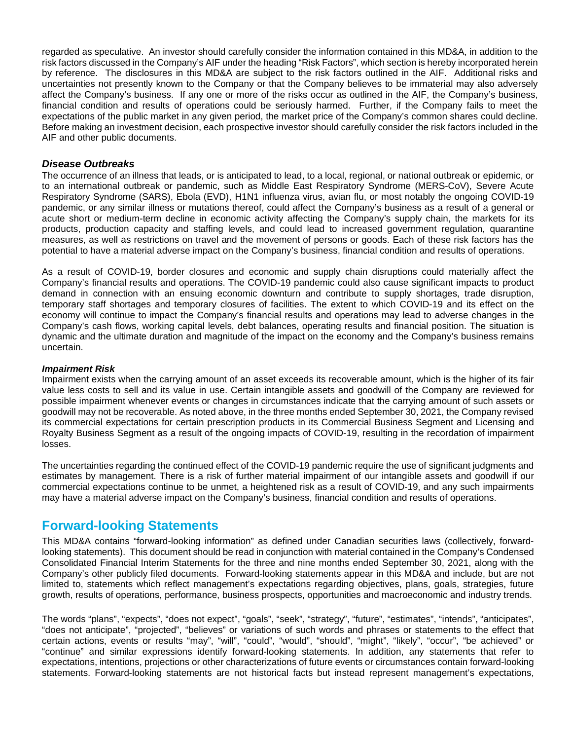regarded as speculative. An investor should carefully consider the information contained in this MD&A, in addition to the risk factors discussed in the Company's AIF under the heading "Risk Factors", which section is hereby incorporated herein by reference. The disclosures in this MD&A are subject to the risk factors outlined in the AIF. Additional risks and uncertainties not presently known to the Company or that the Company believes to be immaterial may also adversely affect the Company's business. If any one or more of the risks occur as outlined in the AIF, the Company's business, financial condition and results of operations could be seriously harmed. Further, if the Company fails to meet the expectations of the public market in any given period, the market price of the Company's common shares could decline. Before making an investment decision, each prospective investor should carefully consider the risk factors included in the AIF and other public documents.

### *Disease Outbreaks*

The occurrence of an illness that leads, or is anticipated to lead, to a local, regional, or national outbreak or epidemic, or to an international outbreak or pandemic, such as Middle East Respiratory Syndrome (MERS-CoV), Severe Acute Respiratory Syndrome (SARS), Ebola (EVD), H1N1 influenza virus, avian flu, or most notably the ongoing COVID-19 pandemic, or any similar illness or mutations thereof, could affect the Company's business as a result of a general or acute short or medium-term decline in economic activity affecting the Company's supply chain, the markets for its products, production capacity and staffing levels, and could lead to increased government regulation, quarantine measures, as well as restrictions on travel and the movement of persons or goods. Each of these risk factors has the potential to have a material adverse impact on the Company's business, financial condition and results of operations.

As a result of COVID-19, border closures and economic and supply chain disruptions could materially affect the Company's financial results and operations. The COVID-19 pandemic could also cause significant impacts to product demand in connection with an ensuing economic downturn and contribute to supply shortages, trade disruption, temporary staff shortages and temporary closures of facilities. The extent to which COVID-19 and its effect on the economy will continue to impact the Company's financial results and operations may lead to adverse changes in the Company's cash flows, working capital levels, debt balances, operating results and financial position. The situation is dynamic and the ultimate duration and magnitude of the impact on the economy and the Company's business remains uncertain.

#### *Impairment Risk*

Impairment exists when the carrying amount of an asset exceeds its recoverable amount, which is the higher of its fair value less costs to sell and its value in use. Certain intangible assets and goodwill of the Company are reviewed for possible impairment whenever events or changes in circumstances indicate that the carrying amount of such assets or goodwill may not be recoverable. As noted above, in the three months ended September 30, 2021, the Company revised its commercial expectations for certain prescription products in its Commercial Business Segment and Licensing and Royalty Business Segment as a result of the ongoing impacts of COVID-19, resulting in the recordation of impairment losses.

The uncertainties regarding the continued effect of the COVID-19 pandemic require the use of significant judgments and estimates by management. There is a risk of further material impairment of our intangible assets and goodwill if our commercial expectations continue to be unmet, a heightened risk as a result of COVID-19, and any such impairments may have a material adverse impact on the Company's business, financial condition and results of operations.

## Forward-looking Statements

This MD&A contains "forward-looking information" as defined under Canadian securities laws (collectively, forward-looking statements). This document should be read in conjunction with material contained in the Company's Condensed Consolidated Financial Interim Statements for the three and nine months ended September 30, 2021, along with the Company's other publicly filed documents. Forward-looking statements appear in this MD&A and include, but are not limited to, statements which reflect management's expectations regarding objectives, plans, goals, strategies, future growth, results of operations, performance, business prospects, opportunities and macroeconomic and industry trends.

The words "plans", "expects", "does not expect", "goals", "seek", "strategy", "future", "estimates", "intends", "anticipates", "does not anticipate", "projected", "believes" or variations of such words and phrases or statements to the effect that certain actions, events or results "may", "will", "could", "would", "should", "might", "likely", "occur", "be achieved" or "continue" and similar expressions identify forward-looking statements. In addition, any statements that refer to expectations, intentions, projections or other characterizations of future events or circumstances contain forward-looking statements. Forward-looking statements are not historical facts but instead represent management's expectations,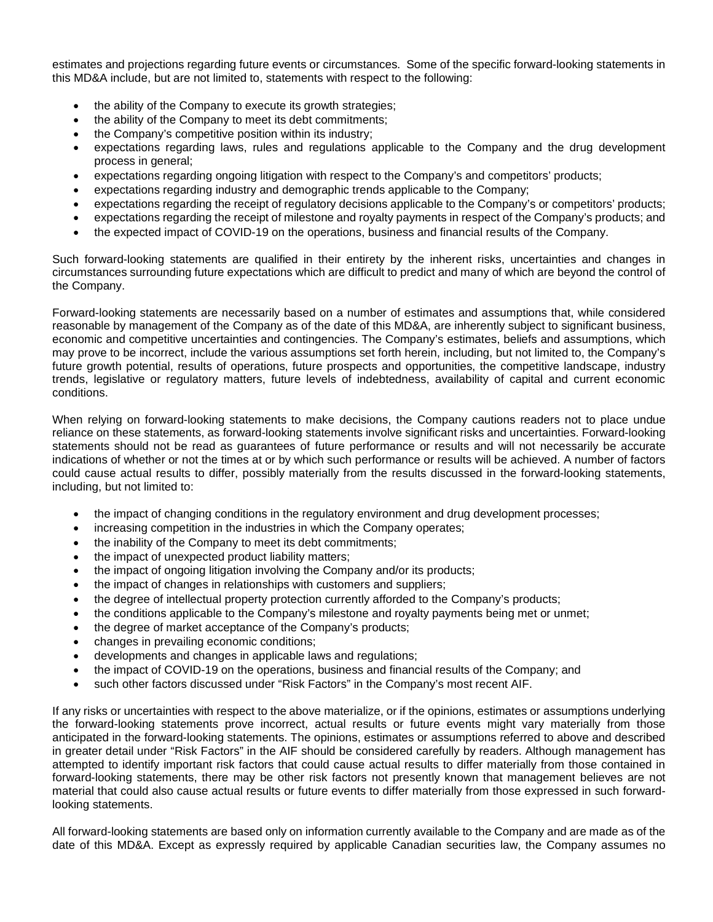estimates and projections regarding future events or circumstances. Some of the specific forward-looking statements in this MD&A include, but are not limited to, statements with respect to the following:

- the ability of the Company to execute its growth strategies;
- the ability of the Company to meet its debt commitments;
- the Company's competitive position within its industry;
- expectations regarding laws, rules and regulations applicable to the Company and the drug development process in general;
- expectations regarding ongoing litigation with respect to the Company's and competitors' products;
- expectations regarding industry and demographic trends applicable to the Company;
- expectations regarding the receipt of regulatory decisions applicable to the Company's or competitors' products;
- expectations regarding the receipt of milestone and royalty payments in respect of the Company's products; and
- the expected impact of COVID-19 on the operations, business and financial results of the Company.

Such forward-looking statements are qualified in their entirety by the inherent risks, uncertainties and changes in circumstances surrounding future expectations which are difficult to predict and many of which are beyond the control of the Company.

Forward-looking statements are necessarily based on a number of estimates and assumptions that, while considered reasonable by management of the Company as of the date of this MD&A, are inherently subject to significant business, economic and competitive uncertainties and contingencies. The Company's estimates, beliefs and assumptions, which may prove to be incorrect, include the various assumptions set forth herein, including, but not limited to, the Company's future growth potential, results of operations, future prospects and opportunities, the competitive landscape, industry trends, legislative or regulatory matters, future levels of indebtedness, availability of capital and current economic conditions.

When relying on forward-looking statements to make decisions, the Company cautions readers not to place undue reliance on these statements, as forward-looking statements involve significant risks and uncertainties. Forward-looking statements should not be read as guarantees of future performance or results and will not necessarily be accurate indications of whether or not the times at or by which such performance or results will be achieved. A number of factors could cause actual results to differ, possibly materially from the results discussed in the forward-looking statements, including, but not limited to:

- the impact of changing conditions in the regulatory environment and drug development processes;
- increasing competition in the industries in which the Company operates;
- the inability of the Company to meet its debt commitments;
- the impact of unexpected product liability matters;
- the impact of ongoing litigation involving the Company and/or its products;
- the impact of changes in relationships with customers and suppliers;
- the degree of intellectual property protection currently afforded to the Company's products;
- the conditions applicable to the Company's milestone and royalty payments being met or unmet;
- the degree of market acceptance of the Company's products;
- changes in prevailing economic conditions;
- developments and changes in applicable laws and regulations;
- the impact of COVID-19 on the operations, business and financial results of the Company; and
- such other factors discussed under "Risk Factors" in the Company's most recent AIF.

If any risks or uncertainties with respect to the above materialize, or if the opinions, estimates or assumptions underlying the forward-looking statements prove incorrect, actual results or future events might vary materially from those anticipated in the forward-looking statements. The opinions, estimates or assumptions referred to above and described in greater detail under "Risk Factors" in the AIF should be considered carefully by readers. Although management has attempted to identify important risk factors that could cause actual results to differ materially from those contained in forward-looking statements, there may be other risk factors not presently known that management believes are not material that could also cause actual results or future events to differ materially from those expressed in such forward-looking statements.

All forward-looking statements are based only on information currently available to the Company and are made as of the date of this MD&A. Except as expressly required by applicable Canadian securities law, the Company assumes no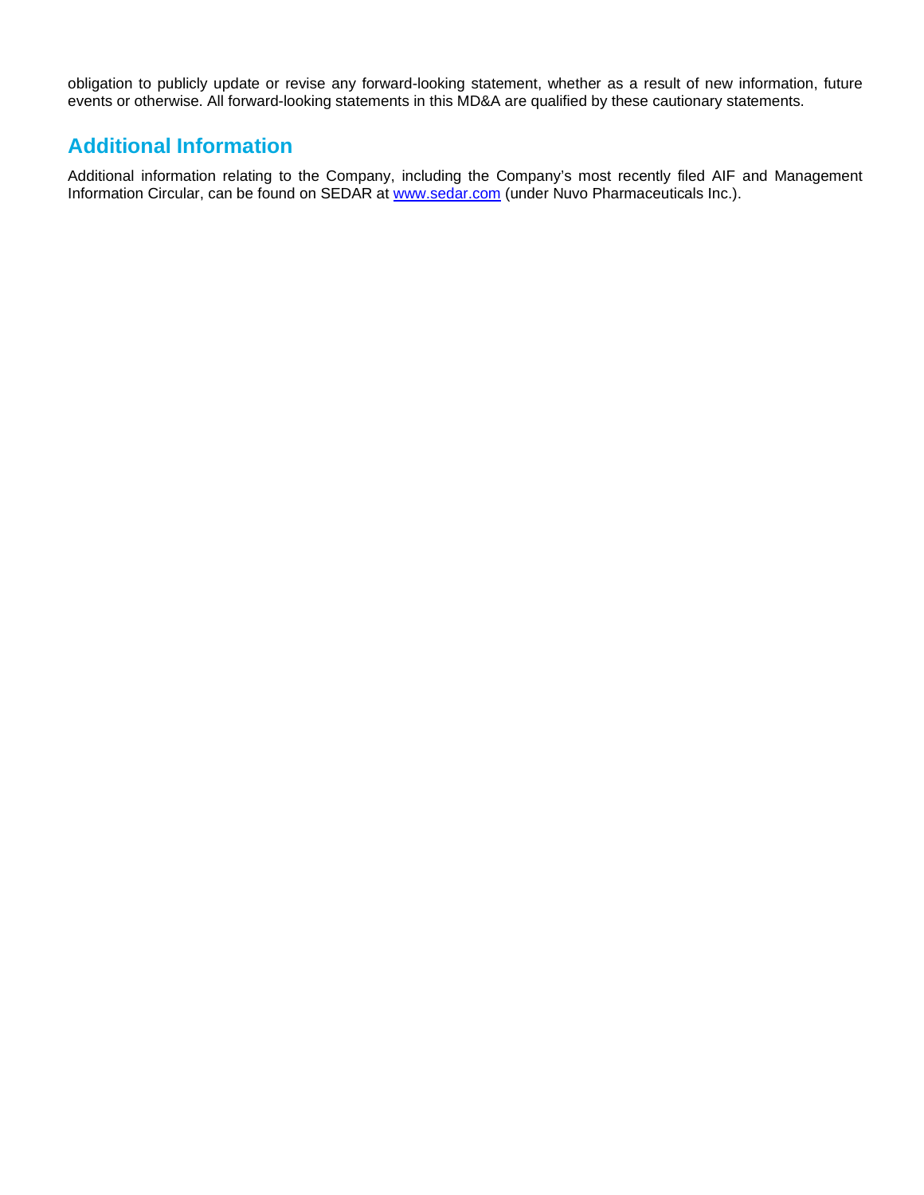obligation to publicly update or revise any forward-looking statement, whether as a result of new information, future events or otherwise. All forward-looking statements in this MD&A are qualified by these cautionary statements.

## Additional Information

Additional information relating to the Company, including the Company's most recently filed AIF and Management Information Circular, can be found on SEDAR at [www.sedar.com](http://www.sedar.com) (under Nuvo Pharmaceuticals Inc.).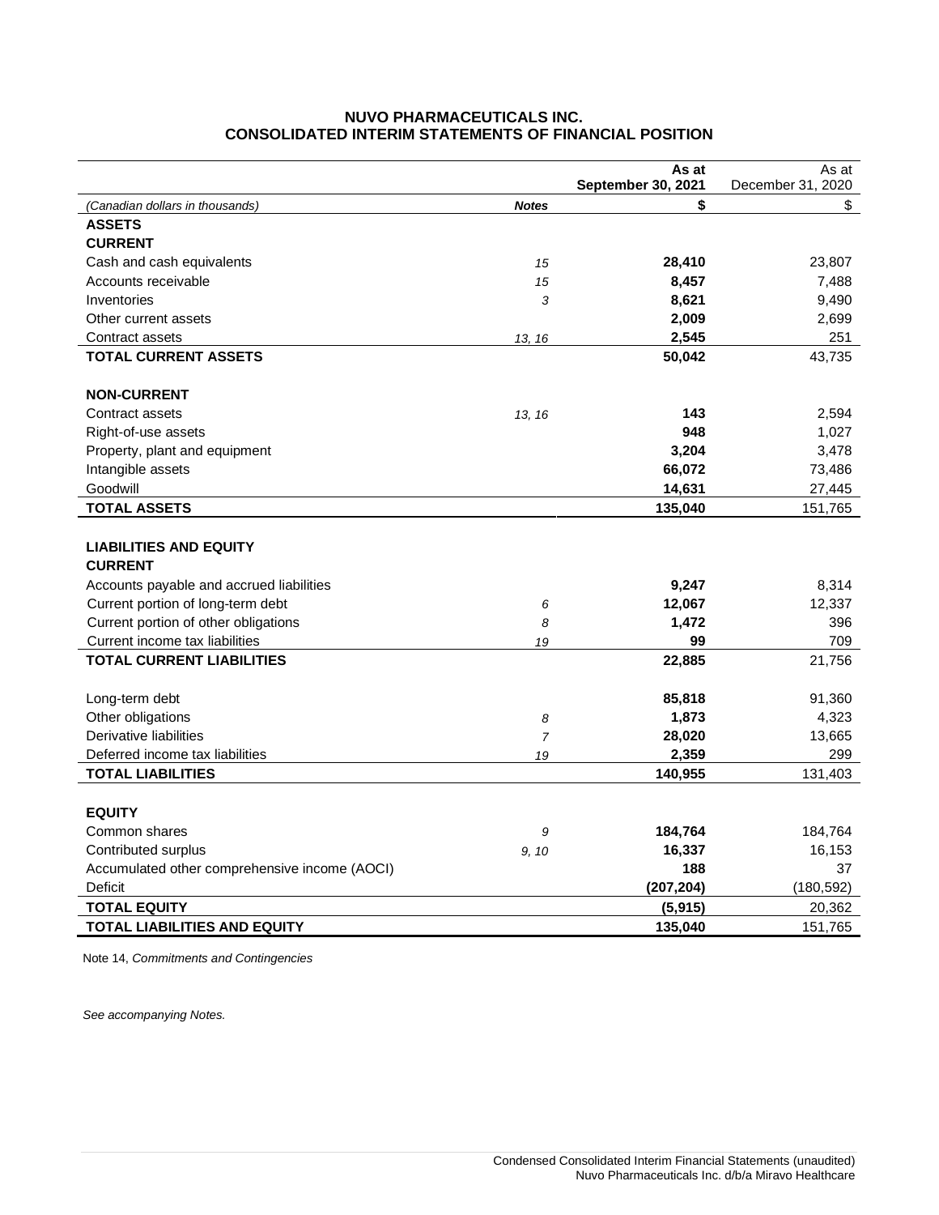# NUVO PHARMACEUTICALS INC.
## CONSOLIDATED INTERIM STATEMENTS OF FINANCIAL POSITION

| *(Canadian dollars in thousands)* | ***Notes*** | **As at September 30, 2021** **$** | As at December 31, 2020 $ |
|---|---|---|---|
| **ASSETS** | | | |
| **CURRENT** | | | |
| Cash and cash equivalents | *15* | **28,410** | 23,807 |
| Accounts receivable | *15* | **8,457** | 7,488 |
| Inventories | *3* | **8,621** | 9,490 |
| Other current assets | | **2,009** | 2,699 |
| Contract assets | *13, 16* | **2,545** | 251 |
| **TOTAL CURRENT ASSETS** | | **50,042** | 43,735 |
| | | | |
| **NON-CURRENT** | | | |
| Contract assets | *13, 16* | **143** | 2,594 |
| Right-of-use assets | | **948** | 1,027 |
| Property, plant and equipment | | **3,204** | 3,478 |
| Intangible assets | | **66,072** | 73,486 |
| Goodwill | | **14,631** | 27,445 |
| **TOTAL ASSETS** | | **135,040** | 151,765 |
| | | | |
| **LIABILITIES AND EQUITY** | | | |
| **CURRENT** | | | |
| Accounts payable and accrued liabilities | | **9,247** | 8,314 |
| Current portion of long-term debt | *6* | **12,067** | 12,337 |
| Current portion of other obligations | *8* | **1,472** | 396 |
| Current income tax liabilities | *19* | **99** | 709 |
| **TOTAL CURRENT LIABILITIES** | | **22,885** | 21,756 |
| | | | |
| Long-term debt | | **85,818** | 91,360 |
| Other obligations | *8* | **1,873** | 4,323 |
| Derivative liabilities | *7* | **28,020** | 13,665 |
| Deferred income tax liabilities | *19* | **2,359** | 299 |
| **TOTAL LIABILITIES** | | **140,955** | 131,403 |
| | | | |
| **EQUITY** | | | |
| Common shares | *9* | **184,764** | 184,764 |
| Contributed surplus | *9, 10* | **16,337** | 16,153 |
| Accumulated other comprehensive income (AOCI) | | **188** | 37 |
| Deficit | | **(207,204)** | (180,592) |
| **TOTAL EQUITY** | | **(5,915)** | 20,362 |
| **TOTAL LIABILITIES AND EQUITY** | | **135,040** | 151,765 |

Note 14, *Commitments and Contingencies*

*See accompanying Notes.*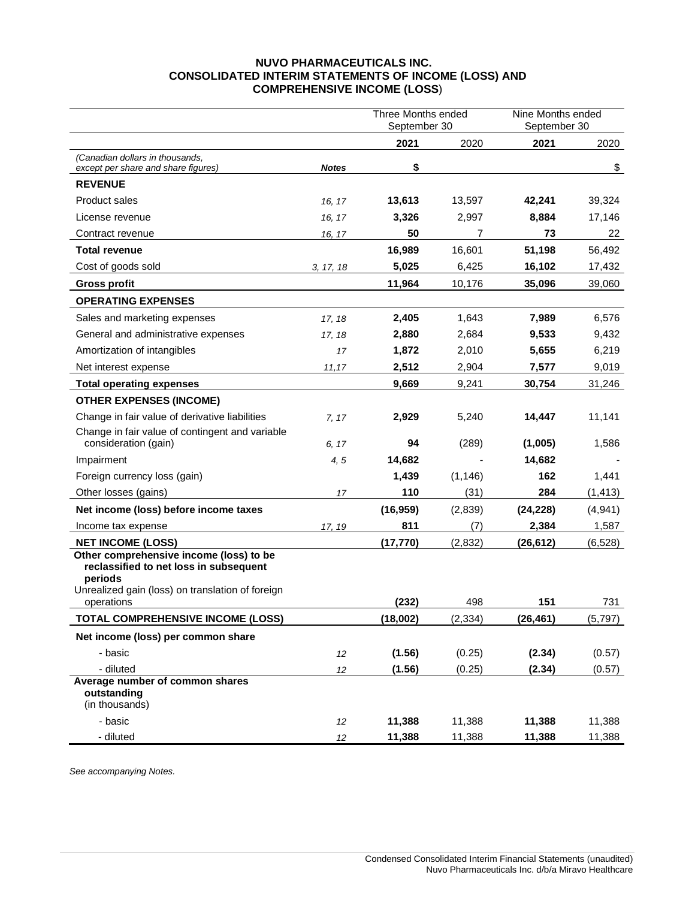# NUVO PHARMACEUTICALS INC.
## CONSOLIDATED INTERIM STATEMENTS OF INCOME (LOSS) AND COMPREHENSIVE INCOME (LOSS)

| | | Three Months ended September 30 | | Nine Months ended September 30 | |
|---|---|---|---|---|---|
| | | **2021** | 2020 | **2021** | 2020 |
| *(Canadian dollars in thousands, except per share and share figures)* | ***Notes*** | **$** | | | $ |
| **REVENUE** | | | | | |
| Product sales | *16, 17* | **13,613** | 13,597 | **42,241** | 39,324 |
| License revenue | *16, 17* | **3,326** | 2,997 | **8,884** | 17,146 |
| Contract revenue | *16, 17* | **50** | 7 | **73** | 22 |
| **Total revenue** | | **16,989** | 16,601 | **51,198** | 56,492 |
| Cost of goods sold | *3, 17, 18* | **5,025** | 6,425 | **16,102** | 17,432 |
| **Gross profit** | | **11,964** | 10,176 | **35,096** | 39,060 |
| **OPERATING EXPENSES** | | | | | |
| Sales and marketing expenses | *17, 18* | **2,405** | 1,643 | **7,989** | 6,576 |
| General and administrative expenses | *17, 18* | **2,880** | 2,684 | **9,533** | 9,432 |
| Amortization of intangibles | *17* | **1,872** | 2,010 | **5,655** | 6,219 |
| Net interest expense | *11,17* | **2,512** | 2,904 | **7,577** | 9,019 |
| **Total operating expenses** | | **9,669** | 9,241 | **30,754** | 31,246 |
| **OTHER EXPENSES (INCOME)** | | | | | |
| Change in fair value of derivative liabilities | *7, 17* | **2,929** | 5,240 | **14,447** | 11,141 |
| Change in fair value of contingent and variable consideration (gain) | *6, 17* | **94** | (289) | **(1,005)** | 1,586 |
| Impairment | *4, 5* | **14,682** | - | **14,682** | - |
| Foreign currency loss (gain) | | **1,439** | (1,146) | **162** | 1,441 |
| Other losses (gains) | *17* | **110** | (31) | **284** | (1,413) |
| **Net income (loss) before income taxes** | | **(16,959)** | (2,839) | **(24,228)** | (4,941) |
| Income tax expense | *17, 19* | **811** | (7) | **2,384** | 1,587 |
| **NET INCOME (LOSS)** | | **(17,770)** | (2,832) | **(26,612)** | (6,528) |
| **Other comprehensive income (loss) to be reclassified to net loss in subsequent periods** | | | | | |
| Unrealized gain (loss) on translation of foreign operations | | **(232)** | 498 | **151** | 731 |
| **TOTAL COMPREHENSIVE INCOME (LOSS)** | | **(18,002)** | (2,334) | **(26,461)** | (5,797) |
| **Net income (loss) per common share** | | | | | |
| - basic | *12* | **(1.56)** | (0.25) | **(2.34)** | (0.57) |
| - diluted | *12* | **(1.56)** | (0.25) | **(2.34)** | (0.57) |
| **Average number of common shares outstanding** (in thousands) | | | | | |
| - basic | *12* | **11,388** | 11,388 | **11,388** | 11,388 |
| - diluted | *12* | **11,388** | 11,388 | **11,388** | 11,388 |

*See accompanying Notes.*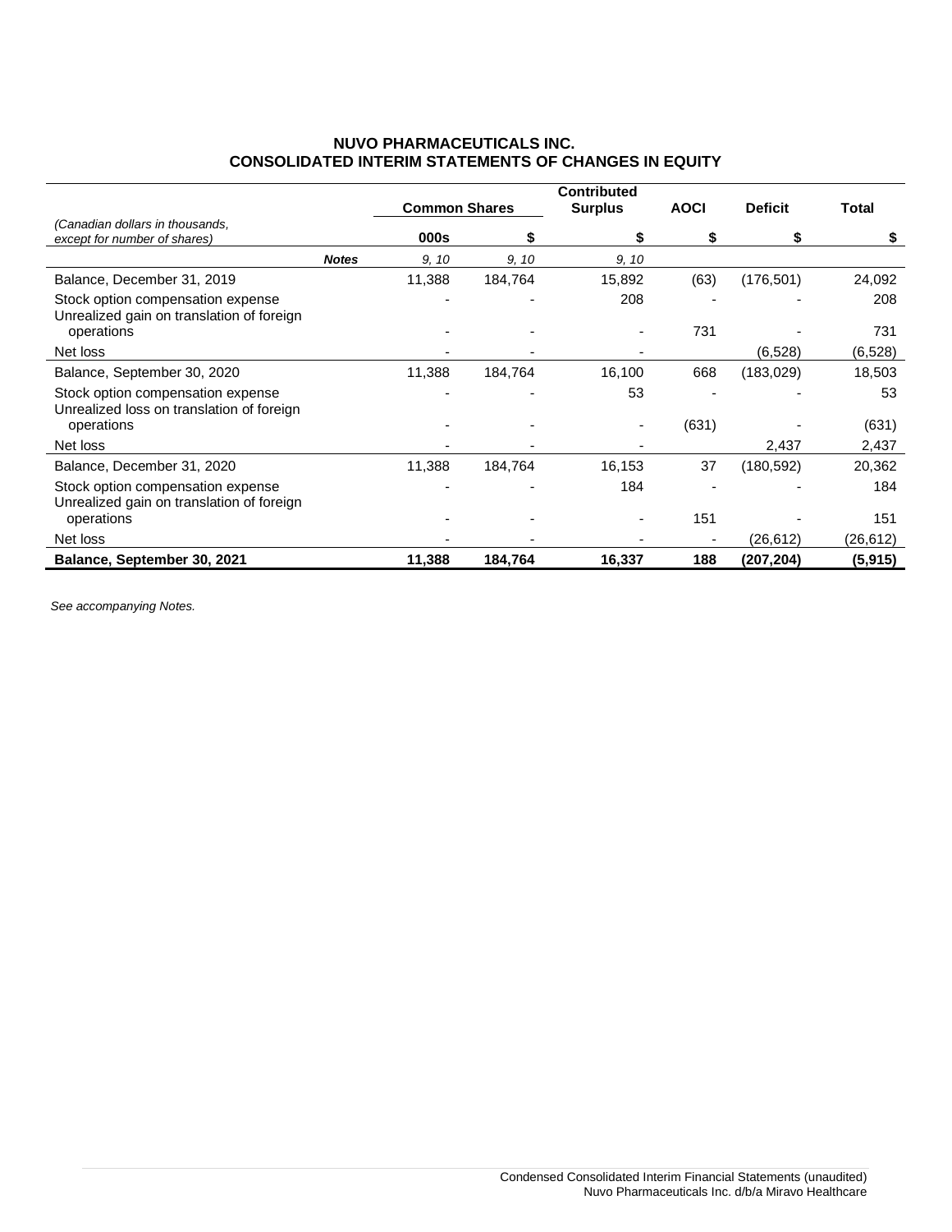# NUVO PHARMACEUTICALS INC.
## CONSOLIDATED INTERIM STATEMENTS OF CHANGES IN EQUITY

| *(Canadian dollars in thousands, except for number of shares)* | | Common Shares | | Contributed Surplus | AOCI | Deficit | Total |
|---|---|---|---|---|---|---|---|
| | | **000s** | **\$** | **\$** | **\$** | **\$** | **\$** |
| | ***Notes*** | *9, 10* | *9, 10* | *9, 10* | | | |
| Balance, December 31, 2019 | | 11,388 | 184,764 | 15,892 | (63) | (176,501) | 24,092 |
| Stock option compensation expense | | - | - | 208 | - | - | 208 |
| Unrealized gain on translation of foreign operations | | - | - | - | 731 | - | 731 |
| Net loss | | - | - | - | | (6,528) | (6,528) |
| Balance, September 30, 2020 | | 11,388 | 184,764 | 16,100 | 668 | (183,029) | 18,503 |
| Stock option compensation expense | | - | - | 53 | - | - | 53 |
| Unrealized loss on translation of foreign operations | | - | - | - | (631) | - | (631) |
| Net loss | | - | - | - | | 2,437 | 2,437 |
| Balance, December 31, 2020 | | 11,388 | 184,764 | 16,153 | 37 | (180,592) | 20,362 |
| Stock option compensation expense | | - | - | 184 | - | - | 184 |
| Unrealized gain on translation of foreign operations | | - | - | - | 151 | - | 151 |
| Net loss | | - | - | - | - | (26,612) | (26,612) |
| **Balance, September 30, 2021** | | **11,388** | **184,764** | **16,337** | **188** | **(207,204)** | **(5,915)** |

*See accompanying Notes.*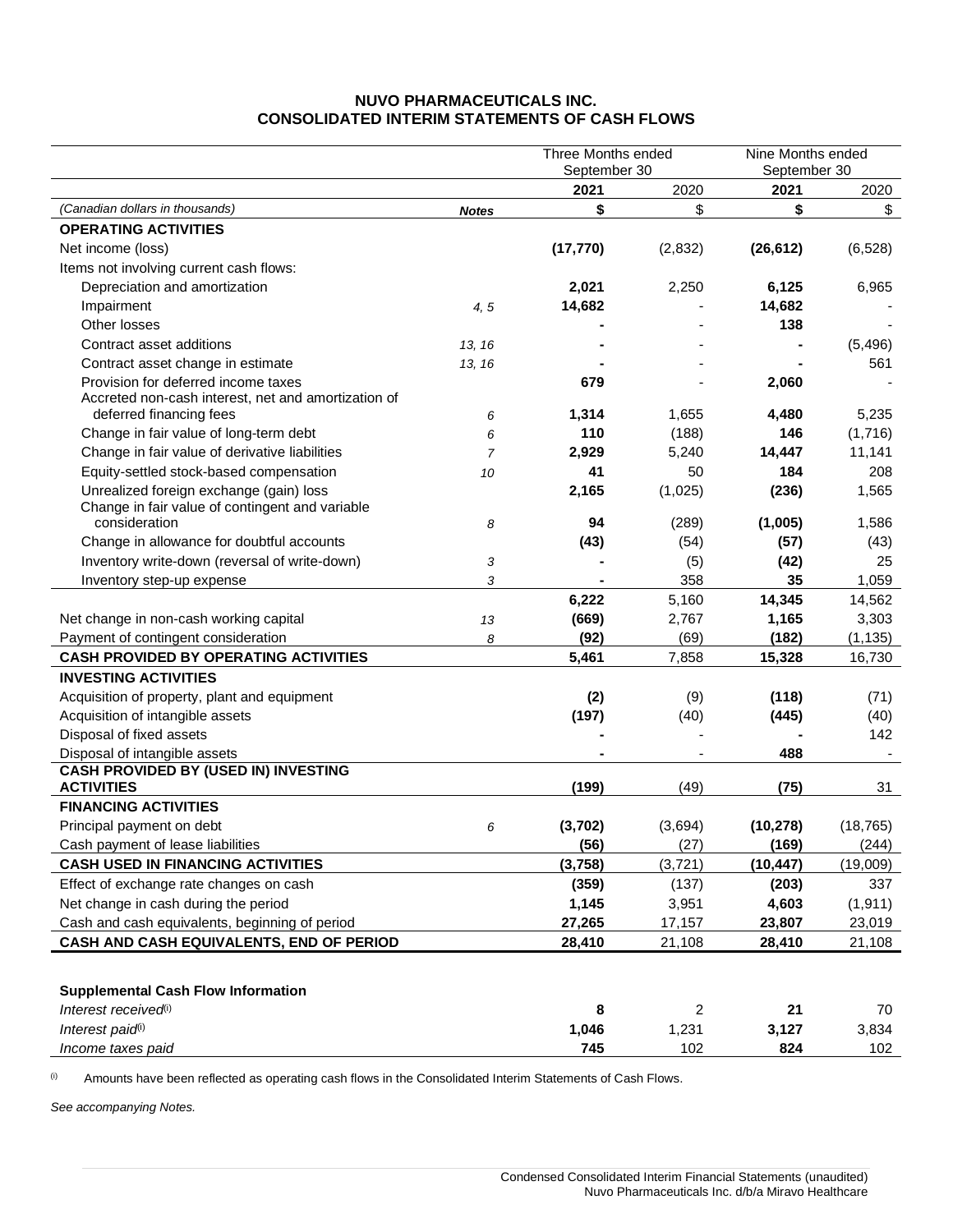# NUVO PHARMACEUTICALS INC.
## CONSOLIDATED INTERIM STATEMENTS OF CASH FLOWS

| | | Three Months ended September 30 | | Nine Months ended September 30 | |
|---|---|---|---|---|---|
| | | **2021** | 2020 | **2021** | 2020 |
| *(Canadian dollars in thousands)* | ***Notes*** | **$** | $ | **$** | $ |
| **OPERATING ACTIVITIES** | | | | | |
| Net income (loss) | | **(17,770)** | (2,832) | **(26,612)** | (6,528) |
| Items not involving current cash flows: | | | | | |
| Depreciation and amortization | | **2,021** | 2,250 | **6,125** | 6,965 |
| Impairment | *4, 5* | **14,682** | - | **14,682** | - |
| Other losses | | **-** | - | **138** | - |
| Contract asset additions | *13, 16* | **-** | - | **-** | (5,496) |
| Contract asset change in estimate | *13, 16* | **-** | - | **-** | 561 |
| Provision for deferred income taxes | | **679** | - | **2,060** | - |
| Accreted non-cash interest, net and amortization of deferred financing fees | *6* | **1,314** | 1,655 | **4,480** | 5,235 |
| Change in fair value of long-term debt | *6* | **110** | (188) | **146** | (1,716) |
| Change in fair value of derivative liabilities | *7* | **2,929** | 5,240 | **14,447** | 11,141 |
| Equity-settled stock-based compensation | *10* | **41** | 50 | **184** | 208 |
| Unrealized foreign exchange (gain) loss | | **2,165** | (1,025) | **(236)** | 1,565 |
| Change in fair value of contingent and variable consideration | *8* | **94** | (289) | **(1,005)** | 1,586 |
| Change in allowance for doubtful accounts | | **(43)** | (54) | **(57)** | (43) |
| Inventory write-down (reversal of write-down) | *3* | **-** | (5) | **(42)** | 25 |
| Inventory step-up expense | *3* | **-** | 358 | **35** | 1,059 |
| | | **6,222** | 5,160 | **14,345** | 14,562 |
| Net change in non-cash working capital | *13* | **(669)** | 2,767 | **1,165** | 3,303 |
| Payment of contingent consideration | *8* | **(92)** | (69) | **(182)** | (1,135) |
| **CASH PROVIDED BY OPERATING ACTIVITIES** | | **5,461** | 7,858 | **15,328** | 16,730 |
| **INVESTING ACTIVITIES** | | | | | |
| Acquisition of property, plant and equipment | | **(2)** | (9) | **(118)** | (71) |
| Acquisition of intangible assets | | **(197)** | (40) | **(445)** | (40) |
| Disposal of fixed assets | | **-** | - | **-** | 142 |
| Disposal of intangible assets | | **-** | - | **488** | - |
| **CASH PROVIDED BY (USED IN) INVESTING ACTIVITIES** | | **(199)** | (49) | **(75)** | 31 |
| **FINANCING ACTIVITIES** | | | | | |
| Principal payment on debt | *6* | **(3,702)** | (3,694) | **(10,278)** | (18,765) |
| Cash payment of lease liabilities | | **(56)** | (27) | **(169)** | (244) |
| **CASH USED IN FINANCING ACTIVITIES** | | **(3,758)** | (3,721) | **(10,447)** | (19,009) |
| Effect of exchange rate changes on cash | | **(359)** | (137) | **(203)** | 337 |
| Net change in cash during the period | | **1,145** | 3,951 | **4,603** | (1,911) |
| Cash and cash equivalents, beginning of period | | **27,265** | 17,157 | **23,807** | 23,019 |
| **CASH AND CASH EQUIVALENTS, END OF PERIOD** | | **28,410** | 21,108 | **28,410** | 21,108 |
| | | | | | |
| **Supplemental Cash Flow Information** | | | | | |
| *Interest received*(i) | | **8** | 2 | **21** | 70 |
| *Interest paid*(i) | | **1,046** | 1,231 | **3,127** | 3,834 |
| *Income taxes paid* | | **745** | 102 | **824** | 102 |

(i) Amounts have been reflected as operating cash flows in the Consolidated Interim Statements of Cash Flows.

*See accompanying Notes.*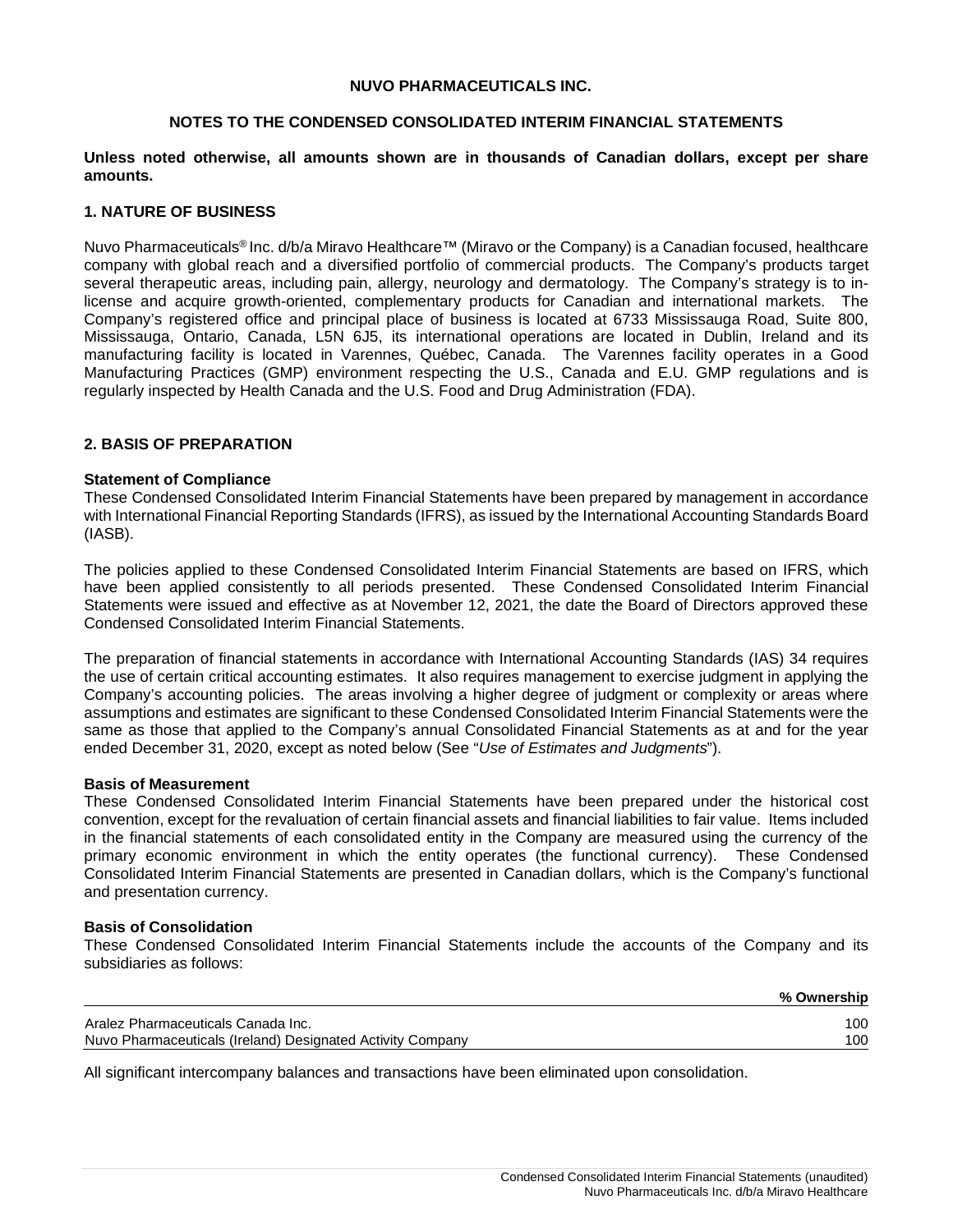**NUVO PHARMACEUTICALS INC.**

**NOTES TO THE CONDENSED CONSOLIDATED INTERIM FINANCIAL STATEMENTS**

**Unless noted otherwise, all amounts shown are in thousands of Canadian dollars, except per share amounts.**

## 1. NATURE OF BUSINESS

Nuvo Pharmaceuticals® Inc. d/b/a Miravo Healthcare™ (Miravo or the Company) is a Canadian focused, healthcare company with global reach and a diversified portfolio of commercial products. The Company's products target several therapeutic areas, including pain, allergy, neurology and dermatology. The Company's strategy is to in-license and acquire growth-oriented, complementary products for Canadian and international markets. The Company's registered office and principal place of business is located at 6733 Mississauga Road, Suite 800, Mississauga, Ontario, Canada, L5N 6J5, its international operations are located in Dublin, Ireland and its manufacturing facility is located in Varennes, Québec, Canada. The Varennes facility operates in a Good Manufacturing Practices (GMP) environment respecting the U.S., Canada and E.U. GMP regulations and is regularly inspected by Health Canada and the U.S. Food and Drug Administration (FDA).

## 2. BASIS OF PREPARATION

**Statement of Compliance**

These Condensed Consolidated Interim Financial Statements have been prepared by management in accordance with International Financial Reporting Standards (IFRS), as issued by the International Accounting Standards Board (IASB).

The policies applied to these Condensed Consolidated Interim Financial Statements are based on IFRS, which have been applied consistently to all periods presented. These Condensed Consolidated Interim Financial Statements were issued and effective as at November 12, 2021, the date the Board of Directors approved these Condensed Consolidated Interim Financial Statements.

The preparation of financial statements in accordance with International Accounting Standards (IAS) 34 requires the use of certain critical accounting estimates. It also requires management to exercise judgment in applying the Company's accounting policies. The areas involving a higher degree of judgment or complexity or areas where assumptions and estimates are significant to these Condensed Consolidated Interim Financial Statements were the same as those that applied to the Company's annual Consolidated Financial Statements as at and for the year ended December 31, 2020, except as noted below (See "*Use of Estimates and Judgments*").

**Basis of Measurement**

These Condensed Consolidated Interim Financial Statements have been prepared under the historical cost convention, except for the revaluation of certain financial assets and financial liabilities to fair value. Items included in the financial statements of each consolidated entity in the Company are measured using the currency of the primary economic environment in which the entity operates (the functional currency). These Condensed Consolidated Interim Financial Statements are presented in Canadian dollars, which is the Company's functional and presentation currency.

**Basis of Consolidation**

These Condensed Consolidated Interim Financial Statements include the accounts of the Company and its subsidiaries as follows:

| | % Ownership |
|---|---|
| Aralez Pharmaceuticals Canada Inc. | 100 |
| Nuvo Pharmaceuticals (Ireland) Designated Activity Company | 100 |

All significant intercompany balances and transactions have been eliminated upon consolidation.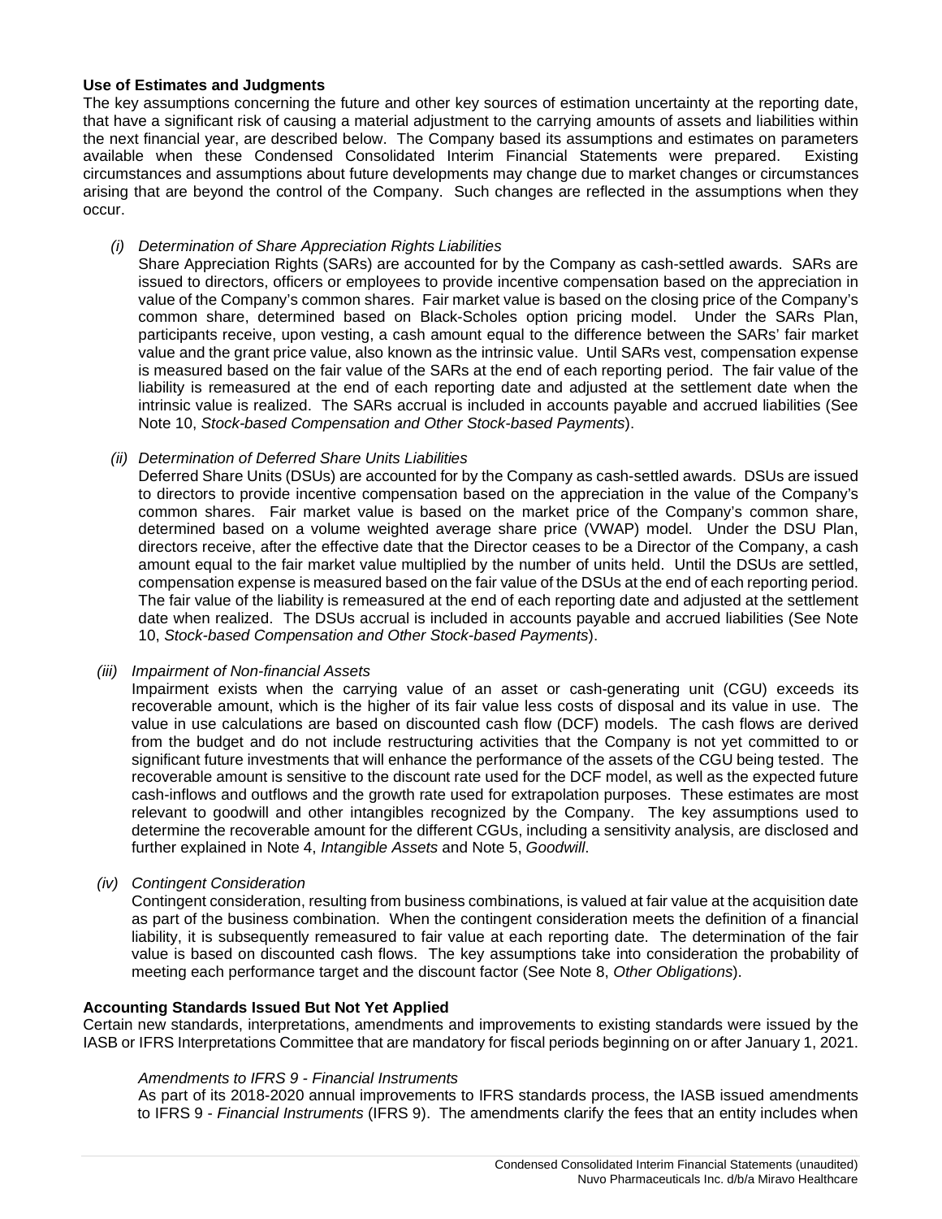**Use of Estimates and Judgments**

The key assumptions concerning the future and other key sources of estimation uncertainty at the reporting date, that have a significant risk of causing a material adjustment to the carrying amounts of assets and liabilities within the next financial year, are described below. The Company based its assumptions and estimates on parameters available when these Condensed Consolidated Interim Financial Statements were prepared. Existing circumstances and assumptions about future developments may change due to market changes or circumstances arising that are beyond the control of the Company. Such changes are reflected in the assumptions when they occur.

*(i) Determination of Share Appreciation Rights Liabilities*

Share Appreciation Rights (SARs) are accounted for by the Company as cash-settled awards. SARs are issued to directors, officers or employees to provide incentive compensation based on the appreciation in value of the Company's common shares. Fair market value is based on the closing price of the Company's common share, determined based on Black-Scholes option pricing model. Under the SARs Plan, participants receive, upon vesting, a cash amount equal to the difference between the SARs' fair market value and the grant price value, also known as the intrinsic value. Until SARs vest, compensation expense is measured based on the fair value of the SARs at the end of each reporting period. The fair value of the liability is remeasured at the end of each reporting date and adjusted at the settlement date when the intrinsic value is realized. The SARs accrual is included in accounts payable and accrued liabilities (See Note 10, *Stock-based Compensation and Other Stock-based Payments*).

*(ii) Determination of Deferred Share Units Liabilities*

Deferred Share Units (DSUs) are accounted for by the Company as cash-settled awards. DSUs are issued to directors to provide incentive compensation based on the appreciation in the value of the Company's common shares. Fair market value is based on the market price of the Company's common share, determined based on a volume weighted average share price (VWAP) model. Under the DSU Plan, directors receive, after the effective date that the Director ceases to be a Director of the Company, a cash amount equal to the fair market value multiplied by the number of units held. Until the DSUs are settled, compensation expense is measured based on the fair value of the DSUs at the end of each reporting period. The fair value of the liability is remeasured at the end of each reporting date and adjusted at the settlement date when realized. The DSU accrual is included in accounts payable and accrued liabilities (See Note 10, *Stock-based Compensation and Other Stock-based Payments*).

*(iii) Impairment of Non-financial Assets*

Impairment exists when the carrying value of an asset or cash-generating unit (CGU) exceeds its recoverable amount, which is the higher of its fair value less costs of disposal and its value in use. The value in use calculations are based on discounted cash flow (DCF) models. The cash flows are derived from the budget and do not include restructuring activities that the Company is not yet committed to or significant future investments that will enhance the performance of the assets of the CGU being tested. The recoverable amount is sensitive to the discount rate used for the DCF model, as well as the expected future cash-inflows and outflows and the growth rate used for extrapolation purposes. These estimates are most relevant to goodwill and other intangibles recognized by the Company. The key assumptions used to determine the recoverable amount for the different CGUs, including a sensitivity analysis, are disclosed and further explained in Note 4, *Intangible Assets* and Note 5, *Goodwill*.

*(iv) Contingent Consideration*

Contingent consideration, resulting from business combinations, is valued at fair value at the acquisition date as part of the business combination. When the contingent consideration meets the definition of a financial liability, it is subsequently remeasured to fair value at each reporting date. The determination of the fair value is based on discounted cash flows. The key assumptions take into consideration the probability of meeting each performance target and the discount factor (See Note 8, *Other Obligations*).

**Accounting Standards Issued But Not Yet Applied**

Certain new standards, interpretations, amendments and improvements to existing standards were issued by the IASB or IFRS Interpretations Committee that are mandatory for fiscal periods beginning on or after January 1, 2021.

*Amendments to IFRS 9 - Financial Instruments*

As part of its 2018-2020 annual improvements to IFRS standards process, the IASB issued amendments to IFRS 9 - *Financial Instruments* (IFRS 9). The amendments clarify the fees that an entity includes when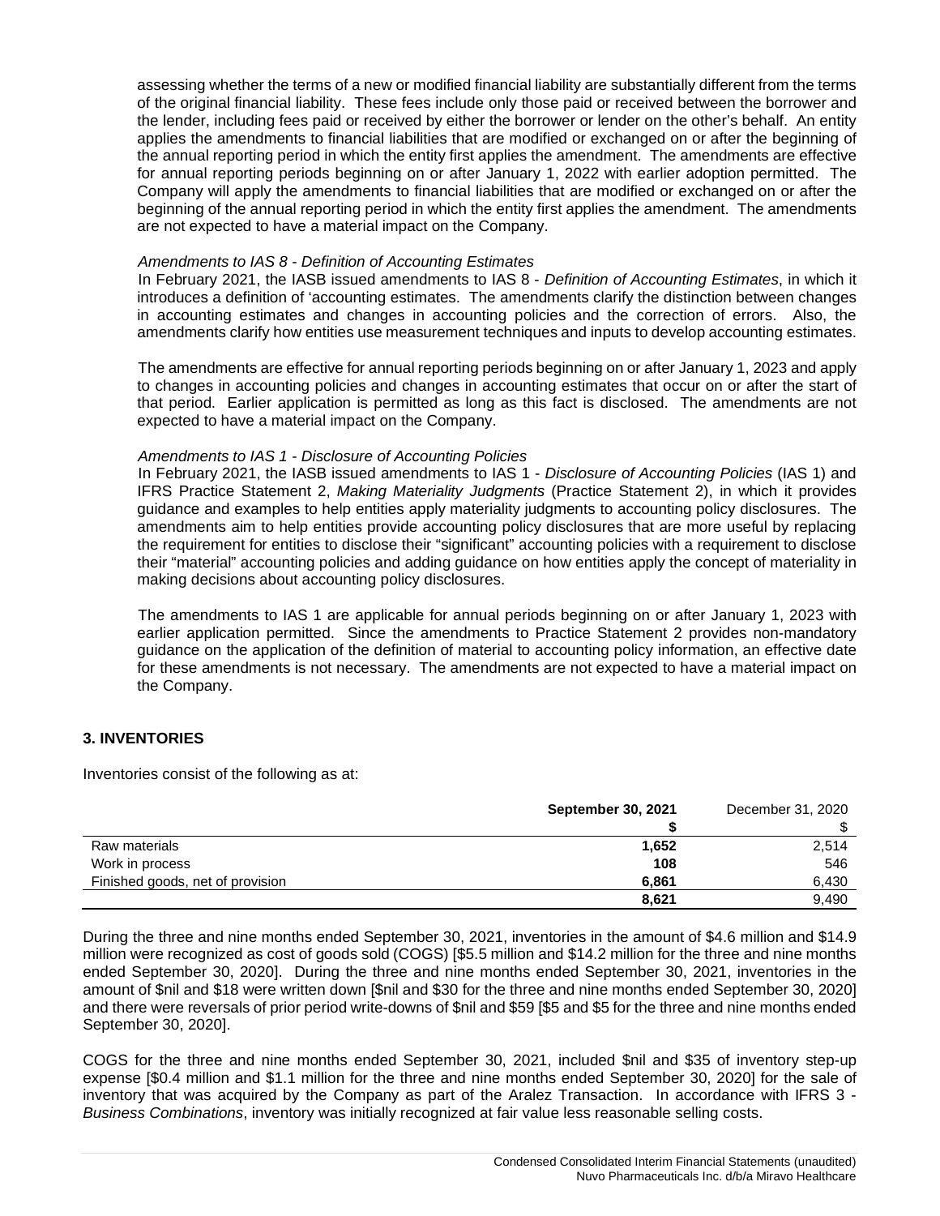assessing whether the terms of a new or modified financial liability are substantially different from the terms of the original financial liability. These fees include only those paid or received between the borrower and the lender, including fees paid or received by either the borrower or lender on the other's behalf. An entity applies the amendments to financial liabilities that are modified or exchanged on or after the beginning of the annual reporting period in which the entity first applies the amendment. The amendments are effective for annual reporting periods beginning on or after January 1, 2022 with earlier adoption permitted. The Company will apply the amendments to financial liabilities that are modified or exchanged on or after the beginning of the annual reporting period in which the entity first applies the amendment. The amendments are not expected to have a material impact on the Company.

*Amendments to IAS 8 - Definition of Accounting Estimates*

In February 2021, the IASB issued amendments to IAS 8 - *Definition of Accounting Estimates*, in which it introduces a definition of 'accounting estimates. The amendments clarify the distinction between changes in accounting estimates and changes in accounting policies and the correction of errors. Also, the amendments clarify how entities use measurement techniques and inputs to develop accounting estimates.

The amendments are effective for annual reporting periods beginning on or after January 1, 2023 and apply to changes in accounting policies and changes in accounting estimates that occur on or after the start of that period. Earlier application is permitted as long as this fact is disclosed. The amendments are not expected to have a material impact on the Company.

*Amendments to IAS 1 - Disclosure of Accounting Policies*

In February 2021, the IASB issued amendments to IAS 1 - *Disclosure of Accounting Policies* (IAS 1) and IFRS Practice Statement 2, *Making Materiality Judgments* (Practice Statement 2), in which it provides guidance and examples to help entities apply materiality judgments to accounting policy disclosures. The amendments aim to help entities provide accounting policy disclosures that are more useful by replacing the requirement for entities to disclose their "significant" accounting policies with a requirement to disclose their "material" accounting policies and adding guidance on how entities apply the concept of materiality in making decisions about accounting policy disclosures.

The amendments to IAS 1 are applicable for annual periods beginning on or after January 1, 2023 with earlier application permitted. Since the amendments to Practice Statement 2 provides non-mandatory guidance on the application of the definition of material to accounting policy information, an effective date for these amendments is not necessary. The amendments are not expected to have a material impact on the Company.

## 3. INVENTORIES

Inventories consist of the following as at:

| | **September 30, 2021** | December 31, 2020 |
|---|---|---|
| | **$** | $ |
| Raw materials | **1,652** | 2,514 |
| Work in process | **108** | 546 |
| Finished goods, net of provision | **6,861** | 6,430 |
| | **8,621** | 9,490 |

During the three and nine months ended September 30, 2021, inventories in the amount of $4.6 million and $14.9 million were recognized as cost of goods sold (COGS) [$5.5 million and $14.2 million for the three and nine months ended September 30, 2020]. During the three and nine months ended September 30, 2021, inventories in the amount of $nil and $18 were written down [$nil and $30 for the three and nine months ended September 30, 2020] and there were reversals of prior period write-downs of $nil and $59 [$5 and $5 for the three and nine months ended September 30, 2020].

COGS for the three and nine months ended September 30, 2021, included $nil and $35 of inventory step-up expense [$0.4 million and $1.1 million for the three and nine months ended September 30, 2020] for the sale of inventory that was acquired by the Company as part of the Aralez Transaction. In accordance with IFRS 3 - *Business Combinations*, inventory was initially recognized at fair value less reasonable selling costs.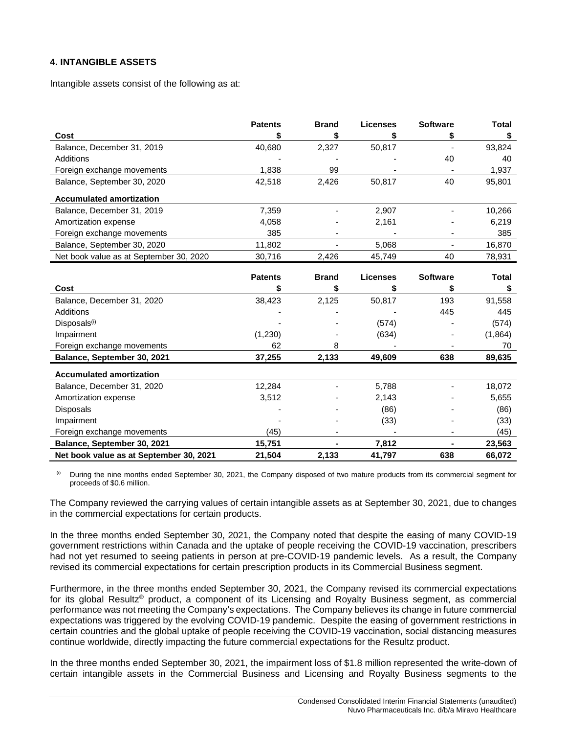## 4. INTANGIBLE ASSETS

Intangible assets consist of the following as at:

| Cost | Patents $ | Brand $ | Licenses $ | Software $ | Total $ |
|---|---|---|---|---|---|
| Balance, December 31, 2019 | 40,680 | 2,327 | 50,817 | - | 93,824 |
| Additions | - | - | - | 40 | 40 |
| Foreign exchange movements | 1,838 | 99 | - | - | 1,937 |
| Balance, September 30, 2020 | 42,518 | 2,426 | 50,817 | 40 | 95,801 |
| **Accumulated amortization** | | | | | |
| Balance, December 31, 2019 | 7,359 | - | 2,907 | - | 10,266 |
| Amortization expense | 4,058 | - | 2,161 | - | 6,219 |
| Foreign exchange movements | 385 | - | - | - | 385 |
| Balance, September 30, 2020 | 11,802 | - | 5,068 | - | 16,870 |
| Net book value as at September 30, 2020 | 30,716 | 2,426 | 45,749 | 40 | 78,931 |

| Cost | Patents $ | Brand $ | Licenses $ | Software $ | Total $ |
|---|---|---|---|---|---|
| Balance, December 31, 2020 | 38,423 | 2,125 | 50,817 | 193 | 91,558 |
| Additions | - | - | - | 445 | 445 |
| Disposals[(i)] | - | - | (574) | - | (574) |
| Impairment | (1,230) | - | (634) | - | (1,864) |
| Foreign exchange movements | 62 | 8 | - | - | 70 |
| **Balance, September 30, 2021** | **37,255** | **2,133** | **49,609** | **638** | **89,635** |
| **Accumulated amortization** | | | | | |
| Balance, December 31, 2020 | 12,284 | - | 5,788 | - | 18,072 |
| Amortization expense | 3,512 | - | 2,143 | - | 5,655 |
| Disposals | - | - | (86) | - | (86) |
| Impairment | - | - | (33) | - | (33) |
| Foreign exchange movements | (45) | - | - | - | (45) |
| **Balance, September 30, 2021** | **15,751** | **-** | **7,812** | **-** | **23,563** |
| **Net book value as at September 30, 2021** | **21,504** | **2,133** | **41,797** | **638** | **66,072** |

[(i)] During the nine months ended September 30, 2021, the Company disposed of two mature products from its commercial segment for proceeds of $0.6 million.

The Company reviewed the carrying values of certain intangible assets as at September 30, 2021, due to changes in the commercial expectations for certain products.

In the three months ended September 30, 2021, the Company noted that despite the easing of many COVID-19 government restrictions within Canada and the uptake of people receiving the COVID-19 vaccination, prescribers had not yet resumed to seeing patients in person at pre-COVID-19 pandemic levels. As a result, the Company revised its commercial expectations for certain prescription products in its Commercial Business segment.

Furthermore, in the three months ended September 30, 2021, the Company revised its commercial expectations for its global Resultz® product, a component of its Licensing and Royalty Business segment, as commercial performance was not meeting the Company's expectations. The Company believes its change in future commercial expectations was triggered by the evolving COVID-19 pandemic. Despite the easing of government restrictions in certain countries and the global uptake of people receiving the COVID-19 vaccination, social distancing measures continue worldwide, directly impacting the future commercial expectations for the Resultz product.

In the three months ended September 30, 2021, the impairment loss of $1.8 million represented the write-down of certain intangible assets in the Commercial Business and Licensing and Royalty Business segments to the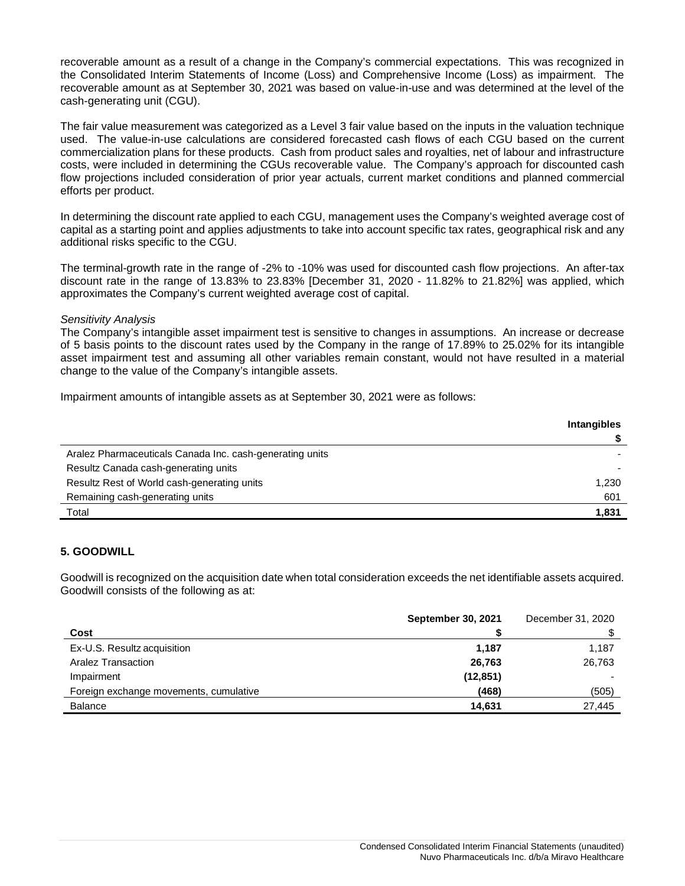recoverable amount as a result of a change in the Company's commercial expectations. This was recognized in the Consolidated Interim Statements of Income (Loss) and Comprehensive Income (Loss) as impairment. The recoverable amount as at September 30, 2021 was based on value-in-use and was determined at the level of the cash-generating unit (CGU).

The fair value measurement was categorized as a Level 3 fair value based on the inputs in the valuation technique used. The value-in-use calculations are considered forecasted cash flows of each CGU based on the current commercialization plans for these products. Cash from product sales and royalties, net of labour and infrastructure costs, were included in determining the CGUs recoverable value. The Company's approach for discounted cash flow projections included consideration of prior year actuals, current market conditions and planned commercial efforts per product.

In determining the discount rate applied to each CGU, management uses the Company's weighted average cost of capital as a starting point and applies adjustments to take into account specific tax rates, geographical risk and any additional risks specific to the CGU.

The terminal-growth rate in the range of -2% to -10% was used for discounted cash flow projections. An after-tax discount rate in the range of 13.83% to 23.83% [December 31, 2020 - 11.82% to 21.82%] was applied, which approximates the Company's current weighted average cost of capital.

*Sensitivity Analysis*
The Company's intangible asset impairment test is sensitive to changes in assumptions. An increase or decrease of 5 basis points to the discount rates used by the Company in the range of 17.89% to 25.02% for its intangible asset impairment test and assuming all other variables remain constant, would not have resulted in a material change to the value of the Company's intangible assets.

Impairment amounts of intangible assets as at September 30, 2021 were as follows:

| | **Intangibles** |
|---|---|
| | **$** |
| Aralez Pharmaceuticals Canada Inc. cash-generating units | - |
| Resultz Canada cash-generating units | - |
| Resultz Rest of World cash-generating units | 1,230 |
| Remaining cash-generating units | 601 |
| Total | **1,831** |

### 5. GOODWILL

Goodwill is recognized on the acquisition date when total consideration exceeds the net identifiable assets acquired. Goodwill consists of the following as at:

| | **September 30, 2021** | December 31, 2020 |
|---|---|---|
| **Cost** | **$** | $ |
| Ex-U.S. Resultz acquisition | **1,187** | 1,187 |
| Aralez Transaction | **26,763** | 26,763 |
| Impairment | **(12,851)** | - |
| Foreign exchange movements, cumulative | **(468)** | (505) |
| Balance | **14,631** | 27,445 |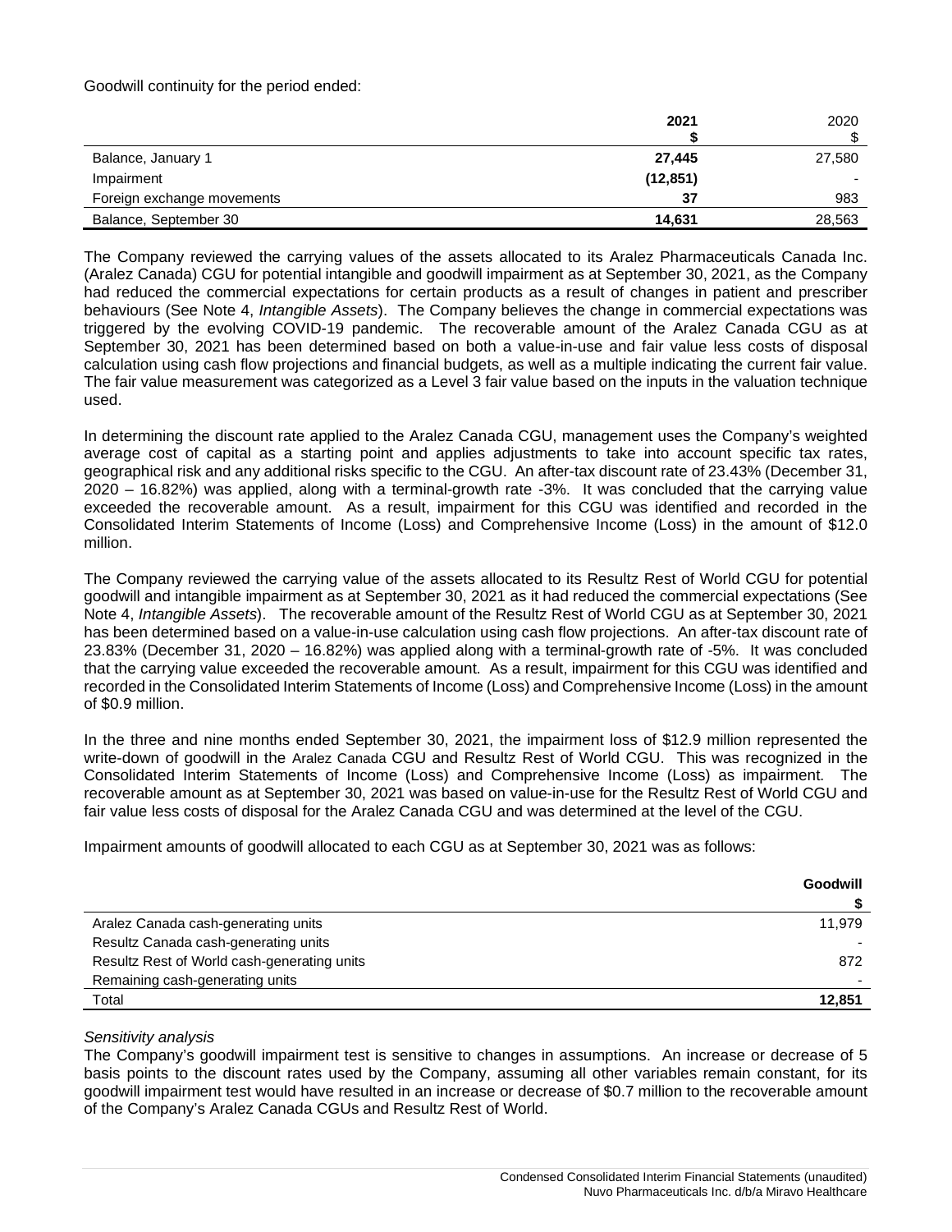Goodwill continuity for the period ended:

| | 2021<br>$ | 2020<br>$ |
|---|---|---|
| Balance, January 1 | **27,445** | 27,580 |
| Impairment | **(12,851)** | - |
| Foreign exchange movements | **37** | 983 |
| Balance, September 30 | **14,631** | 28,563 |

The Company reviewed the carrying values of the assets allocated to its Aralez Pharmaceuticals Canada Inc. (Aralez Canada) CGU for potential intangible and goodwill impairment as at September 30, 2021, as the Company had reduced the commercial expectations for certain products as a result of changes in patient and prescriber behaviours (See Note 4, *Intangible Assets*). The Company believes the change in commercial expectations was triggered by the evolving COVID-19 pandemic. The recoverable amount of the Aralez Canada CGU as at September 30, 2021 has been determined based on both a value-in-use and fair value less costs of disposal calculation using cash flow projections and financial budgets, as well as a multiple indicating the current fair value. The fair value measurement was categorized as a Level 3 fair value based on the inputs in the valuation technique used.

In determining the discount rate applied to the Aralez Canada CGU, management uses the Company's weighted average cost of capital as a starting point and applies adjustments to take into account specific tax rates, geographical risk and any additional risks specific to the CGU. An after-tax discount rate of 23.43% (December 31, 2020 – 16.82%) was applied, along with a terminal-growth rate -3%. It was concluded that the carrying value exceeded the recoverable amount. As a result, impairment for this CGU was identified and recorded in the Consolidated Interim Statements of Income (Loss) and Comprehensive Income (Loss) in the amount of $12.0 million.

The Company reviewed the carrying value of the assets allocated to its Resultz Rest of World CGU for potential goodwill and intangible impairment as at September 30, 2021 as it had reduced the commercial expectations (See Note 4, *Intangible Assets*). The recoverable amount of the Resultz Rest of World CGU as at September 30, 2021 has been determined based on a value-in-use calculation using cash flow projections. An after-tax discount rate of 23.83% (December 31, 2020 – 16.82%) was applied along with a terminal-growth rate of -5%. It was concluded that the carrying value exceeded the recoverable amount. As a result, impairment for this CGU was identified and recorded in the Consolidated Interim Statements of Income (Loss) and Comprehensive Income (Loss) in the amount of $0.9 million.

In the three and nine months ended September 30, 2021, the impairment loss of $12.9 million represented the write-down of goodwill in the Aralez Canada CGU and Resultz Rest of World CGU. This was recognized in the Consolidated Interim Statements of Income (Loss) and Comprehensive Income (Loss) as impairment. The recoverable amount as at September 30, 2021 was based on value-in-use for the Resultz Rest of World CGU and fair value less costs of disposal for the Aralez Canada CGU and was determined at the level of the CGU.

Impairment amounts of goodwill allocated to each CGU as at September 30, 2021 was as follows:

| | Goodwill<br>$ |
|---|---|
| Aralez Canada cash-generating units | 11,979 |
| Resultz Canada cash-generating units | - |
| Resultz Rest of World cash-generating units | 872 |
| Remaining cash-generating units | - |
| Total | **12,851** |

*Sensitivity analysis*

The Company's goodwill impairment test is sensitive to changes in assumptions. An increase or decrease of 5 basis points to the discount rates used by the Company, assuming all other variables remain constant, for its goodwill impairment test would have resulted in an increase or decrease of $0.7 million to the recoverable amount of the Company's Aralez Canada CGUs and Resultz Rest of World.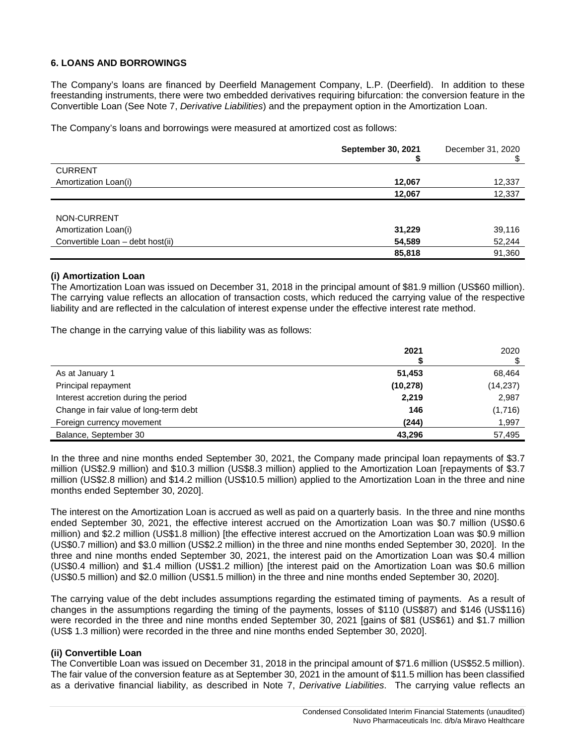### 6. LOANS AND BORROWINGS

The Company's loans are financed by Deerfield Management Company, L.P. (Deerfield). In addition to these freestanding instruments, there were two embedded derivatives requiring bifurcation: the conversion feature in the Convertible Loan (See Note 7, *Derivative Liabilities*) and the prepayment option in the Amortization Loan.

The Company's loans and borrowings were measured at amortized cost as follows:

| | **September 30, 2021** **$** | December 31, 2020 $ |
|---|---|---|
| CURRENT | | |
| Amortization Loan(i) | **12,067** | 12,337 |
| | **12,067** | 12,337 |
| | | |
| NON-CURRENT | | |
| Amortization Loan(i) | **31,229** | 39,116 |
| Convertible Loan – debt host(ii) | **54,589** | 52,244 |
| | **85,818** | 91,360 |

**(i) Amortization Loan**

The Amortization Loan was issued on December 31, 2018 in the principal amount of $81.9 million (US$60 million). The carrying value reflects an allocation of transaction costs, which reduced the carrying value of the respective liability and are reflected in the calculation of interest expense under the effective interest rate method.

The change in the carrying value of this liability was as follows:

| | **2021** **$** | 2020 $ |
|---|---|---|
| As at January 1 | **51,453** | 68,464 |
| Principal repayment | **(10,278)** | (14,237) |
| Interest accretion during the period | **2,219** | 2,987 |
| Change in fair value of long-term debt | **146** | (1,716) |
| Foreign currency movement | **(244)** | 1,997 |
| Balance, September 30 | **43,296** | 57,495 |

In the three and nine months ended September 30, 2021, the Company made principal loan repayments of $3.7 million (US$2.9 million) and $10.3 million (US$8.3 million) applied to the Amortization Loan [repayments of $3.7 million (US$2.8 million) and $14.2 million (US$10.5 million) applied to the Amortization Loan in the three and nine months ended September 30, 2020].

The interest on the Amortization Loan is accrued as well as paid on a quarterly basis. In the three and nine months ended September 30, 2021, the effective interest accrued on the Amortization Loan was $0.7 million (US$0.6 million) and $2.2 million (US$1.8 million) [the effective interest accrued on the Amortization Loan was $0.9 million (US$0.7 million) and $3.0 million (US$2.2 million) in the three and nine months ended September 30, 2020]. In the three and nine months ended September 30, 2021, the interest paid on the Amortization Loan was $0.4 million (US$0.4 million) and $1.4 million (US$1.2 million) [the interest paid on the Amortization Loan was $0.6 million (US$0.5 million) and $2.0 million (US$1.5 million) in the three and nine months ended September 30, 2020].

The carrying value of the debt includes assumptions regarding the estimated timing of payments. As a result of changes in the assumptions regarding the timing of the payments, losses of $110 (US$87) and $146 (US$116) were recorded in the three and nine months ended September 30, 2021 [gains of $81 (US$61) and $1.7 million (US$ 1.3 million) were recorded in the three and nine months ended September 30, 2020].

**(ii) Convertible Loan**

The Convertible Loan was issued on December 31, 2018 in the principal amount of $71.6 million (US$52.5 million). The fair value of the conversion feature as at September 30, 2021 in the amount of $11.5 million has been classified as a derivative financial liability, as described in Note 7, *Derivative Liabilities*. The carrying value reflects an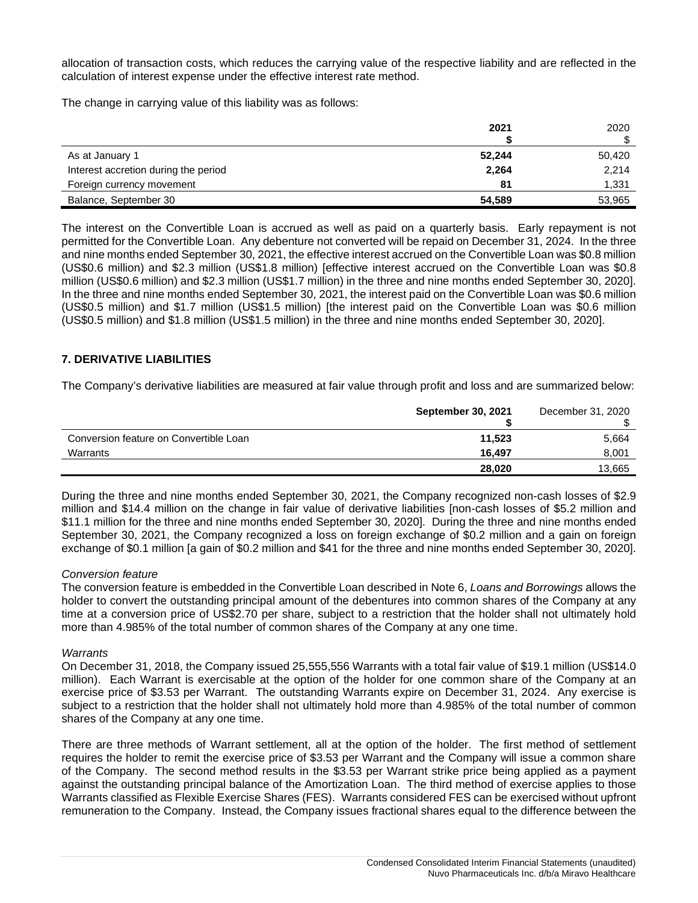allocation of transaction costs, which reduces the carrying value of the respective liability and are reflected in the calculation of interest expense under the effective interest rate method.

The change in carrying value of this liability was as follows:

| | **2021** **$** | 2020 $ |
|---|---|---|
| As at January 1 | **52,244** | 50,420 |
| Interest accretion during the period | **2,264** | 2,214 |
| Foreign currency movement | **81** | 1,331 |
| Balance, September 30 | **54,589** | 53,965 |

The interest on the Convertible Loan is accrued as well as paid on a quarterly basis. Early repayment is not permitted for the Convertible Loan. Any debenture not converted will be repaid on December 31, 2024. In the three and nine months ended September 30, 2021, the effective interest accrued on the Convertible Loan was $0.8 million (US$0.6 million) and $2.3 million (US$1.8 million) [effective interest accrued on the Convertible Loan was $0.8 million (US$0.6 million) and $2.3 million (US$1.7 million) in the three and nine months ended September 30, 2020]. In the three and nine months ended September 30, 2021, the interest paid on the Convertible Loan was $0.6 million (US$0.5 million) and $1.7 million (US$1.5 million) [the interest paid on the Convertible Loan was $0.6 million (US$0.5 million) and $1.8 million (US$1.5 million) in the three and nine months ended September 30, 2020].

### 7. DERIVATIVE LIABILITIES

The Company's derivative liabilities are measured at fair value through profit and loss and are summarized below:

| | **September 30, 2021** **$** | December 31, 2020 $ |
|---|---|---|
| Conversion feature on Convertible Loan | **11,523** | 5,664 |
| Warrants | **16,497** | 8,001 |
| | **28,020** | 13,665 |

During the three and nine months ended September 30, 2021, the Company recognized non-cash losses of $2.9 million and $14.4 million on the change in fair value of derivative liabilities [non-cash losses of $5.2 million and $11.1 million for the three and nine months ended September 30, 2020]. During the three and nine months ended September 30, 2021, the Company recognized a loss on foreign exchange of $0.2 million and a gain on foreign exchange of $0.1 million [a gain of $0.2 million and $41 for the three and nine months ended September 30, 2020].

*Conversion feature*

The conversion feature is embedded in the Convertible Loan described in Note 6, *Loans and Borrowings* allows the holder to convert the outstanding principal amount of the debentures into common shares of the Company at any time at a conversion price of US$2.70 per share, subject to a restriction that the holder shall not ultimately hold more than 4.985% of the total number of common shares of the Company at any one time.

*Warrants*

On December 31, 2018, the Company issued 25,555,556 Warrants with a total fair value of $19.1 million (US$14.0 million). Each Warrant is exercisable at the option of the holder for one common share of the Company at an exercise price of $3.53 per Warrant. The outstanding Warrants expire on December 31, 2024. Any exercise is subject to a restriction that the holder shall not ultimately hold more than 4.985% of the total number of common shares of the Company at any one time.

There are three methods of Warrant settlement, all at the option of the holder. The first method of settlement requires the holder to remit the exercise price of $3.53 per Warrant and the Company will issue a common share of the Company. The second method results in the $3.53 per Warrant strike price being applied as a payment against the outstanding principal balance of the Amortization Loan. The third method of exercise applies to those Warrants classified as Flexible Exercise Shares (FES). Warrants considered FES can be exercised without upfront remuneration to the Company. Instead, the Company issues fractional shares equal to the difference between the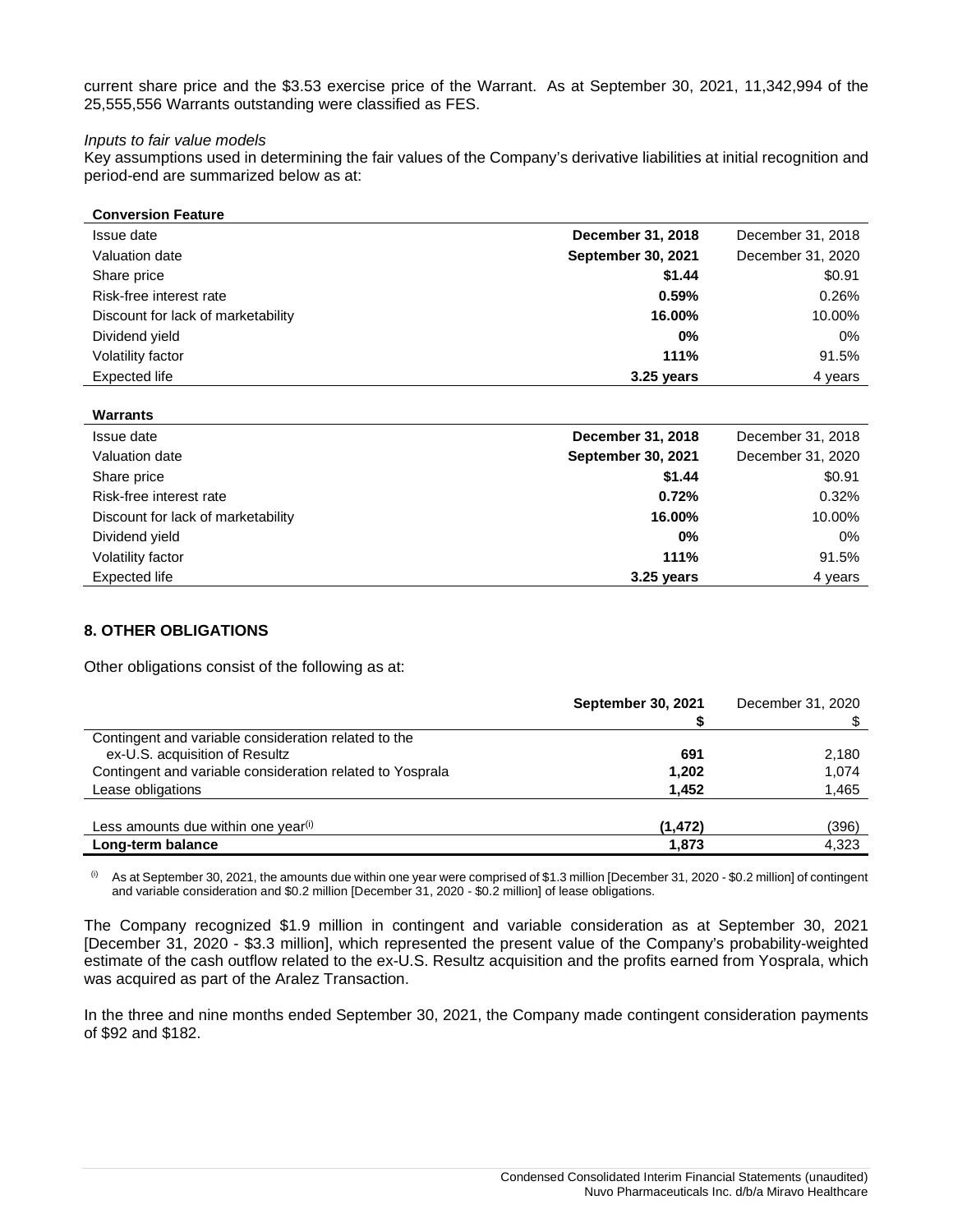current share price and the $3.53 exercise price of the Warrant. As at September 30, 2021, 11,342,994 of the 25,555,556 Warrants outstanding were classified as FES.

*Inputs to fair value models*

Key assumptions used in determining the fair values of the Company's derivative liabilities at initial recognition and period-end are summarized below as at:

| **Conversion Feature** | | |
|---|---|---|
| Issue date | **December 31, 2018** | December 31, 2018 |
| Valuation date | **September 30, 2021** | December 31, 2020 |
| Share price | **$1.44** | $0.91 |
| Risk-free interest rate | **0.59%** | 0.26% |
| Discount for lack of marketability | **16.00%** | 10.00% |
| Dividend yield | **0%** | 0% |
| Volatility factor | **111%** | 91.5% |
| Expected life | **3.25 years** | 4 years |

| **Warrants** | | |
|---|---|---|
| Issue date | **December 31, 2018** | December 31, 2018 |
| Valuation date | **September 30, 2021** | December 31, 2020 |
| Share price | **$1.44** | $0.91 |
| Risk-free interest rate | **0.72%** | 0.32% |
| Discount for lack of marketability | **16.00%** | 10.00% |
| Dividend yield | **0%** | 0% |
| Volatility factor | **111%** | 91.5% |
| Expected life | **3.25 years** | 4 years |

## 8. OTHER OBLIGATIONS

Other obligations consist of the following as at:

| | **September 30, 2021** **$** | December 31, 2020 $ |
|---|---|---|
| Contingent and variable consideration related to the ex-U.S. acquisition of Resultz | **691** | 2,180 |
| Contingent and variable consideration related to Yosprala | **1,202** | 1,074 |
| Lease obligations | **1,452** | 1,465 |
| Less amounts due within one year[(i)] | **(1,472)** | (396) |
| **Long-term balance** | **1,873** | 4,323 |

(i) As at September 30, 2021, the amounts due within one year were comprised of $1.3 million [December 31, 2020 - $0.2 million] of contingent and variable consideration and $0.2 million [December 31, 2020 - $0.2 million] of lease obligations.

The Company recognized $1.9 million in contingent and variable consideration as at September 30, 2021 [December 31, 2020 - $3.3 million], which represented the present value of the Company's probability-weighted estimate of the cash outflow related to the ex-U.S. Resultz acquisition and the profits earned from Yosprala, which was acquired as part of the Aralez Transaction.

In the three and nine months ended September 30, 2021, the Company made contingent consideration payments of $92 and $182.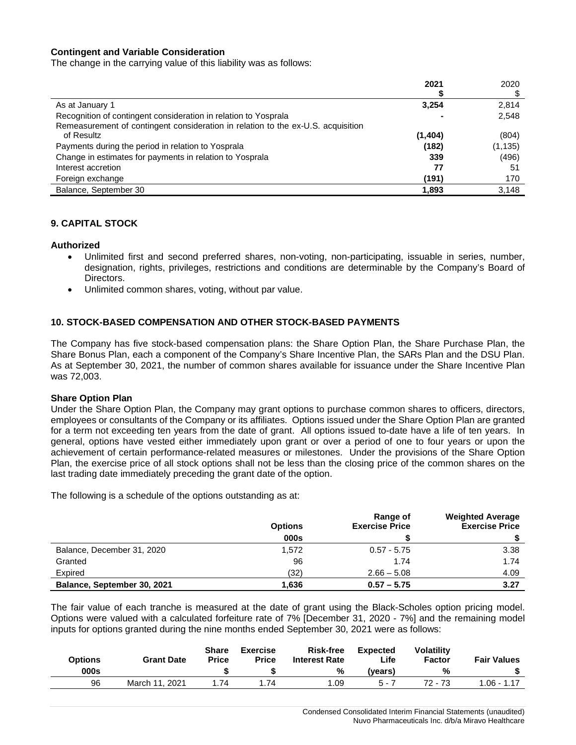**Contingent and Variable Consideration**

The change in the carrying value of this liability was as follows:

| | **2021** | 2020 |
|---|---|---|
| | **$** | $ |
| As at January 1 | **3,254** | 2,814 |
| Recognition of contingent consideration in relation to Yosprala | **-** | 2,548 |
| Remeasurement of contingent consideration in relation to the ex-U.S. acquisition of Resultz | **(1,404)** | (804) |
| Payments during the period in relation to Yosprala | **(182)** | (1,135) |
| Change in estimates for payments in relation to Yosprala | **339** | (496) |
| Interest accretion | **77** | 51 |
| Foreign exchange | **(191)** | 170 |
| Balance, September 30 | **1,893** | 3,148 |

## 9. CAPITAL STOCK

**Authorized**

- Unlimited first and second preferred shares, non-voting, non-participating, issuable in series, number, designation, rights, privileges, restrictions and conditions are determinable by the Company's Board of Directors.
- Unlimited common shares, voting, without par value.

## 10. STOCK-BASED COMPENSATION AND OTHER STOCK-BASED PAYMENTS

The Company has five stock-based compensation plans: the Share Option Plan, the Share Purchase Plan, the Share Bonus Plan, each a component of the Company's Share Incentive Plan, the SARs Plan and the DSU Plan. As at September 30, 2021, the number of common shares available for issuance under the Share Incentive Plan was 72,003.

**Share Option Plan**

Under the Share Option Plan, the Company may grant options to purchase common shares to officers, directors, employees or consultants of the Company or its affiliates. Options issued under the Share Option Plan are granted for a term not exceeding ten years from the date of grant. All options issued to-date have a life of ten years. In general, options have vested either immediately upon grant or over a period of one to four years or upon the achievement of certain performance-related measures or milestones. Under the provisions of the Share Option Plan, the exercise price of all stock options shall not be less than the closing price of the common shares on the last trading date immediately preceding the grant date of the option.

The following is a schedule of the options outstanding as at:

| | **Options** | **Range of Exercise Price** | **Weighted Average Exercise Price** |
|---|---|---|---|
| | **000s** | **$** | **$** |
| Balance, December 31, 2020 | 1,572 | 0.57 - 5.75 | 3.38 |
| Granted | 96 | 1.74 | 1.74 |
| Expired | (32) | 2.66 – 5.08 | 4.09 |
| **Balance, September 30, 2021** | **1,636** | **0.57 – 5.75** | **3.27** |

The fair value of each tranche is measured at the date of grant using the Black-Scholes option pricing model. Options were valued with a calculated forfeiture rate of 7% [December 31, 2020 - 7%] and the remaining model inputs for options granted during the nine months ended September 30, 2021 were as follows:

| **Options** | **Grant Date** | **Share Price** | **Exercise Price** | **Risk-free Interest Rate** | **Expected Life** | **Volatility Factor** | **Fair Values** |
|---|---|---|---|---|---|---|---|
| **000s** | | **$** | **$** | **%** | **(years)** | **%** | **$** |
| 96 | March 11, 2021 | 1.74 | 1.74 | 1.09 | 5 - 7 | 72 - 73 | 1.06 - 1.17 |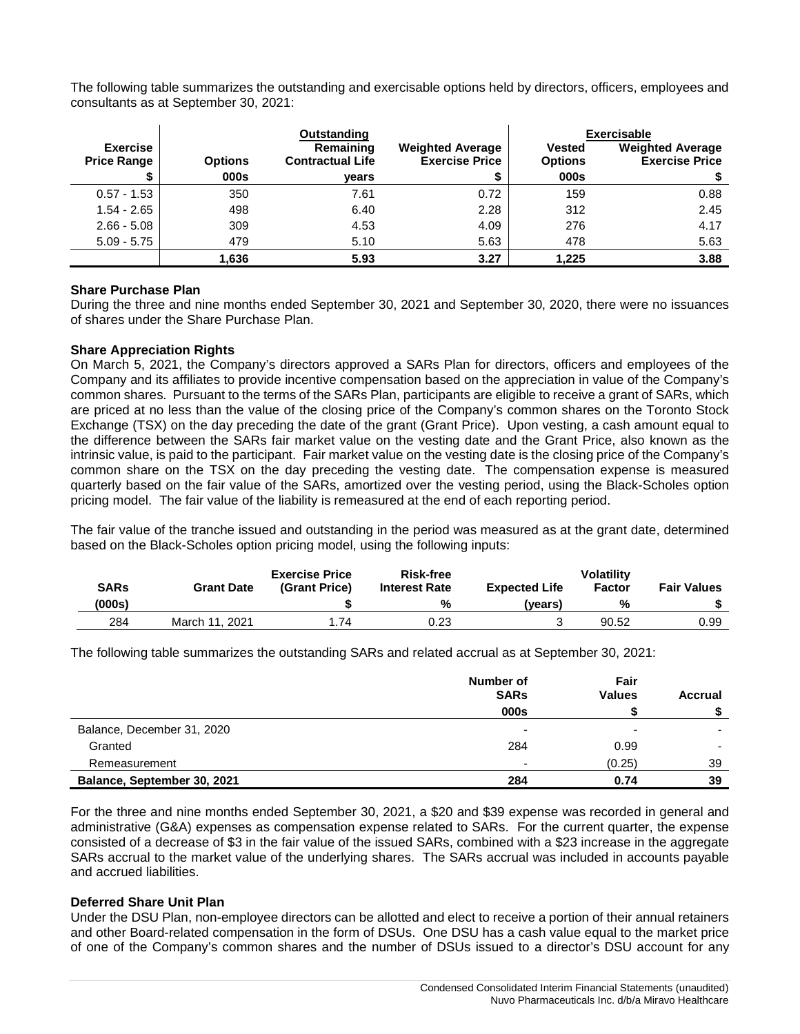The following table summarizes the outstanding and exercisable options held by directors, officers, employees and consultants as at September 30, 2021:

| | Outstanding | | | Exercisable | |
|---|---|---|---|---|---|
| Exercise Price Range | Options | Remaining Contractual Life | Weighted Average Exercise Price | Vested Options | Weighted Average Exercise Price |
| $ | 000s | years | $ | 000s | $ |
| 0.57 - 1.53 | 350 | 7.61 | 0.72 | 159 | 0.88 |
| 1.54 - 2.65 | 498 | 6.40 | 2.28 | 312 | 2.45 |
| 2.66 - 5.08 | 309 | 4.53 | 4.09 | 276 | 4.17 |
| 5.09 - 5.75 | 479 | 5.10 | 5.63 | 478 | 5.63 |
| | **1,636** | **5.93** | **3.27** | **1,225** | **3.88** |

**Share Purchase Plan**

During the three and nine months ended September 30, 2021 and September 30, 2020, there were no issuances of shares under the Share Purchase Plan.

**Share Appreciation Rights**

On March 5, 2021, the Company's directors approved a SARs Plan for directors, officers and employees of the Company and its affiliates to provide incentive compensation based on the appreciation in value of the Company's common shares. Pursuant to the terms of the SARs Plan, participants are eligible to receive a grant of SARs, which are priced at no less than the value of the closing price of the Company's common shares on the Toronto Stock Exchange (TSX) on the day preceding the date of the grant (Grant Price). Upon vesting, a cash amount equal to the difference between the SARs fair market value on the vesting date and the Grant Price, also known as the intrinsic value, is paid to the participant. Fair market value on the vesting date is the closing price of the Company's common share on the TSX on the day preceding the vesting date. The compensation expense is measured quarterly based on the fair value of the SARs, amortized over the vesting period, using the Black-Scholes option pricing model. The fair value of the liability is remeasured at the end of each reporting period.

The fair value of the tranche issued and outstanding in the period was measured as at the grant date, determined based on the Black-Scholes option pricing model, using the following inputs:

| SARs | Grant Date | Exercise Price (Grant Price) | Risk-free Interest Rate | Expected Life | Volatility Factor | Fair Values |
|---|---|---|---|---|---|---|
| (000s) | | $ | % | (years) | % | $ |
| 284 | March 11, 2021 | 1.74 | 0.23 | 3 | 90.52 | 0.99 |

The following table summarizes the outstanding SARs and related accrual as at September 30, 2021:

| | Number of SARs | Fair Values | Accrual |
|---|---|---|---|
| | 000s | $ | $ |
| Balance, December 31, 2020 | - | - | - |
| Granted | 284 | 0.99 | - |
| Remeasurement | - | (0.25) | 39 |
| **Balance, September 30, 2021** | **284** | **0.74** | **39** |

For the three and nine months ended September 30, 2021, a $20 and $39 expense was recorded in general and administrative (G&A) expenses as compensation expense related to SARs. For the current quarter, the expense consisted of a decrease of $3 in the fair value of the issued SARs, combined with a $23 increase in the aggregate SARs accrual to the market value of the underlying shares. The SARs accrual was included in accounts payable and accrued liabilities.

**Deferred Share Unit Plan**

Under the DSU Plan, non-employee directors can be allotted and elect to receive a portion of their annual retainers and other Board-related compensation in the form of DSUs. One DSU has a cash value equal to the market price of one of the Company's common shares and the number of DSUs issued to a director's DSU account for any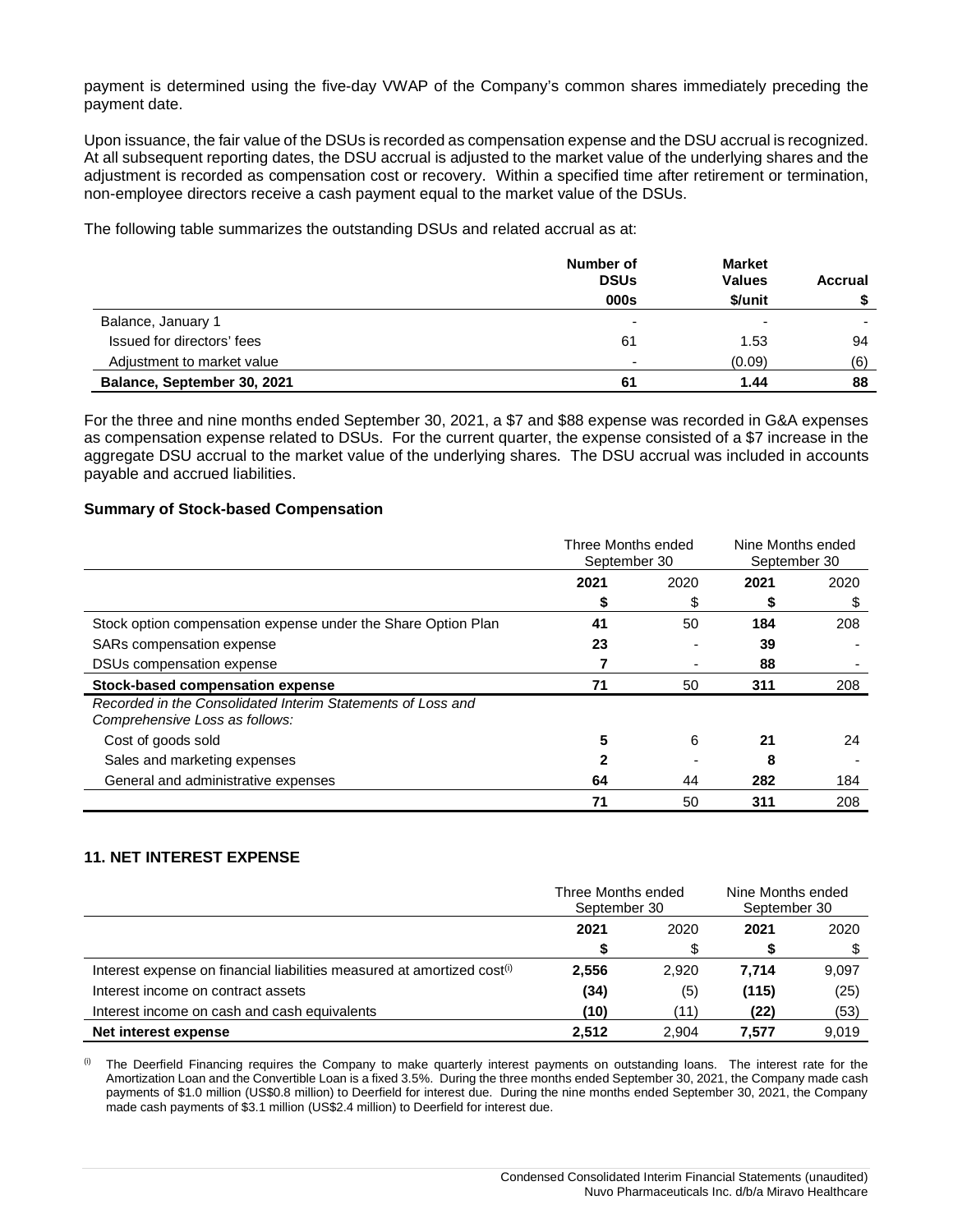payment is determined using the five-day VWAP of the Company's common shares immediately preceding the payment date.

Upon issuance, the fair value of the DSUs is recorded as compensation expense and the DSU accrual is recognized. At all subsequent reporting dates, the DSU accrual is adjusted to the market value of the underlying shares and the adjustment is recorded as compensation cost or recovery. Within a specified time after retirement or termination, non-employee directors receive a cash payment equal to the market value of the DSUs.

The following table summarizes the outstanding DSUs and related accrual as at:

| | Number of DSUs | Market Values | Accrual |
|---|---|---|---|
| | 000s | $/unit | $ |
| Balance, January 1 | - | - | - |
| Issued for directors' fees | 61 | 1.53 | 94 |
| Adjustment to market value | - | (0.09) | (6) |
| **Balance, September 30, 2021** | **61** | **1.44** | **88** |

For the three and nine months ended September 30, 2021, a $7 and $88 expense was recorded in G&A expenses as compensation expense related to DSUs. For the current quarter, the expense consisted of a $7 increase in the aggregate DSU accrual to the market value of the underlying shares. The DSU accrual was included in accounts payable and accrued liabilities.

**Summary of Stock-based Compensation**

| | Three Months ended September 30 | | Nine Months ended September 30 | |
|---|---|---|---|---|
| | **2021** | 2020 | **2021** | 2020 |
| | **$** | $ | **$** | $ |
| Stock option compensation expense under the Share Option Plan | **41** | 50 | **184** | 208 |
| SARs compensation expense | **23** | - | **39** | - |
| DSUs compensation expense | **7** | - | **88** | - |
| **Stock-based compensation expense** | **71** | 50 | **311** | 208 |
| *Recorded in the Consolidated Interim Statements of Loss and Comprehensive Loss as follows:* | | | | |
| Cost of goods sold | **5** | 6 | **21** | 24 |
| Sales and marketing expenses | **2** | - | **8** | - |
| General and administrative expenses | **64** | 44 | **282** | 184 |
| | **71** | 50 | **311** | 208 |

## 11. NET INTEREST EXPENSE

| | Three Months ended September 30 | | Nine Months ended September 30 | |
|---|---|---|---|---|
| | **2021** | 2020 | **2021** | 2020 |
| | **$** | $ | **$** | $ |
| Interest expense on financial liabilities measured at amortized cost[(i)] | **2,556** | 2,920 | **7,714** | 9,097 |
| Interest income on contract assets | **(34)** | (5) | **(115)** | (25) |
| Interest income on cash and cash equivalents | **(10)** | (11) | **(22)** | (53) |
| **Net interest expense** | **2,512** | 2,904 | **7,577** | 9,019 |

[(i)] The Deerfield Financing requires the Company to make quarterly interest payments on outstanding loans. The interest rate for the Amortization Loan and the Convertible Loan is a fixed 3.5%. During the three months ended September 30, 2021, the Company made cash payments of $1.0 million (US$0.8 million) to Deerfield for interest due. During the nine months ended September 30, 2021, the Company made cash payments of $3.1 million (US$2.4 million) to Deerfield for interest due.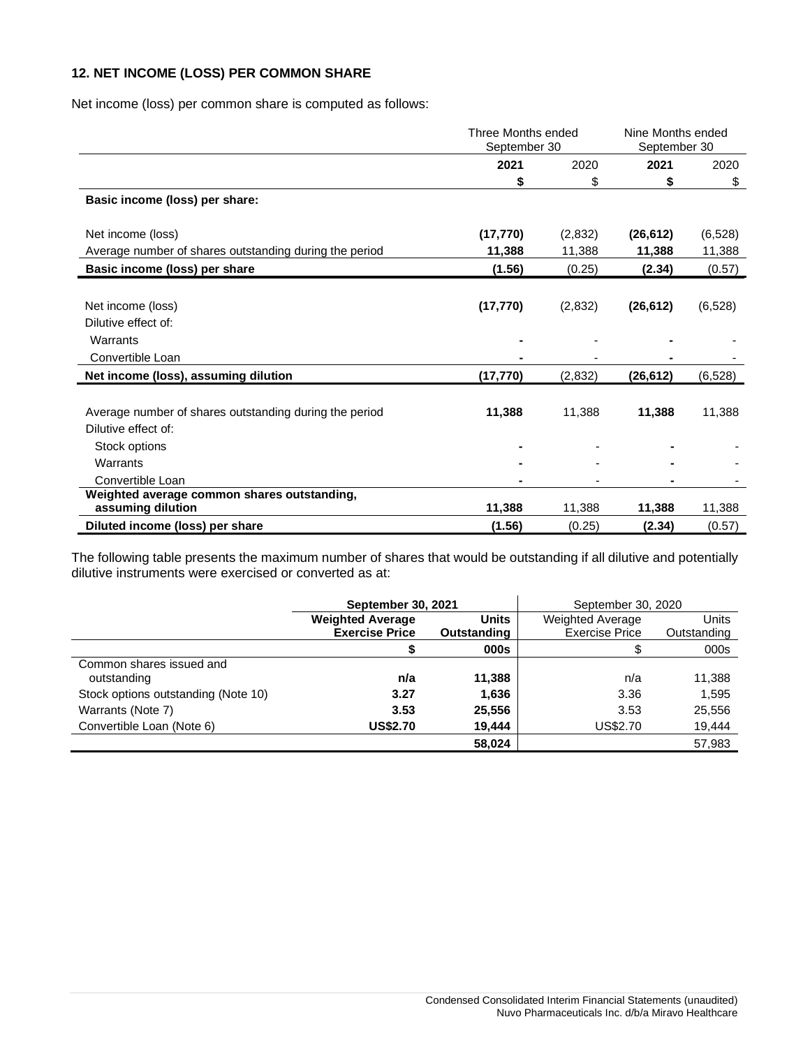## 12. NET INCOME (LOSS) PER COMMON SHARE

Net income (loss) per common share is computed as follows:

| | Three Months ended September 30 | | Nine Months ended September 30 | |
|---|---|---|---|---|
| | **2021** | 2020 | **2021** | 2020 |
| | **$** | $ | **$** | $ |
| **Basic income (loss) per share:** | | | | |
| Net income (loss) | **(17,770)** | (2,832) | **(26,612)** | (6,528) |
| Average number of shares outstanding during the period | **11,388** | 11,388 | **11,388** | 11,388 |
| **Basic income (loss) per share** | **(1.56)** | (0.25) | **(2.34)** | (0.57) |
| Net income (loss) | **(17,770)** | (2,832) | **(26,612)** | (6,528) |
| Dilutive effect of: | | | | |
| Warrants | **-** | - | **-** | - |
| Convertible Loan | **-** | - | **-** | - |
| **Net income (loss), assuming dilution** | **(17,770)** | (2,832) | **(26,612)** | (6,528) |
| Average number of shares outstanding during the period | **11,388** | 11,388 | **11,388** | 11,388 |
| Dilutive effect of: | | | | |
| Stock options | **-** | - | **-** | - |
| Warrants | **-** | - | **-** | - |
| Convertible Loan | **-** | - | **-** | - |
| **Weighted average common shares outstanding, assuming dilution** | **11,388** | 11,388 | **11,388** | 11,388 |
| **Diluted income (loss) per share** | **(1.56)** | (0.25) | **(2.34)** | (0.57) |

The following table presents the maximum number of shares that would be outstanding if all dilutive and potentially dilutive instruments were exercised or converted as at:

| | **September 30, 2021** | | September 30, 2020 | |
|---|---|---|---|---|
| | **Weighted Average Exercise Price** | **Units Outstanding** | Weighted Average Exercise Price | Units Outstanding |
| | **$** | **000s** | $ | 000s |
| Common shares issued and outstanding | **n/a** | **11,388** | n/a | 11,388 |
| Stock options outstanding (Note 10) | **3.27** | **1,636** | 3.36 | 1,595 |
| Warrants (Note 7) | **3.53** | **25,556** | 3.53 | 25,556 |
| Convertible Loan (Note 6) | **US$2.70** | **19,444** | US$2.70 | 19,444 |
| | | **58,024** | | 57,983 |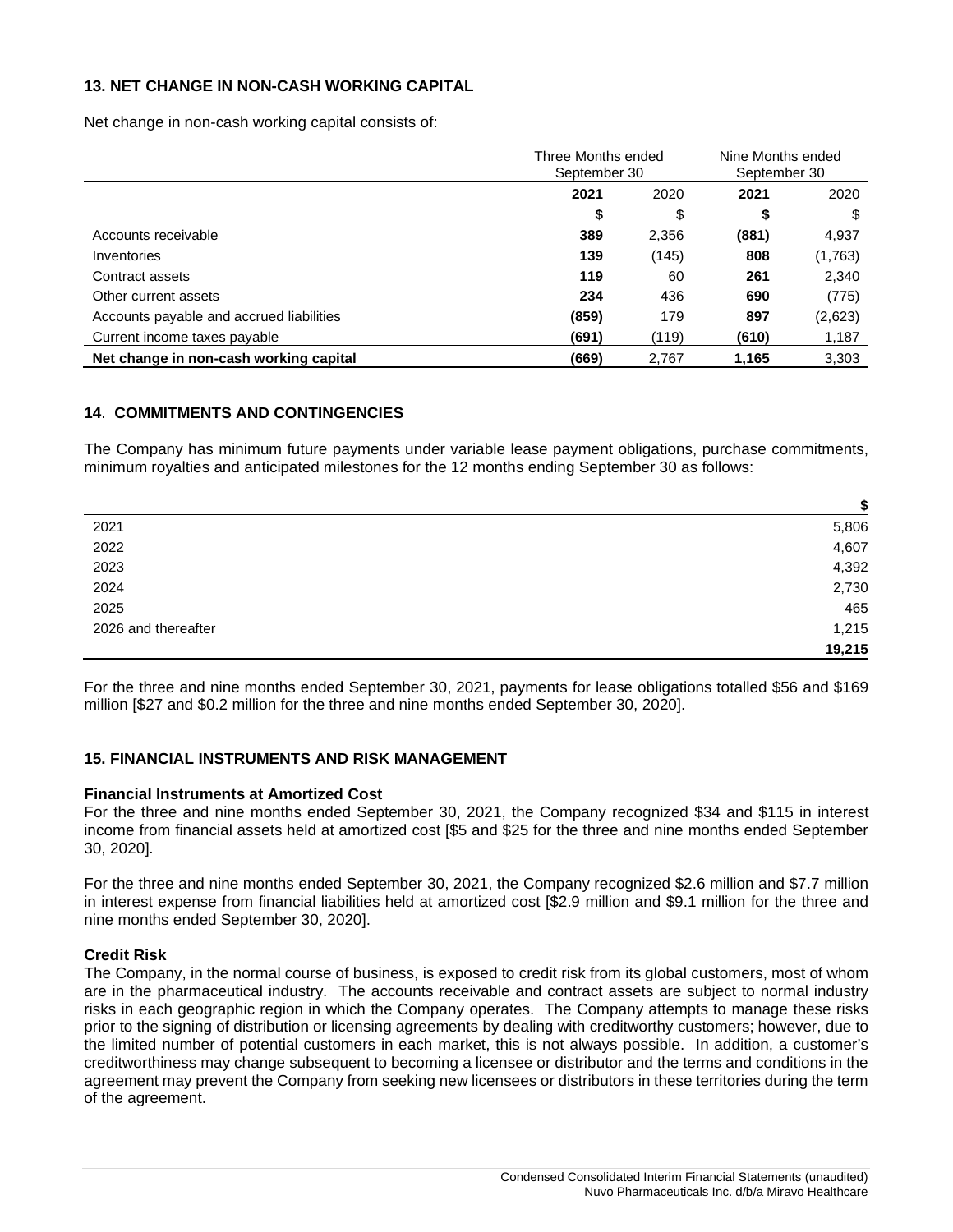## 13. NET CHANGE IN NON-CASH WORKING CAPITAL

Net change in non-cash working capital consists of:

| | Three Months ended September 30 | | Nine Months ended September 30 | |
|---|---|---|---|---|
| | **2021** | 2020 | **2021** | 2020 |
| | **$** | $ | **$** | $ |
| Accounts receivable | **389** | 2,356 | **(881)** | 4,937 |
| Inventories | **139** | (145) | **808** | (1,763) |
| Contract assets | **119** | 60 | **261** | 2,340 |
| Other current assets | **234** | 436 | **690** | (775) |
| Accounts payable and accrued liabilities | **(859)** | 179 | **897** | (2,623) |
| Current income taxes payable | **(691)** | (119) | **(610)** | 1,187 |
| **Net change in non-cash working capital** | **(669)** | 2,767 | **1,165** | 3,303 |

## 14. COMMITMENTS AND CONTINGENCIES

The Company has minimum future payments under variable lease payment obligations, purchase commitments, minimum royalties and anticipated milestones for the 12 months ending September 30 as follows:

| | **$** |
|---|---|
| 2021 | 5,806 |
| 2022 | 4,607 |
| 2023 | 4,392 |
| 2024 | 2,730 |
| 2025 | 465 |
| 2026 and thereafter | 1,215 |
| | **19,215** |

For the three and nine months ended September 30, 2021, payments for lease obligations totalled $56 and $169 million [$27 and $0.2 million for the three and nine months ended September 30, 2020].

## 15. FINANCIAL INSTRUMENTS AND RISK MANAGEMENT

**Financial Instruments at Amortized Cost**

For the three and nine months ended September 30, 2021, the Company recognized $34 and $115 in interest income from financial assets held at amortized cost [$5 and $25 for the three and nine months ended September 30, 2020].

For the three and nine months ended September 30, 2021, the Company recognized $2.6 million and $7.7 million in interest expense from financial liabilities held at amortized cost [$2.9 million and $9.1 million for the three and nine months ended September 30, 2020].

**Credit Risk**

The Company, in the normal course of business, is exposed to credit risk from its global customers, most of whom are in the pharmaceutical industry. The accounts receivable and contract assets are subject to normal industry risks in each geographic region in which the Company operates. The Company attempts to manage these risks prior to the signing of distribution or licensing agreements by dealing with creditworthy customers; however, due to the limited number of potential customers in each market, this is not always possible. In addition, a customer's creditworthiness may change subsequent to becoming a licensee or distributor and the terms and conditions in the agreement may prevent the Company from seeking new licensees or distributors in these territories during the term of the agreement.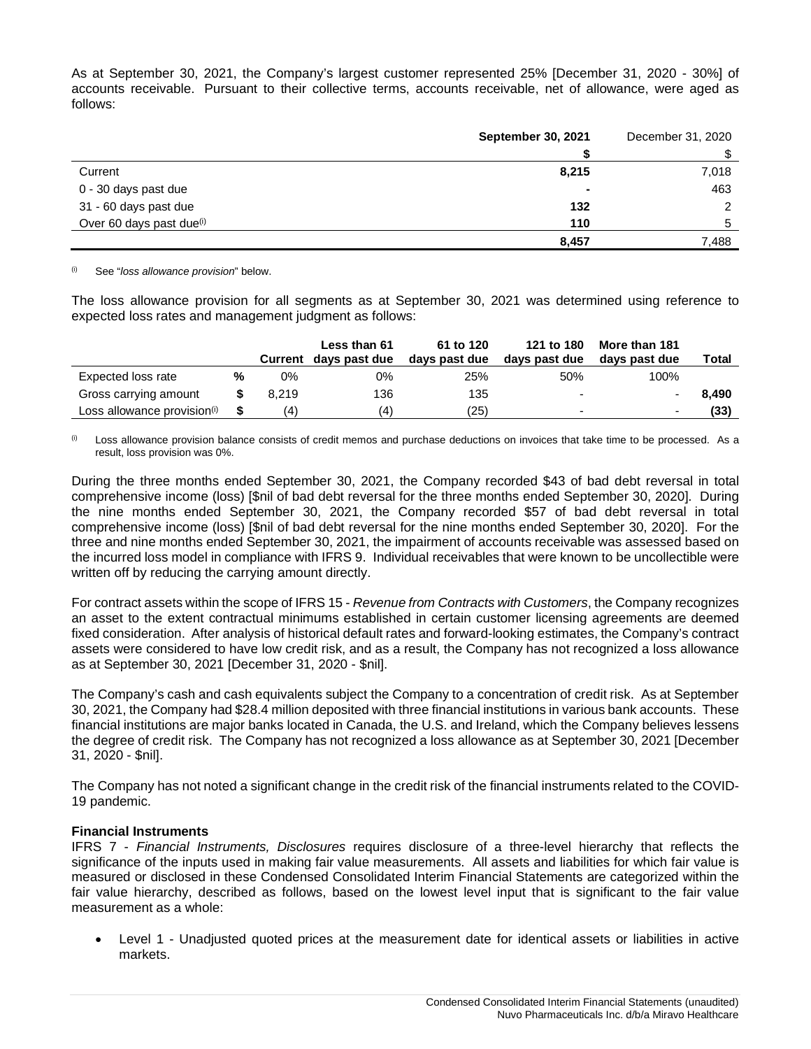As at September 30, 2021, the Company's largest customer represented 25% [December 31, 2020 - 30%] of accounts receivable. Pursuant to their collective terms, accounts receivable, net of allowance, were aged as follows:

| | **September 30, 2021** | December 31, 2020 |
|---|---|---|
| | **$** | $ |
| Current | **8,215** | 7,018 |
| 0 - 30 days past due | **-** | 463 |
| 31 - 60 days past due | **132** | 2 |
| Over 60 days past due(i) | **110** | 5 |
| | **8,457** | 7,488 |

(i) See "*loss allowance provision*" below.

The loss allowance provision for all segments as at September 30, 2021 was determined using reference to expected loss rates and management judgment as follows:

| | | Current | Less than 61 days past due | 61 to 120 days past due | 121 to 180 days past due | More than 181 days past due | Total |
|---|---|---|---|---|---|---|---|
| Expected loss rate | % | 0% | 0% | 25% | 50% | 100% | |
| Gross carrying amount | $ | 8,219 | 136 | 135 | - | - | **8,490** |
| Loss allowance provision(i) | $ | (4) | (4) | (25) | - | - | **(33)** |

(i) Loss allowance provision balance consists of credit memos and purchase deductions on invoices that take time to be processed. As a result, loss provision was 0%.

During the three months ended September 30, 2021, the Company recorded $43 of bad debt reversal in total comprehensive income (loss) [$nil of bad debt reversal for the three months ended September 30, 2020]. During the nine months ended September 30, 2021, the Company recorded $57 of bad debt reversal in total comprehensive income (loss) [$nil of bad debt reversal for the nine months ended September 30, 2020]. For the three and nine months ended September 30, 2021, the impairment of accounts receivable was assessed based on the incurred loss model in compliance with IFRS 9. Individual receivables that were known to be uncollectible were written off by reducing the carrying amount directly.

For contract assets within the scope of IFRS 15 - *Revenue from Contracts with Customers*, the Company recognizes an asset to the extent contractual minimums established in certain customer licensing agreements are deemed fixed consideration. After analysis of historical default rates and forward-looking estimates, the Company's contract assets were considered to have low credit risk, and as a result, the Company has not recognized a loss allowance as at September 30, 2021 [December 31, 2020 - $nil].

The Company's cash and cash equivalents subject the Company to a concentration of credit risk. As at September 30, 2021, the Company had $28.4 million deposited with three financial institutions in various bank accounts. These financial institutions are major banks located in Canada, the U.S. and Ireland, which the Company believes lessens the degree of credit risk. The Company has not recognized a loss allowance as at September 30, 2021 [December 31, 2020 - $nil].

The Company has not noted a significant change in the credit risk of the financial instruments related to the COVID-19 pandemic.

**Financial Instruments**

IFRS 7 - *Financial Instruments, Disclosures* requires disclosure of a three-level hierarchy that reflects the significance of the inputs used in making fair value measurements. All assets and liabilities for which fair value is measured or disclosed in these Condensed Consolidated Interim Financial Statements are categorized within the fair value hierarchy, described as follows, based on the lowest level input that is significant to the fair value measurement as a whole:

- Level 1 - Unadjusted quoted prices at the measurement date for identical assets or liabilities in active markets.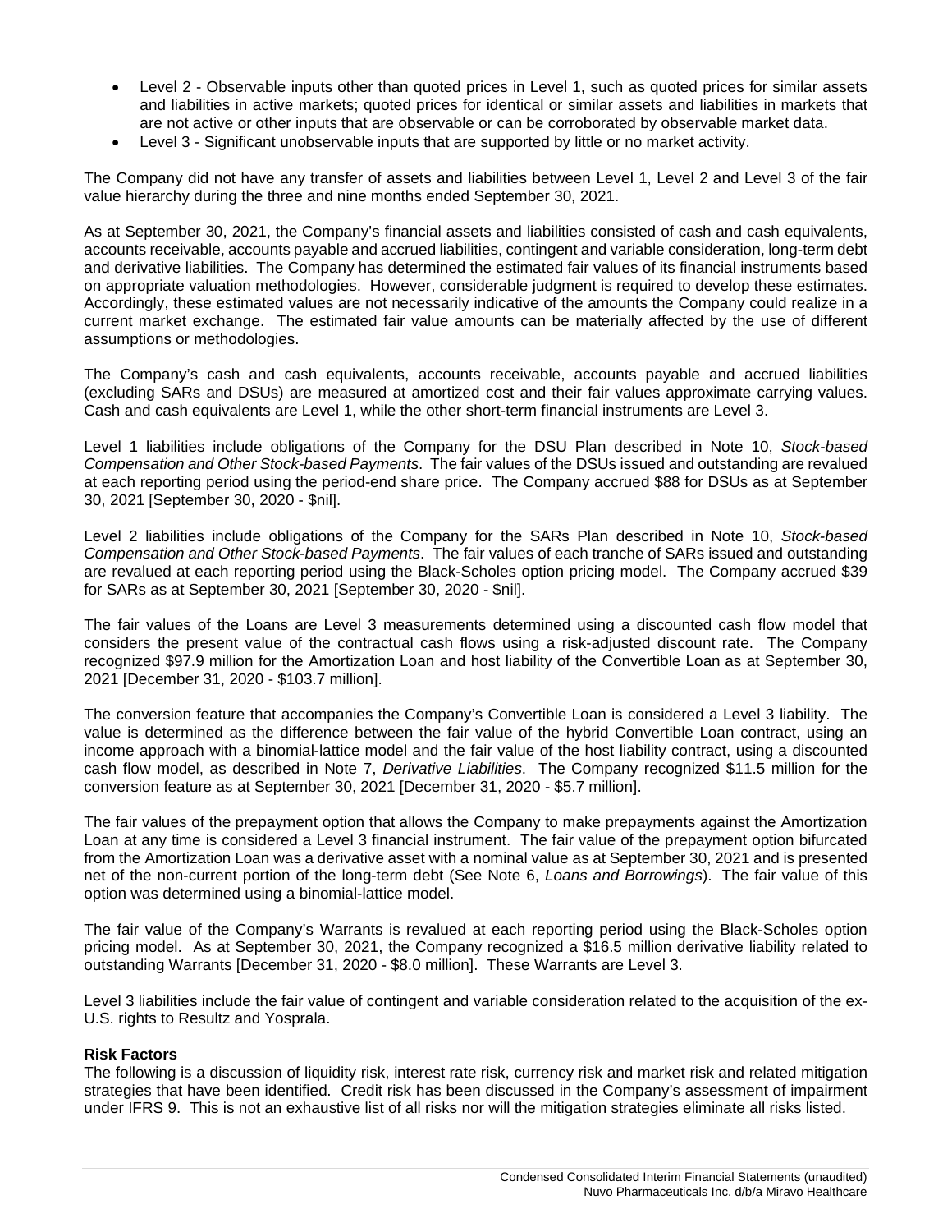- Level 2 - Observable inputs other than quoted prices in Level 1, such as quoted prices for similar assets and liabilities in active markets; quoted prices for identical or similar assets and liabilities in markets that are not active or other inputs that are observable or can be corroborated by observable market data.
- Level 3 - Significant unobservable inputs that are supported by little or no market activity.

The Company did not have any transfer of assets and liabilities between Level 1, Level 2 and Level 3 of the fair value hierarchy during the three and nine months ended September 30, 2021.

As at September 30, 2021, the Company's financial assets and liabilities consisted of cash and cash equivalents, accounts receivable, accounts payable and accrued liabilities, contingent and variable consideration, long-term debt and derivative liabilities. The Company has determined the estimated fair values of its financial instruments based on appropriate valuation methodologies. However, considerable judgment is required to develop these estimates. Accordingly, these estimated values are not necessarily indicative of the amounts the Company could realize in a current market exchange. The estimated fair value amounts can be materially affected by the use of different assumptions or methodologies.

The Company's cash and cash equivalents, accounts receivable, accounts payable and accrued liabilities (excluding SARs and DSUs) are measured at amortized cost and their fair values approximate carrying values. Cash and cash equivalents are Level 1, while the other short-term financial instruments are Level 3.

Level 1 liabilities include obligations of the Company for the DSU Plan described in Note 10, *Stock-based Compensation and Other Stock-based Payments*. The fair values of the DSUs issued and outstanding are revalued at each reporting period using the period-end share price. The Company accrued $88 for DSUs as at September 30, 2021 [September 30, 2020 - $nil].

Level 2 liabilities include obligations of the Company for the SARs Plan described in Note 10, *Stock-based Compensation and Other Stock-based Payments*. The fair values of each tranche of SARs issued and outstanding are revalued at each reporting period using the Black-Scholes option pricing model. The Company accrued $39 for SARs as at September 30, 2021 [September 30, 2020 - $nil].

The fair values of the Loans are Level 3 measurements determined using a discounted cash flow model that considers the present value of the contractual cash flows using a risk-adjusted discount rate. The Company recognized $97.9 million for the Amortization Loan and host liability of the Convertible Loan as at September 30, 2021 [December 31, 2020 - $103.7 million].

The conversion feature that accompanies the Company's Convertible Loan is considered a Level 3 liability. The value is determined as the difference between the fair value of the hybrid Convertible Loan contract, using an income approach with a binomial-lattice model and the fair value of the host liability contract, using a discounted cash flow model, as described in Note 7, *Derivative Liabilities*. The Company recognized $11.5 million for the conversion feature as at September 30, 2021 [December 31, 2020 - $5.7 million].

The fair values of the prepayment option that allows the Company to make prepayments against the Amortization Loan at any time is considered a Level 3 financial instrument. The fair value of the prepayment option bifurcated from the Amortization Loan was a derivative asset with a nominal value as at September 30, 2021 and is presented net of the non-current portion of the long-term debt (See Note 6, *Loans and Borrowings*). The fair value of this option was determined using a binomial-lattice model.

The fair value of the Company's Warrants is revalued at each reporting period using the Black-Scholes option pricing model. As at September 30, 2021, the Company recognized a $16.5 million derivative liability related to outstanding Warrants [December 31, 2020 - $8.0 million]. These Warrants are Level 3.

Level 3 liabilities include the fair value of contingent and variable consideration related to the acquisition of the ex-U.S. rights to Resultz and Yosprala.

**Risk Factors**

The following is a discussion of liquidity risk, interest rate risk, currency risk and market risk and related mitigation strategies that have been identified. Credit risk has been discussed in the Company's assessment of impairment under IFRS 9. This is not an exhaustive list of all risks nor will the mitigation strategies eliminate all risks listed.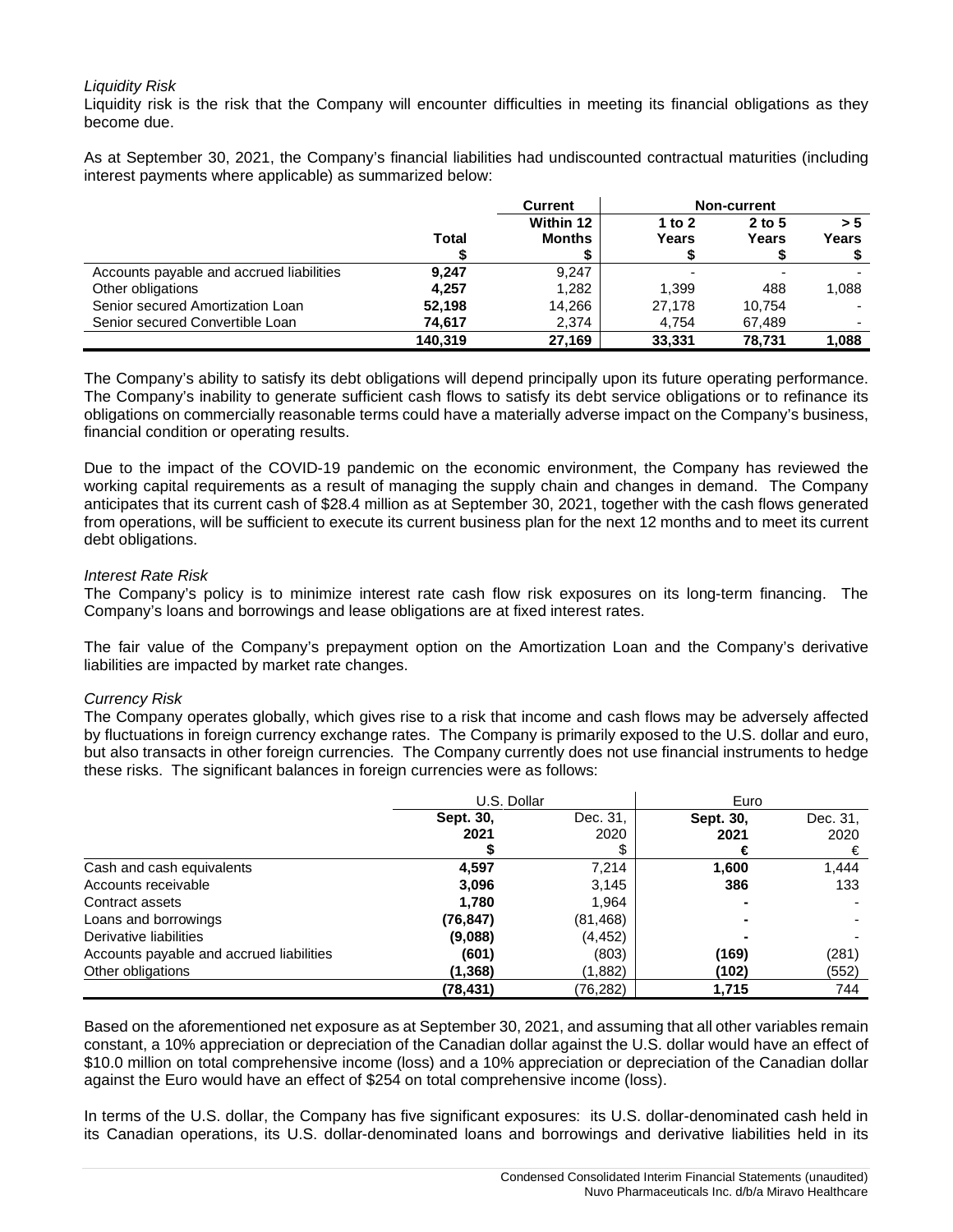*Liquidity Risk*

Liquidity risk is the risk that the Company will encounter difficulties in meeting its financial obligations as they become due.

As at September 30, 2021, the Company's financial liabilities had undiscounted contractual maturities (including interest payments where applicable) as summarized below:

| | | Current | Non-current | | |
|---|---|---|---|---|---|
| | Total | Within 12 Months | 1 to 2 Years | 2 to 5 Years | > 5 Years |
| | $ | $ | $ | $ | $ |
| Accounts payable and accrued liabilities | **9,247** | 9,247 | - | - | - |
| Other obligations | **4,257** | 1,282 | 1,399 | 488 | 1,088 |
| Senior secured Amortization Loan | **52,198** | 14,266 | 27,178 | 10,754 | - |
| Senior secured Convertible Loan | **74,617** | 2,374 | 4,754 | 67,489 | - |
| | **140,319** | **27,169** | **33,331** | **78,731** | **1,088** |

The Company's ability to satisfy its debt obligations will depend principally upon its future operating performance. The Company's inability to generate sufficient cash flows to satisfy its debt service obligations or to refinance its obligations on commercially reasonable terms could have a materially adverse impact on the Company's business, financial condition or operating results.

Due to the impact of the COVID-19 pandemic on the economic environment, the Company has reviewed the working capital requirements as a result of managing the supply chain and changes in demand. The Company anticipates that its current cash of $28.4 million as at September 30, 2021, together with the cash flows generated from operations, will be sufficient to execute its current business plan for the next 12 months and to meet its current debt obligations.

*Interest Rate Risk*

The Company's policy is to minimize interest rate cash flow risk exposures on its long-term financing. The Company's loans and borrowings and lease obligations are at fixed interest rates.

The fair value of the Company's prepayment option on the Amortization Loan and the Company's derivative liabilities are impacted by market rate changes.

*Currency Risk*

The Company operates globally, which gives rise to a risk that income and cash flows may be adversely affected by fluctuations in foreign currency exchange rates. The Company is primarily exposed to the U.S. dollar and euro, but also transacts in other foreign currencies. The Company currently does not use financial instruments to hedge these risks. The significant balances in foreign currencies were as follows:

| | U.S. Dollar | | Euro | |
|---|---|---|---|---|
| | **Sept. 30, 2021** | Dec. 31, 2020 | **Sept. 30, 2021** | Dec. 31, 2020 |
| | **$** | $ | **€** | € |
| Cash and cash equivalents | **4,597** | 7,214 | **1,600** | 1,444 |
| Accounts receivable | **3,096** | 3,145 | **386** | 133 |
| Contract assets | **1,780** | 1,964 | **-** | - |
| Loans and borrowings | **(76,847)** | (81,468) | **-** | - |
| Derivative liabilities | **(9,088)** | (4,452) | **-** | - |
| Accounts payable and accrued liabilities | **(601)** | (803) | **(169)** | (281) |
| Other obligations | **(1,368)** | (1,882) | **(102)** | (552) |
| | **(78,431)** | (76,282) | **1,715** | 744 |

Based on the aforementioned net exposure as at September 30, 2021, and assuming that all other variables remain constant, a 10% appreciation or depreciation of the Canadian dollar against the U.S. dollar would have an effect of $10.0 million on total comprehensive income (loss) and a 10% appreciation or depreciation of the Canadian dollar against the Euro would have an effect of $254 on total comprehensive income (loss).

In terms of the U.S. dollar, the Company has five significant exposures: its U.S. dollar-denominated cash held in its Canadian operations, its U.S. dollar-denominated loans and borrowings and derivative liabilities held in its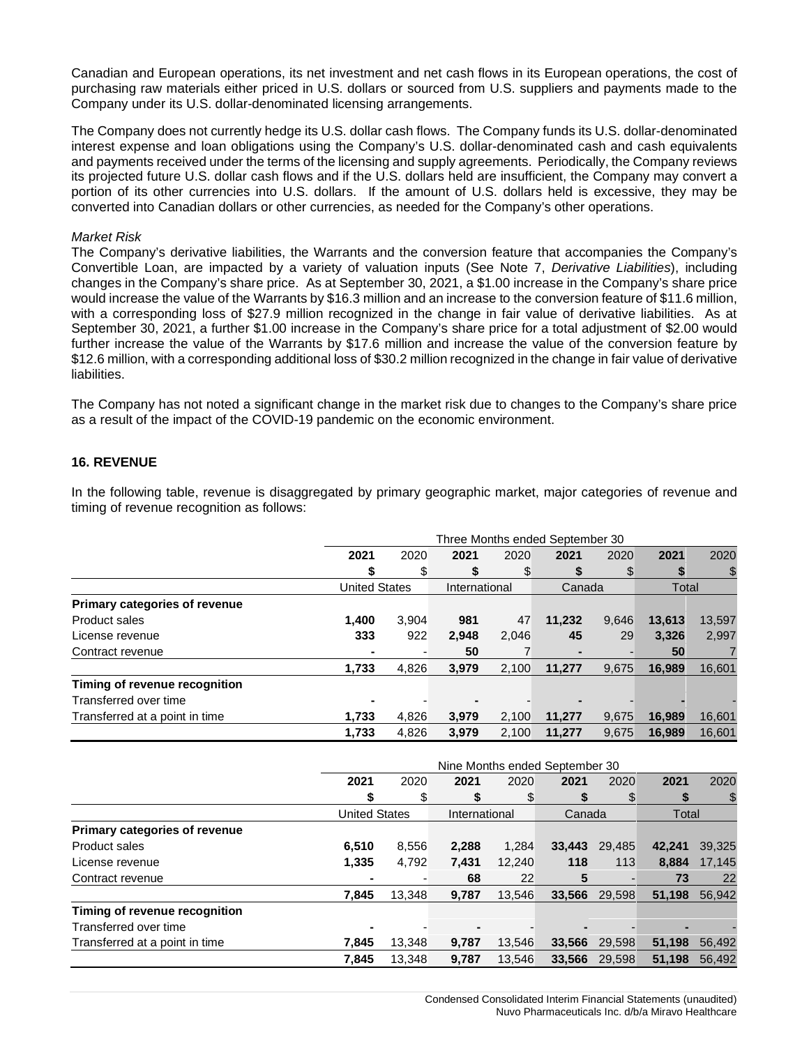Canadian and European operations, its net investment and net cash flows in its European operations, the cost of purchasing raw materials either priced in U.S. dollars or sourced from U.S. suppliers and payments made to the Company under its U.S. dollar-denominated licensing arrangements.

The Company does not currently hedge its U.S. dollar cash flows. The Company funds its U.S. dollar-denominated interest expense and loan obligations using the Company's U.S. dollar-denominated cash and cash equivalents and payments received under the terms of the licensing and supply agreements. Periodically, the Company reviews its projected future U.S. dollar cash flows and if the U.S. dollars held are insufficient, the Company may convert a portion of its other currencies into U.S. dollars. If the amount of U.S. dollars held is excessive, they may be converted into Canadian dollars or other currencies, as needed for the Company's other operations.

*Market Risk*

The Company's derivative liabilities, the Warrants and the conversion feature that accompanies the Company's Convertible Loan, are impacted by a variety of valuation inputs (See Note 7, *Derivative Liabilities*), including changes in the Company's share price. As at September 30, 2021, a $1.00 increase in the Company's share price would increase the value of the Warrants by $16.3 million and an increase to the conversion feature of $11.6 million, with a corresponding loss of $27.9 million recognized in the change in fair value of derivative liabilities. As at September 30, 2021, a further $1.00 increase in the Company's share price for a total adjustment of $2.00 would further increase the value of the Warrants by $17.6 million and increase the value of the conversion feature by $12.6 million, with a corresponding additional loss of $30.2 million recognized in the change in fair value of derivative liabilities.

The Company has not noted a significant change in the market risk due to changes to the Company's share price as a result of the impact of the COVID-19 pandemic on the economic environment.

## 16. REVENUE

In the following table, revenue is disaggregated by primary geographic market, major categories of revenue and timing of revenue recognition as follows:

| | Three Months ended September 30 | | | | | | | |
|---|---|---|---|---|---|---|---|---|
| | **2021** | 2020 | **2021** | 2020 | **2021** | 2020 | **2021** | 2020 |
| | **$** | $ | **$** | $ | **$** | $ | **$** | $ |
| | United States | | International | | Canada | | Total | |
| **Primary categories of revenue** | | | | | | | | |
| Product sales | **1,400** | 3,904 | **981** | 47 | **11,232** | 9,646 | **13,613** | 13,597 |
| License revenue | **333** | 922 | **2,948** | 2,046 | **45** | 29 | **3,326** | 2,997 |
| Contract revenue | **-** | - | **50** | 7 | **-** | - | **50** | 7 |
| | **1,733** | 4,826 | **3,979** | 2,100 | **11,277** | 9,675 | **16,989** | 16,601 |
| **Timing of revenue recognition** | | | | | | | | |
| Transferred over time | **-** | - | **-** | - | **-** | - | **-** | - |
| Transferred at a point in time | **1,733** | 4,826 | **3,979** | 2,100 | **11,277** | 9,675 | **16,989** | 16,601 |
| | **1,733** | 4,826 | **3,979** | 2,100 | **11,277** | 9,675 | **16,989** | 16,601 |

| | Nine Months ended September 30 | | | | | | | |
|---|---|---|---|---|---|---|---|---|
| | **2021** | 2020 | **2021** | 2020 | **2021** | 2020 | **2021** | 2020 |
| | **$** | $ | **$** | $ | **$** | $ | **$** | $ |
| | United States | | International | | Canada | | Total | |
| **Primary categories of revenue** | | | | | | | | |
| Product sales | **6,510** | 8,556 | **2,288** | 1,284 | **33,443** | 29,485 | **42,241** | 39,325 |
| License revenue | **1,335** | 4,792 | **7,431** | 12,240 | **118** | 113 | **8,884** | 17,145 |
| Contract revenue | **-** | - | **68** | 22 | **5** | - | **73** | 22 |
| | **7,845** | 13,348 | **9,787** | 13,546 | **33,566** | 29,598 | **51,198** | 56,942 |
| **Timing of revenue recognition** | | | | | | | | |
| Transferred over time | **-** | - | **-** | - | **-** | - | **-** | - |
| Transferred at a point in time | **7,845** | 13,348 | **9,787** | 13,546 | **33,566** | 29,598 | **51,198** | 56,492 |
| | **7,845** | 13,348 | **9,787** | 13,546 | **33,566** | 29,598 | **51,198** | 56,492 |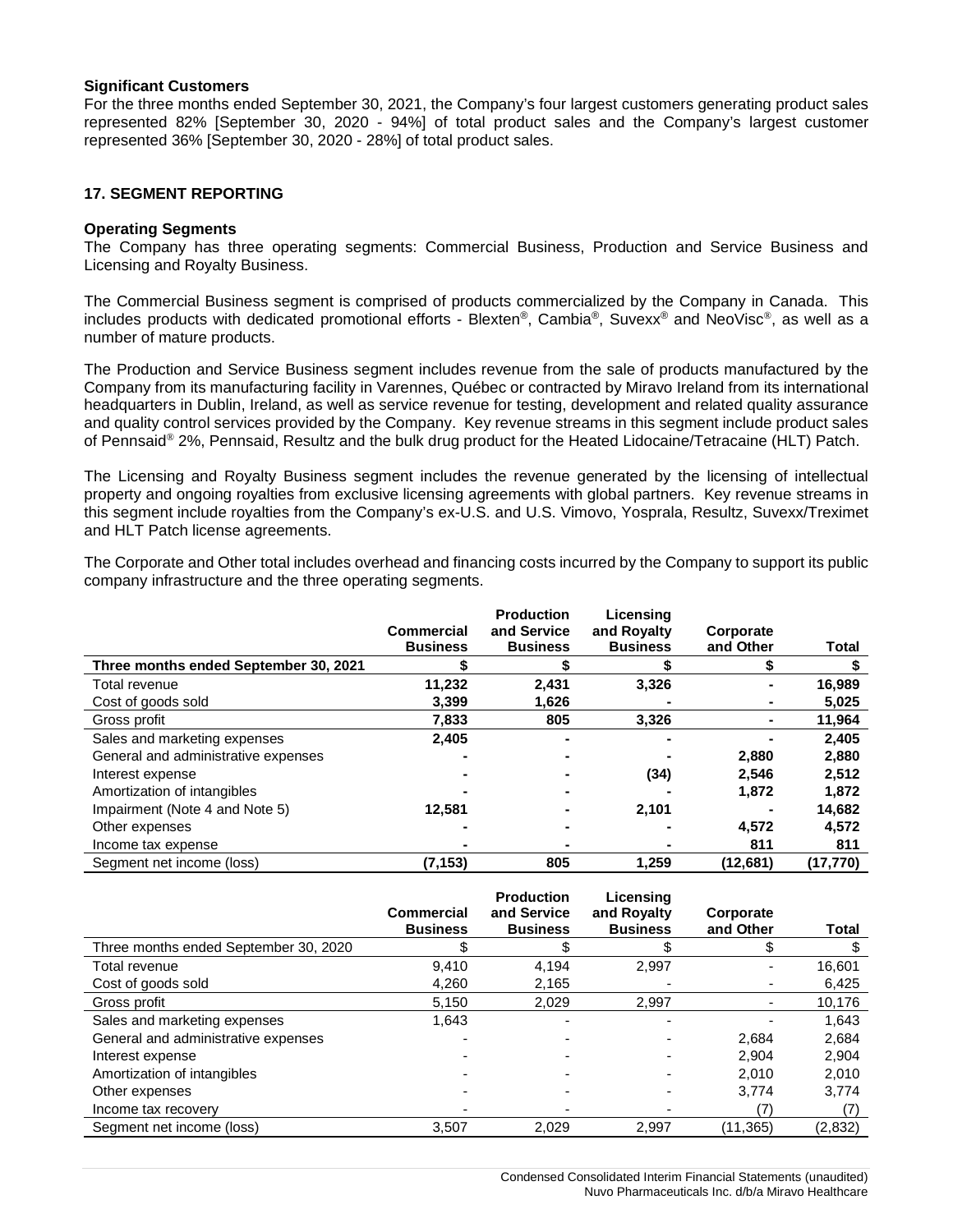**Significant Customers**
For the three months ended September 30, 2021, the Company's four largest customers generating product sales represented 82% [September 30, 2020 - 94%] of total product sales and the Company's largest customer represented 36% [September 30, 2020 - 28%] of total product sales.

## 17. SEGMENT REPORTING

**Operating Segments**
The Company has three operating segments: Commercial Business, Production and Service Business and Licensing and Royalty Business.

The Commercial Business segment is comprised of products commercialized by the Company in Canada. This includes products with dedicated promotional efforts - Blexten®, Cambia®, Suvexx® and NeoVisc®, as well as a number of mature products.

The Production and Service Business segment includes revenue from the sale of products manufactured by the Company from its manufacturing facility in Varennes, Québec or contracted by Miravo Ireland from its international headquarters in Dublin, Ireland, as well as service revenue for testing, development and related quality assurance and quality control services provided by the Company. Key revenue streams in this segment include product sales of Pennsaid® 2%, Pennsaid, Resultz and the bulk drug product for the Heated Lidocaine/Tetracaine (HLT) Patch.

The Licensing and Royalty Business segment includes the revenue generated by the licensing of intellectual property and ongoing royalties from exclusive licensing agreements with global partners. Key revenue streams in this segment include royalties from the Company's ex-U.S. and U.S. Vimovo, Yosprala, Resultz, Suvexx/Treximet and HLT Patch license agreements.

The Corporate and Other total includes overhead and financing costs incurred by the Company to support its public company infrastructure and the three operating segments.

| | Commercial Business | Production and Service Business | Licensing and Royalty Business | Corporate and Other | Total |
|---|---|---|---|---|---|
| **Three months ended September 30, 2021** | **\$** | **\$** | **\$** | **\$** | **\$** |
| Total revenue | **11,232** | **2,431** | **3,326** | **-** | **16,989** |
| Cost of goods sold | **3,399** | **1,626** | **-** | **-** | **5,025** |
| Gross profit | **7,833** | **805** | **3,326** | **-** | **11,964** |
| Sales and marketing expenses | **2,405** | **-** | **-** | **-** | **2,405** |
| General and administrative expenses | **-** | **-** | **-** | **2,880** | **2,880** |
| Interest expense | **-** | **-** | **(34)** | **2,546** | **2,512** |
| Amortization of intangibles | **-** | **-** | **-** | **1,872** | **1,872** |
| Impairment (Note 4 and Note 5) | **12,581** | **-** | **2,101** | **-** | **14,682** |
| Other expenses | **-** | **-** | **-** | **4,572** | **4,572** |
| Income tax expense | **-** | **-** | **-** | **811** | **811** |
| Segment net income (loss) | **(7,153)** | **805** | **1,259** | **(12,681)** | **(17,770)** |

| | Commercial Business | Production and Service Business | Licensing and Royalty Business | Corporate and Other | Total |
|---|---|---|---|---|---|
| Three months ended September 30, 2020 | \$ | \$ | \$ | \$ | \$ |
| Total revenue | 9,410 | 4,194 | 2,997 | - | 16,601 |
| Cost of goods sold | 4,260 | 2,165 | - | - | 6,425 |
| Gross profit | 5,150 | 2,029 | 2,997 | - | 10,176 |
| Sales and marketing expenses | 1,643 | - | - | - | 1,643 |
| General and administrative expenses | - | - | - | 2,684 | 2,684 |
| Interest expense | - | - | - | 2,904 | 2,904 |
| Amortization of intangibles | - | - | - | 2,010 | 2,010 |
| Other expenses | - | - | - | 3,774 | 3,774 |
| Income tax recovery | - | - | - | (7) | (7) |
| Segment net income (loss) | 3,507 | 2,029 | 2,997 | (11,365) | (2,832) |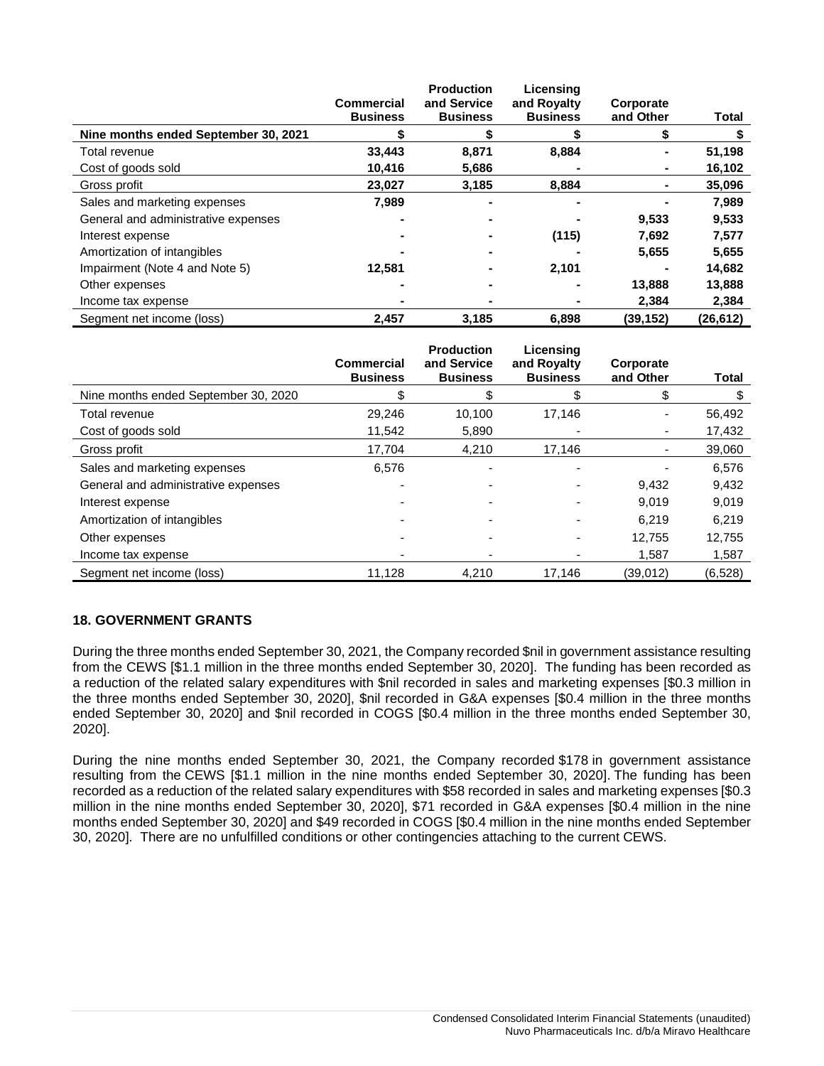| | Commercial Business | Production and Service Business | Licensing and Royalty Business | Corporate and Other | Total |
|---|---|---|---|---|---|
| **Nine months ended September 30, 2021** | **\$** | **\$** | **\$** | **\$** | **\$** |
| Total revenue | **33,443** | **8,871** | **8,884** | **-** | **51,198** |
| Cost of goods sold | **10,416** | **5,686** | **-** | **-** | **16,102** |
| Gross profit | **23,027** | **3,185** | **8,884** | **-** | **35,096** |
| Sales and marketing expenses | **7,989** | **-** | **-** | **-** | **7,989** |
| General and administrative expenses | **-** | **-** | **-** | **9,533** | **9,533** |
| Interest expense | **-** | **-** | **(115)** | **7,692** | **7,577** |
| Amortization of intangibles | **-** | **-** | **-** | **5,655** | **5,655** |
| Impairment (Note 4 and Note 5) | **12,581** | **-** | **2,101** | **-** | **14,682** |
| Other expenses | **-** | **-** | **-** | **13,888** | **13,888** |
| Income tax expense | **-** | **-** | **-** | **2,384** | **2,384** |
| Segment net income (loss) | **2,457** | **3,185** | **6,898** | **(39,152)** | **(26,612)** |

| | Commercial Business | Production and Service Business | Licensing and Royalty Business | Corporate and Other | Total |
|---|---|---|---|---|---|
| Nine months ended September 30, 2020 | \$ | \$ | \$ | \$ | \$ |
| Total revenue | 29,246 | 10,100 | 17,146 | - | 56,492 |
| Cost of goods sold | 11,542 | 5,890 | - | - | 17,432 |
| Gross profit | 17,704 | 4,210 | 17,146 | - | 39,060 |
| Sales and marketing expenses | 6,576 | - | - | - | 6,576 |
| General and administrative expenses | - | - | - | 9,432 | 9,432 |
| Interest expense | - | - | - | 9,019 | 9,019 |
| Amortization of intangibles | - | - | - | 6,219 | 6,219 |
| Other expenses | - | - | - | 12,755 | 12,755 |
| Income tax expense | - | - | - | 1,587 | 1,587 |
| Segment net income (loss) | 11,128 | 4,210 | 17,146 | (39,012) | (6,528) |

## 18. GOVERNMENT GRANTS

During the three months ended September 30, 2021, the Company recorded \$nil in government assistance resulting from the CEWS [\$1.1 million in the three months ended September 30, 2020]. The funding has been recorded as a reduction of the related salary expenditures with \$nil recorded in sales and marketing expenses [\$0.3 million in the three months ended September 30, 2020], \$nil recorded in G&A expenses [\$0.4 million in the three months ended September 30, 2020] and \$nil recorded in COGS [\$0.4 million in the three months ended September 30, 2020].

During the nine months ended September 30, 2021, the Company recorded \$178 in government assistance resulting from the CEWS [\$1.1 million in the nine months ended September 30, 2020]. The funding has been recorded as a reduction of the related salary expenditures with \$58 recorded in sales and marketing expenses [\$0.3 million in the nine months ended September 30, 2020], \$71 recorded in G&A expenses [\$0.4 million in the nine months ended September 30, 2020] and \$49 recorded in COGS [\$0.4 million in the nine months ended September 30, 2020]. There are no unfulfilled conditions or other contingencies attaching to the current CEWS.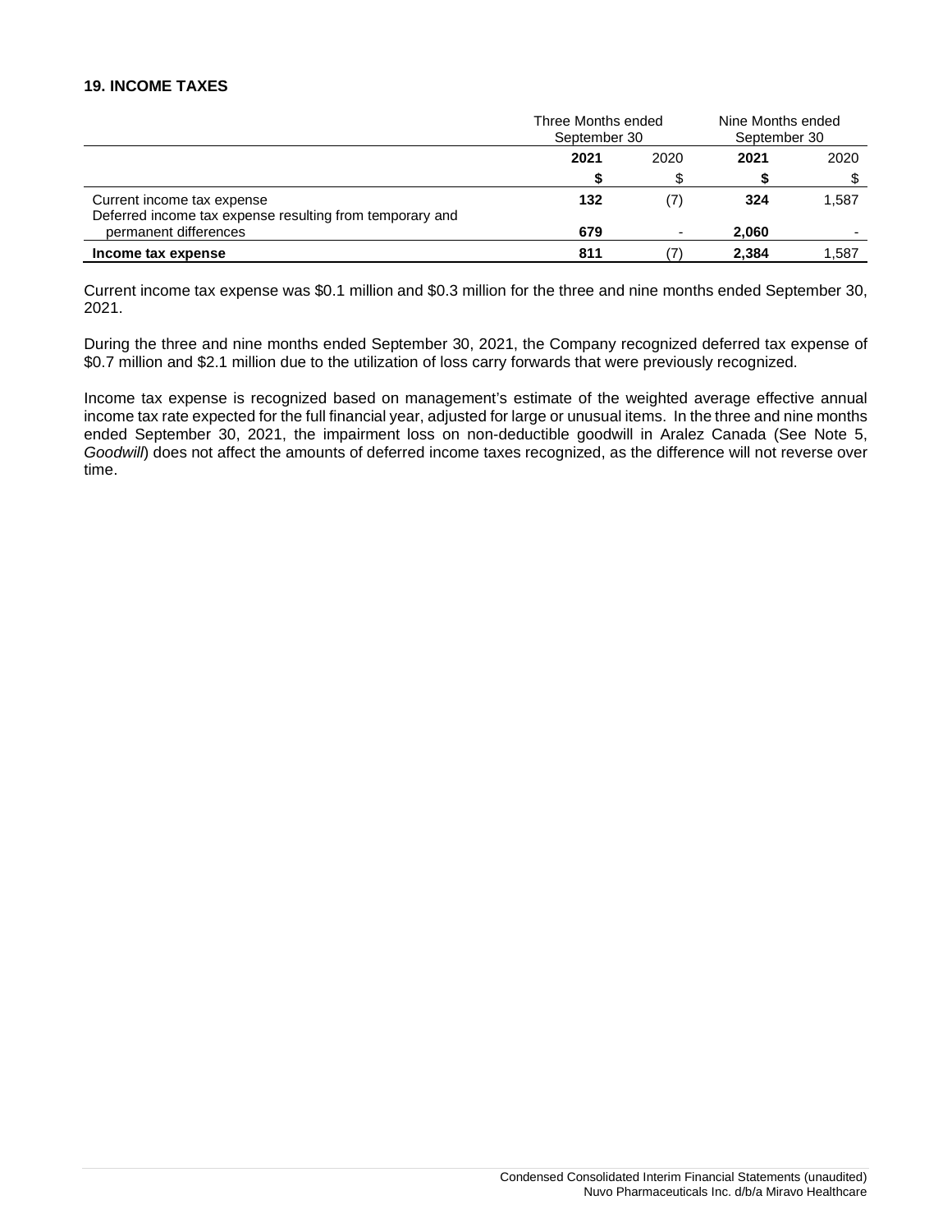## 19. INCOME TAXES

| | Three Months ended September 30 | | Nine Months ended September 30 | |
|---|---|---|---|---|
| | **2021** | 2020 | **2021** | 2020 |
| | **$** | $ | **$** | $ |
| Current income tax expense | **132** | (7) | **324** | 1,587 |
| Deferred income tax expense resulting from temporary and permanent differences | **679** | - | **2,060** | - |
| **Income tax expense** | **811** | (7) | **2,384** | 1,587 |

Current income tax expense was $0.1 million and $0.3 million for the three and nine months ended September 30, 2021.

During the three and nine months ended September 30, 2021, the Company recognized deferred tax expense of $0.7 million and $2.1 million due to the utilization of loss carry forwards that were previously recognized.

Income tax expense is recognized based on management's estimate of the weighted average effective annual income tax rate expected for the full financial year, adjusted for large or unusual items. In the three and nine months ended September 30, 2021, the impairment loss on non-deductible goodwill in Aralez Canada (See Note 5, *Goodwill*) does not affect the amounts of deferred income taxes recognized, as the difference will not reverse over time.